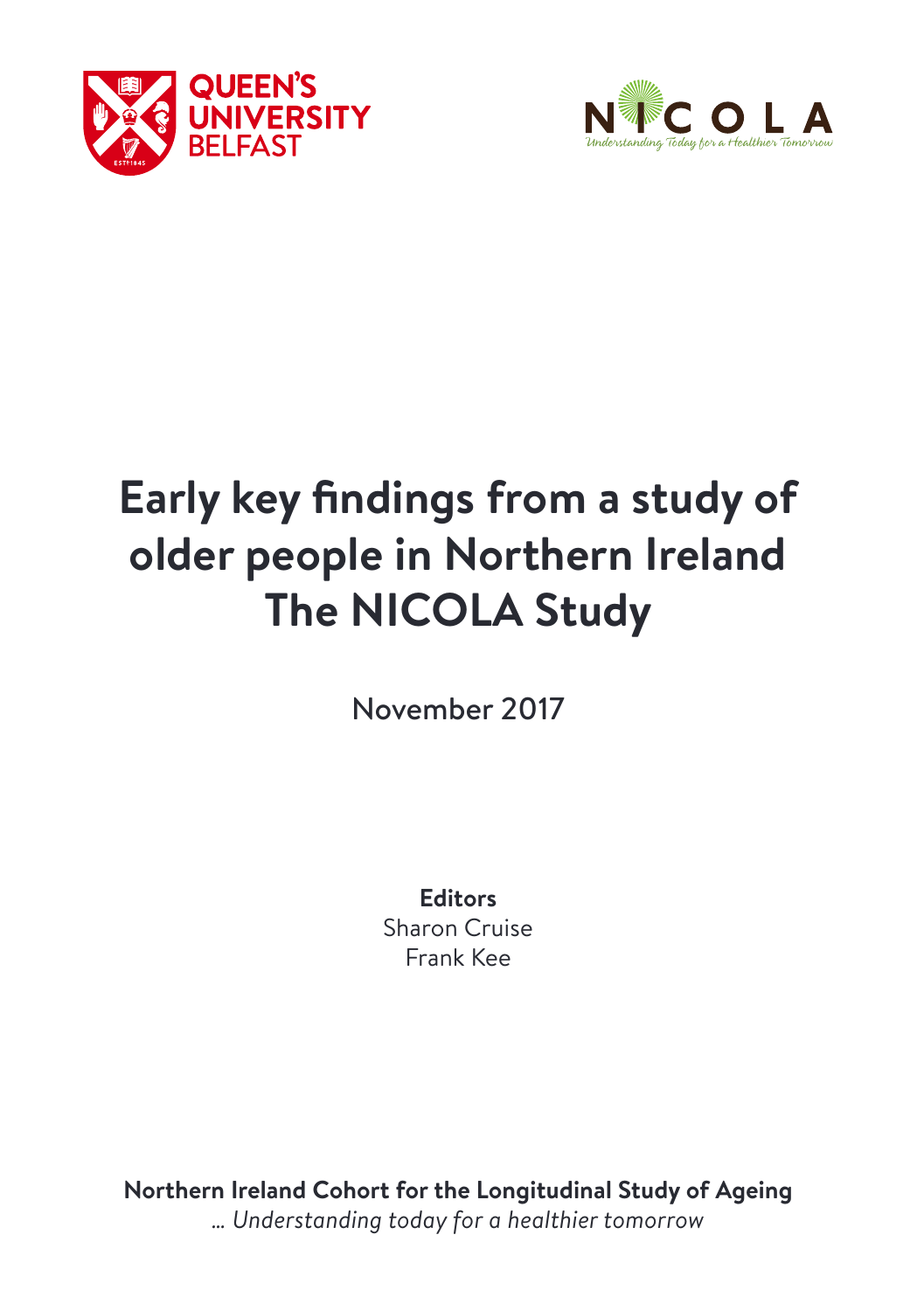# Early key findings from a study of older people in Northern Ireland The NICOLA Study

November 2017

**Editors**
Sharon Cruise
Frank Kee

**Northern Ireland Cohort for the Longitudinal Study of Ageing**
*... Understanding today for a healthier tomorrow*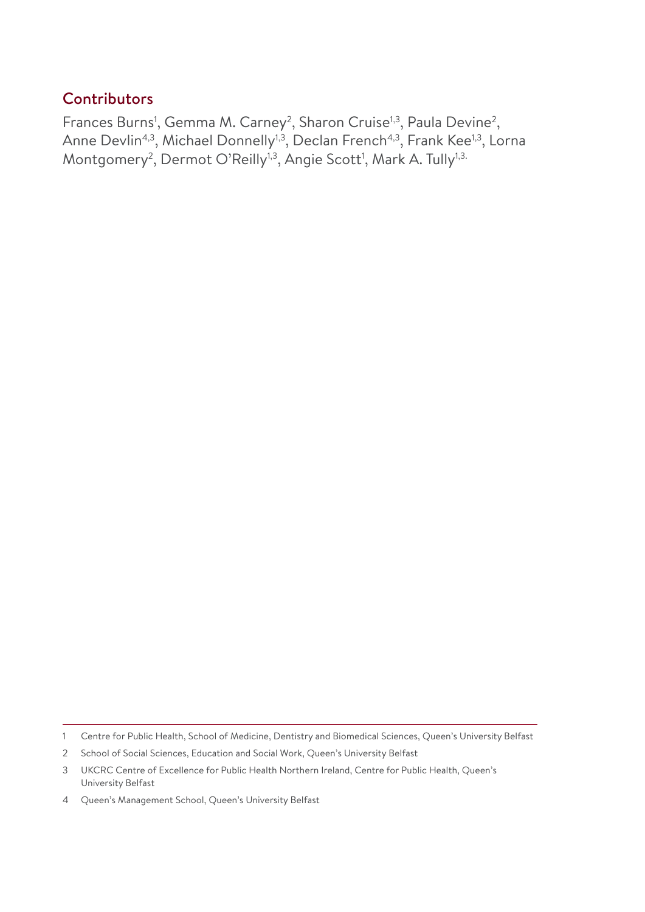## Contributors

Frances Burns[1], Gemma M. Carney[2], Sharon Cruise[1,3], Paula Devine[2], Anne Devlin[4,3], Michael Donnelly[1,3], Declan French[4,3], Frank Kee[1,3], Lorna Montgomery[2], Dermot O'Reilly[1,3], Angie Scott[1], Mark A. Tully[1,3.]

1 Centre for Public Health, School of Medicine, Dentistry and Biomedical Sciences, Queen's University Belfast

2 School of Social Sciences, Education and Social Work, Queen's University Belfast

3 UKCRC Centre of Excellence for Public Health Northern Ireland, Centre for Public Health, Queen's University Belfast

4 Queen's Management School, Queen's University Belfast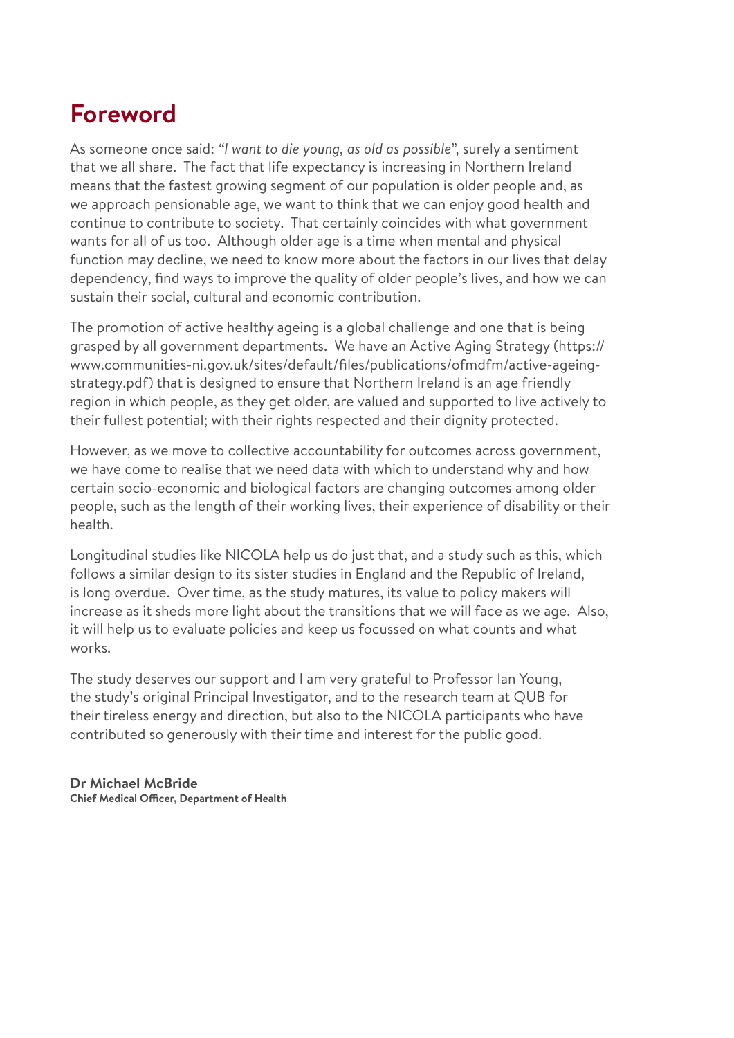# Foreword

As someone once said: "*I want to die young, as old as possible*", surely a sentiment that we all share. The fact that life expectancy is increasing in Northern Ireland means that the fastest growing segment of our population is older people and, as we approach pensionable age, we want to think that we can enjoy good health and continue to contribute to society. That certainly coincides with what government wants for all of us too. Although older age is a time when mental and physical function may decline, we need to know more about the factors in our lives that delay dependency, find ways to improve the quality of older people's lives, and how we can sustain their social, cultural and economic contribution.

The promotion of active healthy ageing is a global challenge and one that is being grasped by all government departments. We have an Active Aging Strategy (https://www.communities-ni.gov.uk/sites/default/files/publications/ofmdfm/active-ageing-strategy.pdf) that is designed to ensure that Northern Ireland is an age friendly region in which people, as they get older, are valued and supported to live actively to their fullest potential; with their rights respected and their dignity protected.

However, as we move to collective accountability for outcomes across government, we have come to realise that we need data with which to understand why and how certain socio-economic and biological factors are changing outcomes among older people, such as the length of their working lives, their experience of disability or their health.

Longitudinal studies like NICOLA help us do just that, and a study such as this, which follows a similar design to its sister studies in England and the Republic of Ireland, is long overdue. Over time, as the study matures, its value to policy makers will increase as it sheds more light about the transitions that we will face as we age. Also, it will help us to evaluate policies and keep us focussed on what counts and what works.

The study deserves our support and I am very grateful to Professor Ian Young, the study's original Principal Investigator, and to the research team at QUB for their tireless energy and direction, but also to the NICOLA participants who have contributed so generously with their time and interest for the public good.

**Dr Michael McBride**
**Chief Medical Officer, Department of Health**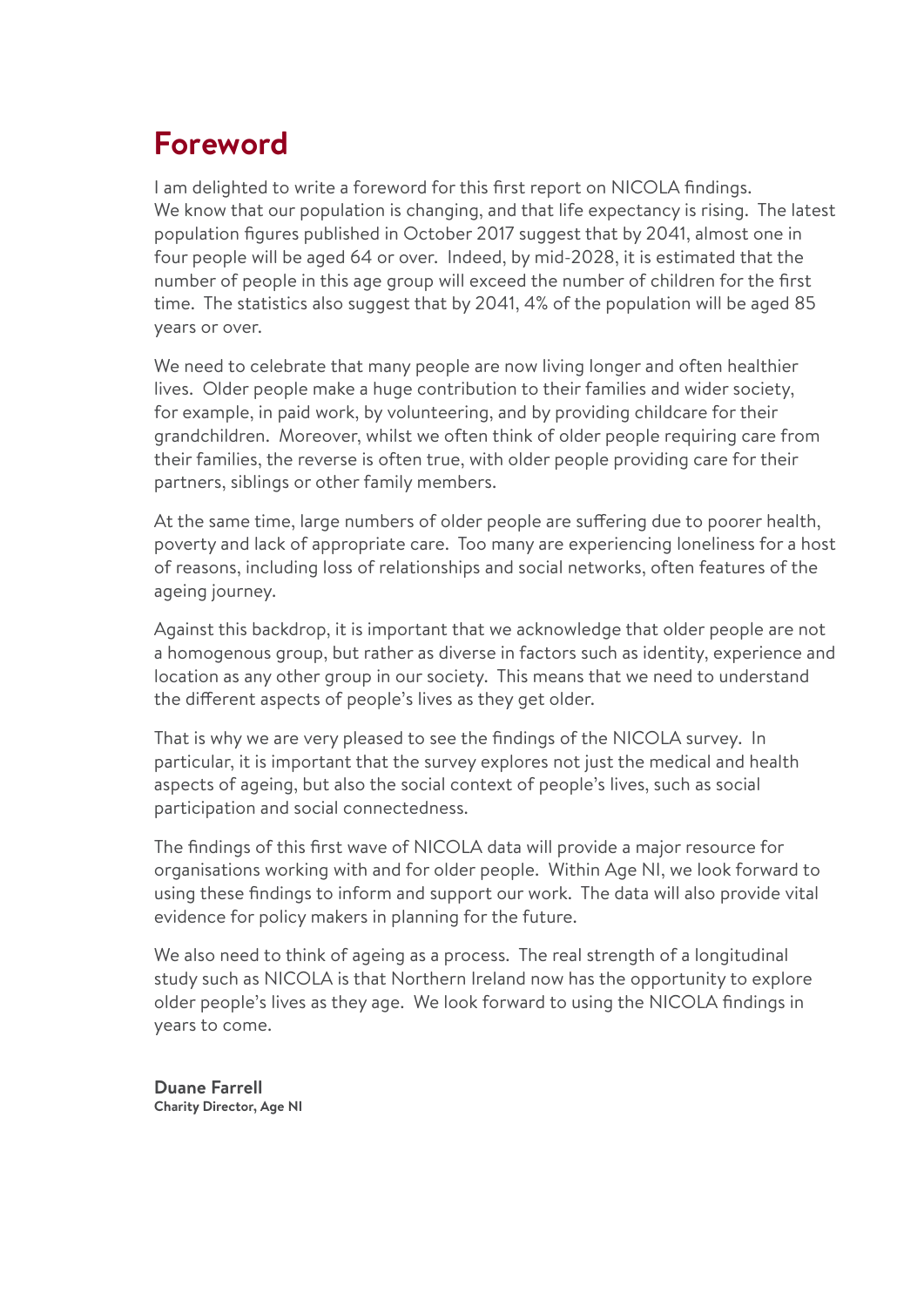# Foreword

I am delighted to write a foreword for this first report on NICOLA findings. We know that our population is changing, and that life expectancy is rising. The latest population figures published in October 2017 suggest that by 2041, almost one in four people will be aged 64 or over. Indeed, by mid-2028, it is estimated that the number of people in this age group will exceed the number of children for the first time. The statistics also suggest that by 2041, 4% of the population will be aged 85 years or over.

We need to celebrate that many people are now living longer and often healthier lives. Older people make a huge contribution to their families and wider society, for example, in paid work, by volunteering, and by providing childcare for their grandchildren. Moreover, whilst we often think of older people requiring care from their families, the reverse is often true, with older people providing care for their partners, siblings or other family members.

At the same time, large numbers of older people are suffering due to poorer health, poverty and lack of appropriate care. Too many are experiencing loneliness for a host of reasons, including loss of relationships and social networks, often features of the ageing journey.

Against this backdrop, it is important that we acknowledge that older people are not a homogenous group, but rather as diverse in factors such as identity, experience and location as any other group in our society. This means that we need to understand the different aspects of people's lives as they get older.

That is why we are very pleased to see the findings of the NICOLA survey. In particular, it is important that the survey explores not just the medical and health aspects of ageing, but also the social context of people's lives, such as social participation and social connectedness.

The findings of this first wave of NICOLA data will provide a major resource for organisations working with and for older people. Within Age NI, we look forward to using these findings to inform and support our work. The data will also provide vital evidence for policy makers in planning for the future.

We also need to think of ageing as a process. The real strength of a longitudinal study such as NICOLA is that Northern Ireland now has the opportunity to explore older people's lives as they age. We look forward to using the NICOLA findings in years to come.

**Duane Farrell**
**Charity Director, Age NI**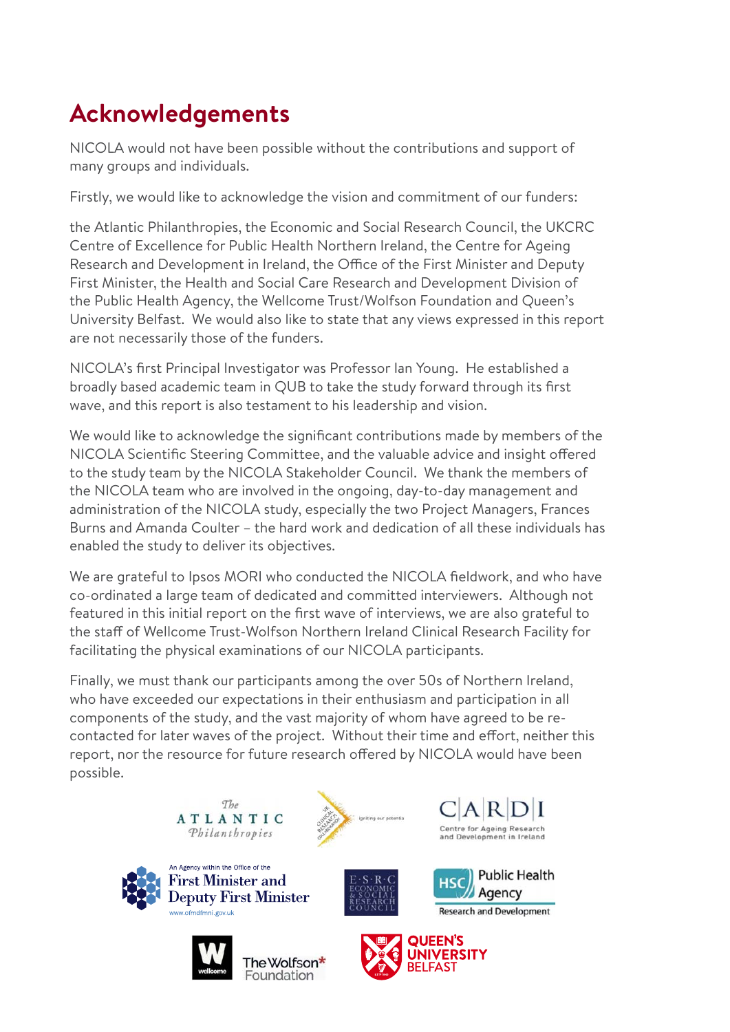# Acknowledgements

NICOLA would not have been possible without the contributions and support of many groups and individuals.

Firstly, we would like to acknowledge the vision and commitment of our funders:

the Atlantic Philanthropies, the Economic and Social Research Council, the UKCRC Centre of Excellence for Public Health Northern Ireland, the Centre for Ageing Research and Development in Ireland, the Office of the First Minister and Deputy First Minister, the Health and Social Care Research and Development Division of the Public Health Agency, the Wellcome Trust/Wolfson Foundation and Queen's University Belfast. We would also like to state that any views expressed in this report are not necessarily those of the funders.

NICOLA's first Principal Investigator was Professor Ian Young. He established a broadly based academic team in QUB to take the study forward through its first wave, and this report is also testament to his leadership and vision.

We would like to acknowledge the significant contributions made by members of the NICOLA Scientific Steering Committee, and the valuable advice and insight offered to the study team by the NICOLA Stakeholder Council. We thank the members of the NICOLA team who are involved in the ongoing, day-to-day management and administration of the NICOLA study, especially the two Project Managers, Frances Burns and Amanda Coulter – the hard work and dedication of all these individuals has enabled the study to deliver its objectives.

We are grateful to Ipsos MORI who conducted the NICOLA fieldwork, and who have co-ordinated a large team of dedicated and committed interviewers. Although not featured in this initial report on the first wave of interviews, we are also grateful to the staff of Wellcome Trust-Wolfson Northern Ireland Clinical Research Facility for facilitating the physical examinations of our NICOLA participants.

Finally, we must thank our participants among the over 50s of Northern Ireland, who have exceeded our expectations in their enthusiasm and participation in all components of the study, and the vast majority of whom have agreed to be re-contacted for later waves of the project. Without their time and effort, neither this report, nor the resource for future research offered by NICOLA would have been possible.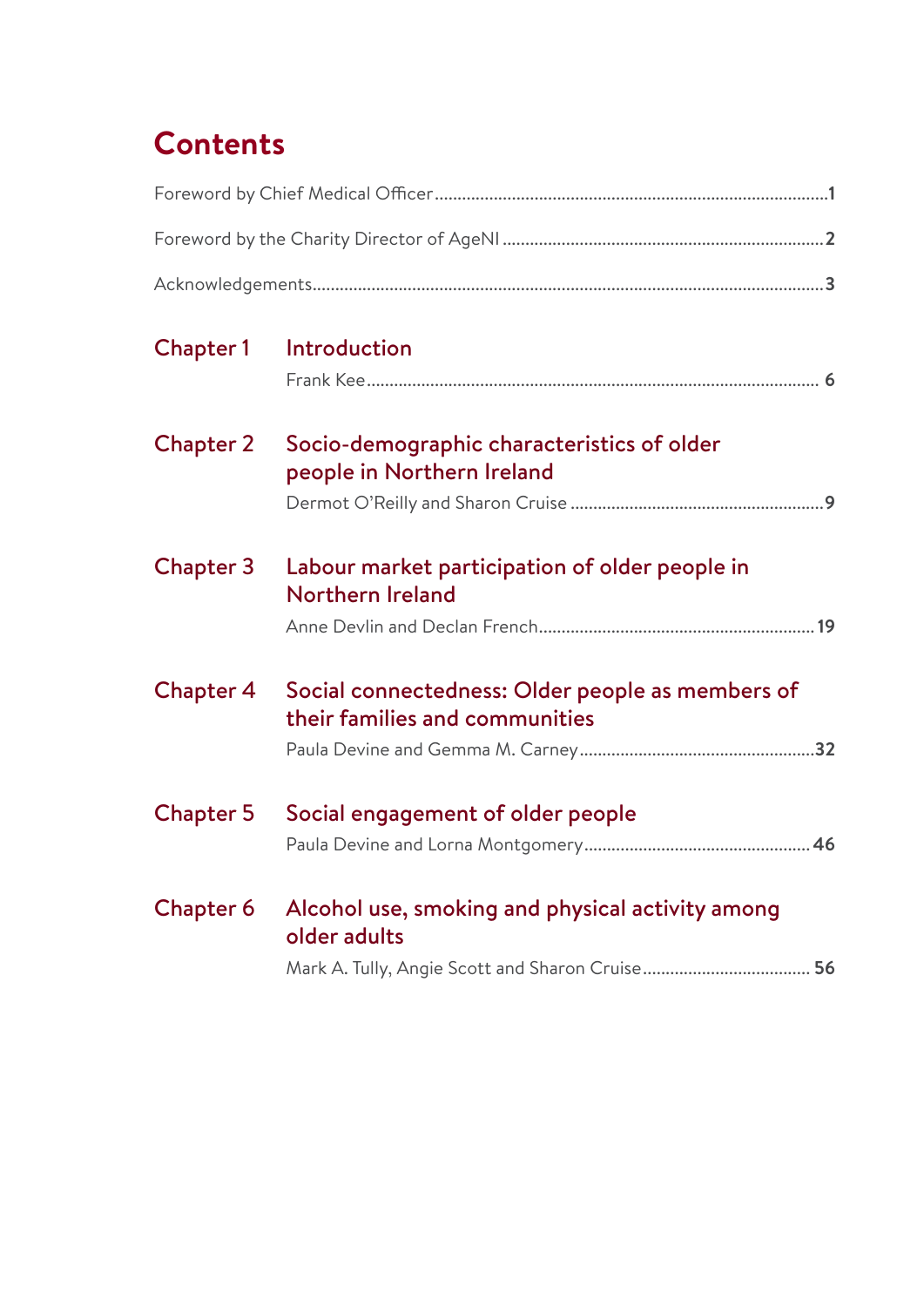# Contents

Foreword by Chief Medical Officer ........ 1

Foreword by the Charity Director of AgeNI ........ 2

Acknowledgements ........ 3

**Chapter 1** **Introduction**
Frank Kee ........ 6

**Chapter 2** **Socio-demographic characteristics of older people in Northern Ireland**
Dermot O'Reilly and Sharon Cruise ........ 9

**Chapter 3** **Labour market participation of older people in Northern Ireland**
Anne Devlin and Declan French ........ 19

**Chapter 4** **Social connectedness: Older people as members of their families and communities**
Paula Devine and Gemma M. Carney ........ 32

**Chapter 5** **Social engagement of older people**
Paula Devine and Lorna Montgomery ........ 46

**Chapter 6** **Alcohol use, smoking and physical activity among older adults**
Mark A. Tully, Angie Scott and Sharon Cruise ........ 56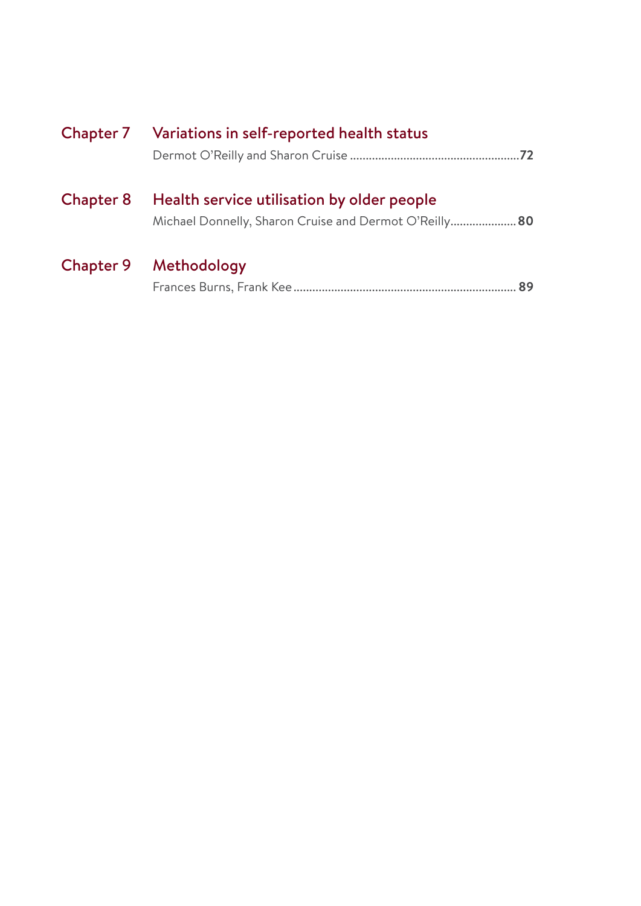**Chapter 7** **Variations in self-reported health status**
Dermot O'Reilly and Sharon Cruise ...................................................... **72**

**Chapter 8** **Health service utilisation by older people**
Michael Donnelly, Sharon Cruise and Dermot O'Reilly..................... **80**

**Chapter 9** **Methodology**
Frances Burns, Frank Kee...................................................................... **89**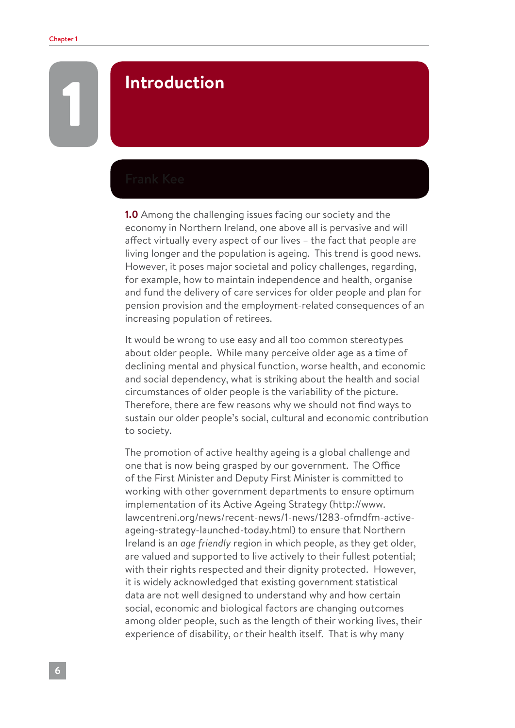# 1 Introduction

Frank Kee

**1.0** Among the challenging issues facing our society and the economy in Northern Ireland, one above all is pervasive and will affect virtually every aspect of our lives – the fact that people are living longer and the population is ageing. This trend is good news. However, it poses major societal and policy challenges, regarding, for example, how to maintain independence and health, organise and fund the delivery of care services for older people and plan for pension provision and the employment-related consequences of an increasing population of retirees.

It would be wrong to use easy and all too common stereotypes about older people. While many perceive older age as a time of declining mental and physical function, worse health, and economic and social dependency, what is striking about the health and social circumstances of older people is the variability of the picture. Therefore, there are few reasons why we should not find ways to sustain our older people's social, cultural and economic contribution to society.

The promotion of active healthy ageing is a global challenge and one that is now being grasped by our government. The Office of the First Minister and Deputy First Minister is committed to working with other government departments to ensure optimum implementation of its Active Ageing Strategy (http://www.lawcentreni.org/news/recent-news/1-news/1283-ofmdfm-active-ageing-strategy-launched-today.html) to ensure that Northern Ireland is an *age friendly* region in which people, as they get older, are valued and supported to live actively to their fullest potential; with their rights respected and their dignity protected. However, it is widely acknowledged that existing government statistical data are not well designed to understand why and how certain social, economic and biological factors are changing outcomes among older people, such as the length of their working lives, their experience of disability, or their health itself. That is why many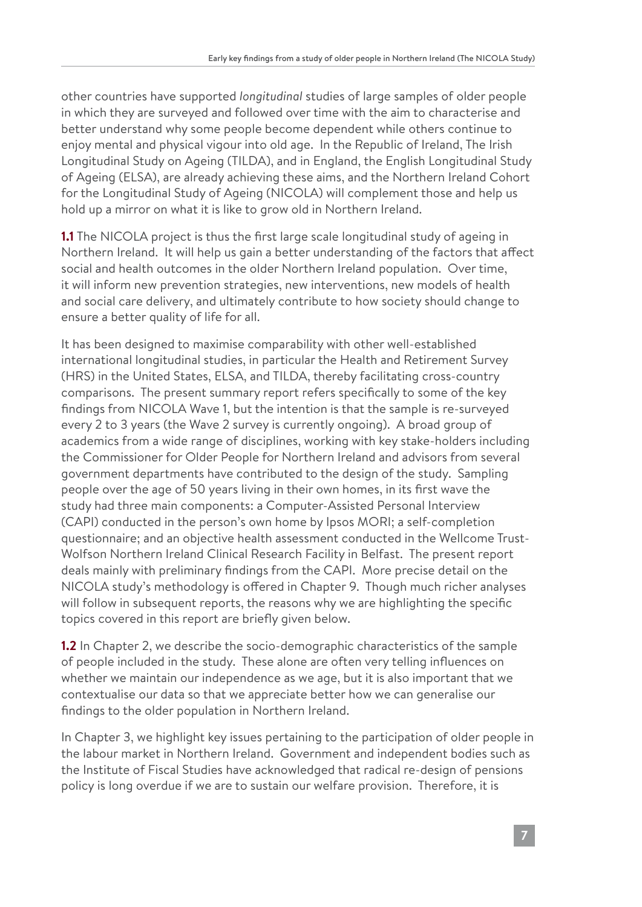other countries have supported *longitudinal* studies of large samples of older people in which they are surveyed and followed over time with the aim to characterise and better understand why some people become dependent while others continue to enjoy mental and physical vigour into old age. In the Republic of Ireland, The Irish Longitudinal Study on Ageing (TILDA), and in England, the English Longitudinal Study of Ageing (ELSA), are already achieving these aims, and the Northern Ireland Cohort for the Longitudinal Study of Ageing (NICOLA) will complement those and help us hold up a mirror on what it is like to grow old in Northern Ireland.

**1.1** The NICOLA project is thus the first large scale longitudinal study of ageing in Northern Ireland. It will help us gain a better understanding of the factors that affect social and health outcomes in the older Northern Ireland population. Over time, it will inform new prevention strategies, new interventions, new models of health and social care delivery, and ultimately contribute to how society should change to ensure a better quality of life for all.

It has been designed to maximise comparability with other well-established international longitudinal studies, in particular the Health and Retirement Survey (HRS) in the United States, ELSA, and TILDA, thereby facilitating cross-country comparisons. The present summary report refers specifically to some of the key findings from NICOLA Wave 1, but the intention is that the sample is re-surveyed every 2 to 3 years (the Wave 2 survey is currently ongoing). A broad group of academics from a wide range of disciplines, working with key stake-holders including the Commissioner for Older People for Northern Ireland and advisors from several government departments have contributed to the design of the study. Sampling people over the age of 50 years living in their own homes, in its first wave the study had three main components: a Computer-Assisted Personal Interview (CAPI) conducted in the person's own home by Ipsos MORI; a self-completion questionnaire; and an objective health assessment conducted in the Wellcome Trust-Wolfson Northern Ireland Clinical Research Facility in Belfast. The present report deals mainly with preliminary findings from the CAPI. More precise detail on the NICOLA study's methodology is offered in Chapter 9. Though much richer analyses will follow in subsequent reports, the reasons why we are highlighting the specific topics covered in this report are briefly given below.

**1.2** In Chapter 2, we describe the socio-demographic characteristics of the sample of people included in the study. These alone are often very telling influences on whether we maintain our independence as we age, but it is also important that we contextualise our data so that we appreciate better how we can generalise our findings to the older population in Northern Ireland.

In Chapter 3, we highlight key issues pertaining to the participation of older people in the labour market in Northern Ireland. Government and independent bodies such as the Institute of Fiscal Studies have acknowledged that radical re-design of pensions policy is long overdue if we are to sustain our welfare provision. Therefore, it is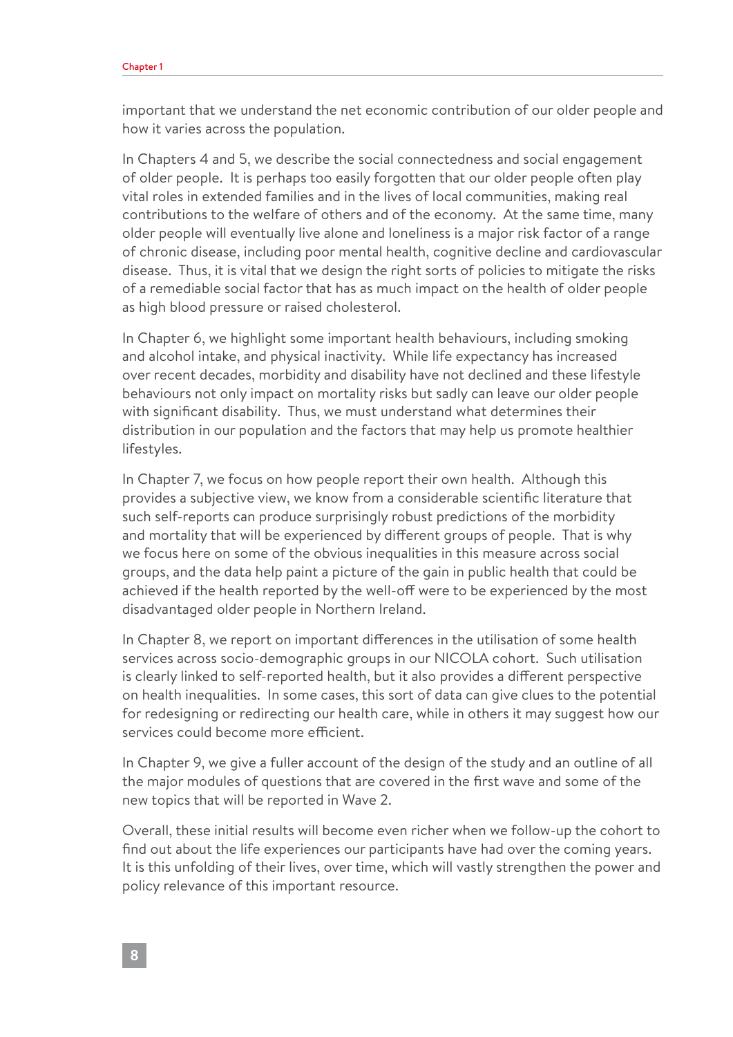important that we understand the net economic contribution of our older people and how it varies across the population.

In Chapters 4 and 5, we describe the social connectedness and social engagement of older people. It is perhaps too easily forgotten that our older people often play vital roles in extended families and in the lives of local communities, making real contributions to the welfare of others and of the economy. At the same time, many older people will eventually live alone and loneliness is a major risk factor of a range of chronic disease, including poor mental health, cognitive decline and cardiovascular disease. Thus, it is vital that we design the right sorts of policies to mitigate the risks of a remediable social factor that has as much impact on the health of older people as high blood pressure or raised cholesterol.

In Chapter 6, we highlight some important health behaviours, including smoking and alcohol intake, and physical inactivity. While life expectancy has increased over recent decades, morbidity and disability have not declined and these lifestyle behaviours not only impact on mortality risks but sadly can leave our older people with significant disability. Thus, we must understand what determines their distribution in our population and the factors that may help us promote healthier lifestyles.

In Chapter 7, we focus on how people report their own health. Although this provides a subjective view, we know from a considerable scientific literature that such self-reports can produce surprisingly robust predictions of the morbidity and mortality that will be experienced by different groups of people. That is why we focus here on some of the obvious inequalities in this measure across social groups, and the data help paint a picture of the gain in public health that could be achieved if the health reported by the well-off were to be experienced by the most disadvantaged older people in Northern Ireland.

In Chapter 8, we report on important differences in the utilisation of some health services across socio-demographic groups in our NICOLA cohort. Such utilisation is clearly linked to self-reported health, but it also provides a different perspective on health inequalities. In some cases, this sort of data can give clues to the potential for redesigning or redirecting our health care, while in others it may suggest how our services could become more efficient.

In Chapter 9, we give a fuller account of the design of the study and an outline of all the major modules of questions that are covered in the first wave and some of the new topics that will be reported in Wave 2.

Overall, these initial results will become even richer when we follow-up the cohort to find out about the life experiences our participants have had over the coming years. It is this unfolding of their lives, over time, which will vastly strengthen the power and policy relevance of this important resource.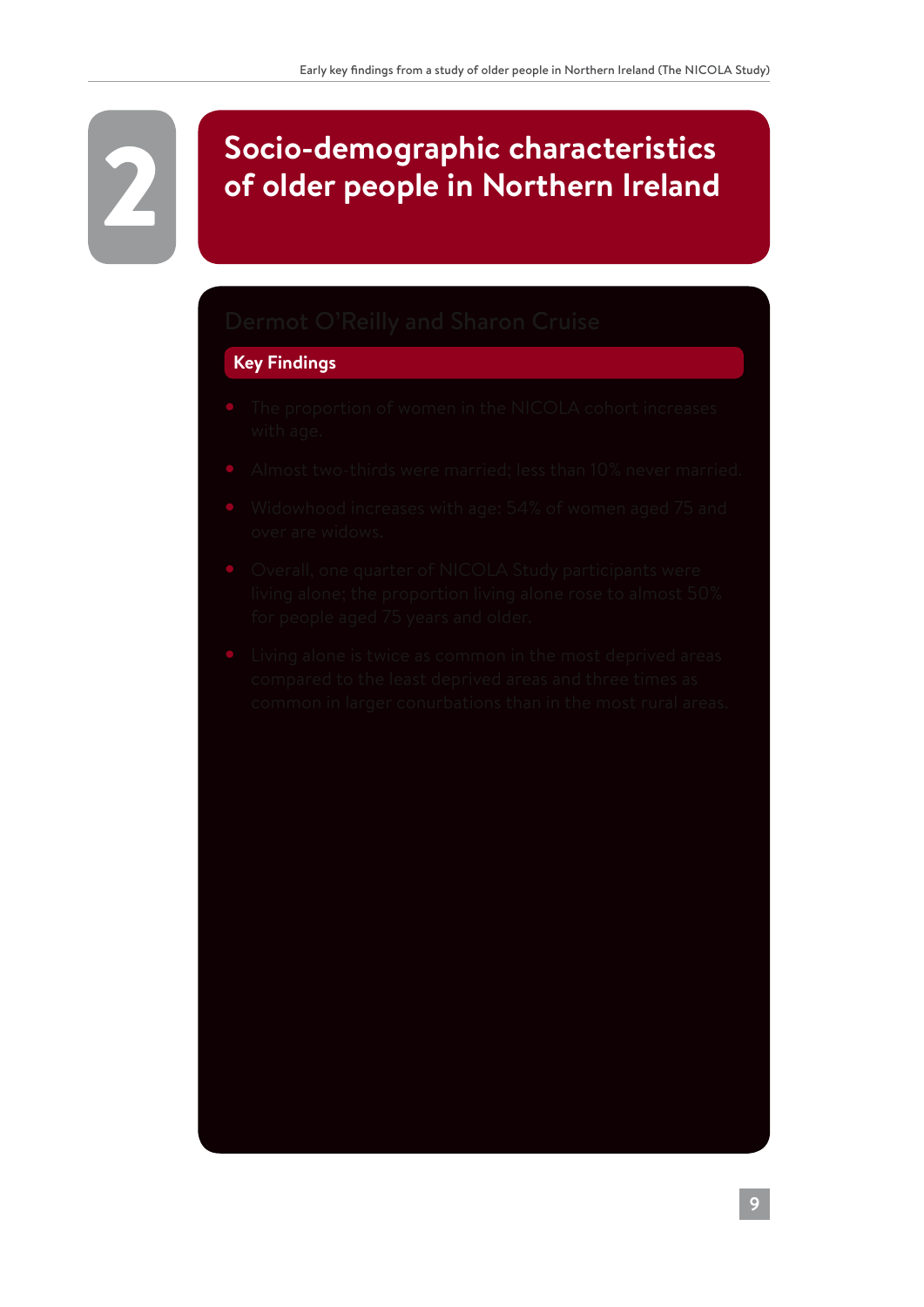# 2 Socio-demographic characteristics of older people in Northern Ireland

Dermot O'Reilly and Sharon Cruise

## Key Findings

- The proportion of women in the NICOLA cohort increases with age.
- Almost two-thirds were married; less than 10% never married.
- Widowhood increases with age: 54% of women aged 75 and over are widows.
- Overall, one quarter of NICOLA Study participants were living alone; the proportion living alone rose to almost 50% for people aged 75 years and older.
- Living alone is twice as common in the most deprived areas compared to the least deprived areas and three times as common in larger conurbations than in the most rural areas.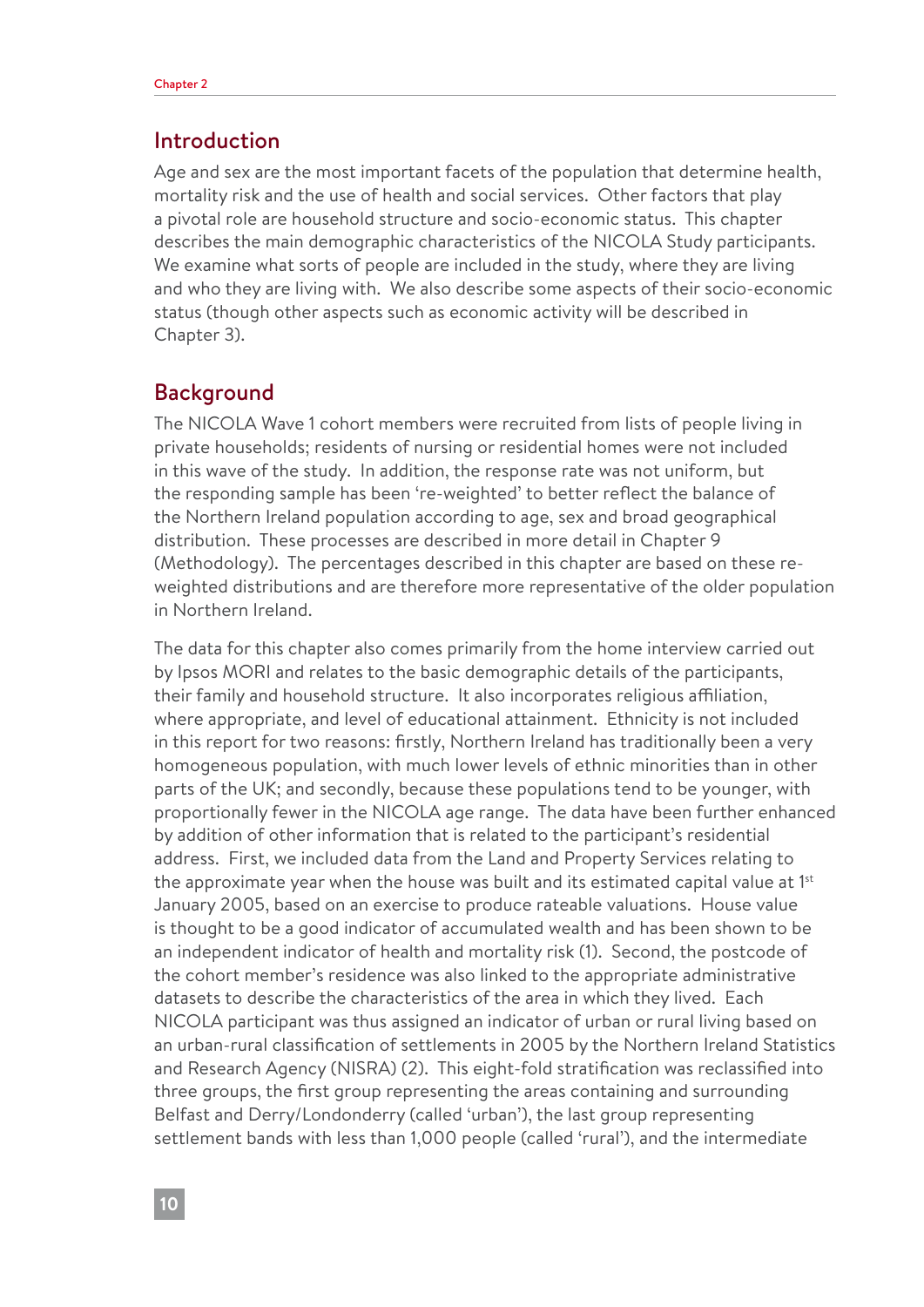## Introduction

Age and sex are the most important facets of the population that determine health, mortality risk and the use of health and social services. Other factors that play a pivotal role are household structure and socio-economic status. This chapter describes the main demographic characteristics of the NICOLA Study participants. We examine what sorts of people are included in the study, where they are living and who they are living with. We also describe some aspects of their socio-economic status (though other aspects such as economic activity will be described in Chapter 3).

## Background

The NICOLA Wave 1 cohort members were recruited from lists of people living in private households; residents of nursing or residential homes were not included in this wave of the study. In addition, the response rate was not uniform, but the responding sample has been 're-weighted' to better reflect the balance of the Northern Ireland population according to age, sex and broad geographical distribution. These processes are described in more detail in Chapter 9 (Methodology). The percentages described in this chapter are based on these re-weighted distributions and are therefore more representative of the older population in Northern Ireland.

The data for this chapter also comes primarily from the home interview carried out by Ipsos MORI and relates to the basic demographic details of the participants, their family and household structure. It also incorporates religious affiliation, where appropriate, and level of educational attainment. Ethnicity is not included in this report for two reasons: firstly, Northern Ireland has traditionally been a very homogeneous population, with much lower levels of ethnic minorities than in other parts of the UK; and secondly, because these populations tend to be younger, with proportionally fewer in the NICOLA age range. The data have been further enhanced by addition of other information that is related to the participant's residential address. First, we included data from the Land and Property Services relating to the approximate year when the house was built and its estimated capital value at 1st January 2005, based on an exercise to produce rateable valuations. House value is thought to be a good indicator of accumulated wealth and has been shown to be an independent indicator of health and mortality risk (1). Second, the postcode of the cohort member's residence was also linked to the appropriate administrative datasets to describe the characteristics of the area in which they lived. Each NICOLA participant was thus assigned an indicator of urban or rural living based on an urban-rural classification of settlements in 2005 by the Northern Ireland Statistics and Research Agency (NISRA) (2). This eight-fold stratification was reclassified into three groups, the first group representing the areas containing and surrounding Belfast and Derry/Londonderry (called 'urban'), the last group representing settlement bands with less than 1,000 people (called 'rural'), and the intermediate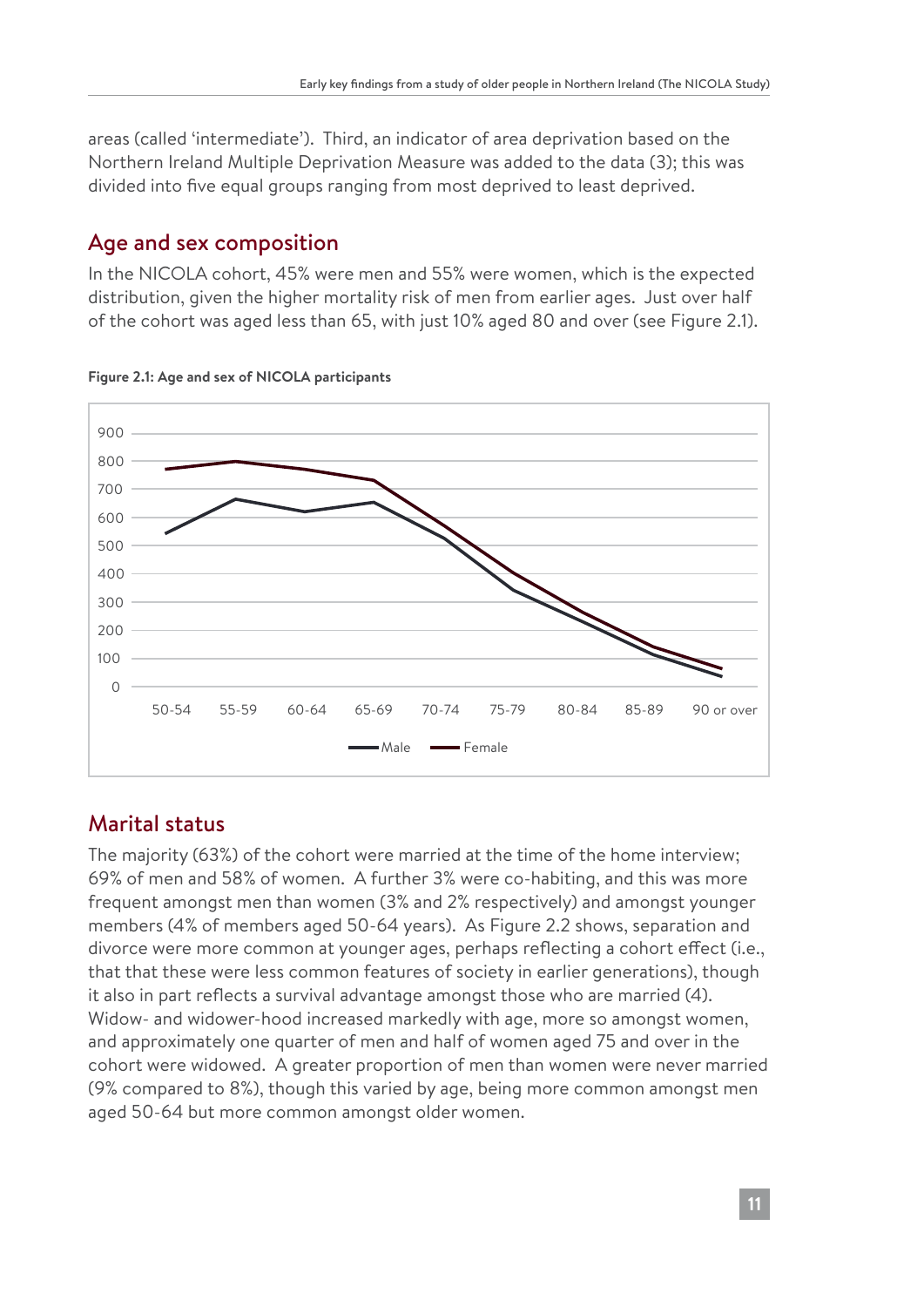areas (called 'intermediate'). Third, an indicator of area deprivation based on the Northern Ireland Multiple Deprivation Measure was added to the data (3); this was divided into five equal groups ranging from most deprived to least deprived.

## Age and sex composition

In the NICOLA cohort, 45% were men and 55% were women, which is the expected distribution, given the higher mortality risk of men from earlier ages. Just over half of the cohort was aged less than 65, with just 10% aged 80 and over (see Figure 2.1).

**Figure 2.1: Age and sex of NICOLA participants**

## Marital status

The majority (63%) of the cohort were married at the time of the home interview; 69% of men and 58% of women. A further 3% were co-habiting, and this was more frequent amongst men than women (3% and 2% respectively) and amongst younger members (4% of members aged 50-64 years). As Figure 2.2 shows, separation and divorce were more common at younger ages, perhaps reflecting a cohort effect (i.e., that that these were less common features of society in earlier generations), though it also in part reflects a survival advantage amongst those who are married (4). Widow- and widower-hood increased markedly with age, more so amongst women, and approximately one quarter of men and half of women aged 75 and over in the cohort were widowed. A greater proportion of men than women were never married (9% compared to 8%), though this varied by age, being more common amongst men aged 50-64 but more common amongst older women.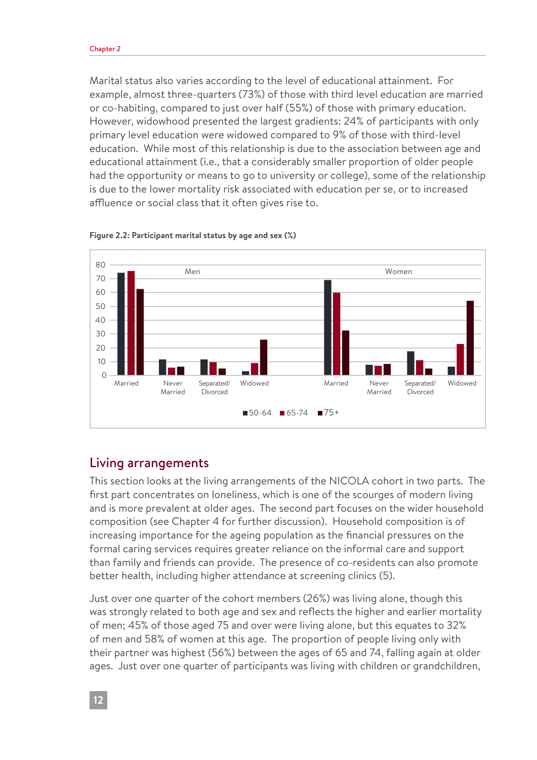Marital status also varies according to the level of educational attainment. For example, almost three-quarters (73%) of those with third level education are married or co-habiting, compared to just over half (55%) of those with primary education. However, widowhood presented the largest gradients: 24% of participants with only primary level education were widowed compared to 9% of those with third-level education. While most of this relationship is due to the association between age and educational attainment (i.e., that a considerably smaller proportion of older people had the opportunity or means to go to university or college), some of the relationship is due to the lower mortality risk associated with education per se, or to increased affluence or social class that it often gives rise to.

**Figure 2.2: Participant marital status by age and sex (%)**

## Living arrangements

This section looks at the living arrangements of the NICOLA cohort in two parts. The first part concentrates on loneliness, which is one of the scourges of modern living and is more prevalent at older ages. The second part focuses on the wider household composition (see Chapter 4 for further discussion). Household composition is of increasing importance for the ageing population as the financial pressures on the formal caring services requires greater reliance on the informal care and support than family and friends can provide. The presence of co-residents can also promote better health, including higher attendance at screening clinics (5).

Just over one quarter of the cohort members (26%) was living alone, though this was strongly related to both age and sex and reflects the higher and earlier mortality of men; 45% of those aged 75 and over were living alone, but this equates to 32% of men and 58% of women at this age. The proportion of people living only with their partner was highest (56%) between the ages of 65 and 74, falling again at older ages. Just over one quarter of participants was living with children or grandchildren,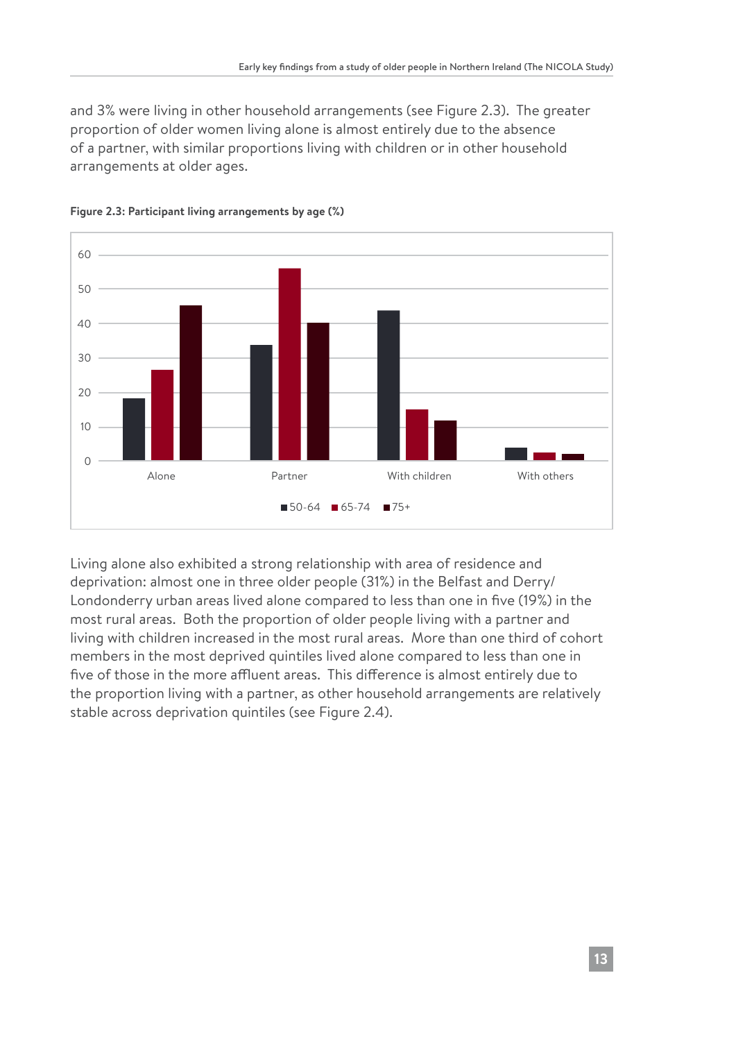and 3% were living in other household arrangements (see Figure 2.3). The greater proportion of older women living alone is almost entirely due to the absence of a partner, with similar proportions living with children or in other household arrangements at older ages.

**Figure 2.3: Participant living arrangements by age (%)**

Living alone also exhibited a strong relationship with area of residence and deprivation: almost one in three older people (31%) in the Belfast and Derry/Londonderry urban areas lived alone compared to less than one in five (19%) in the most rural areas. Both the proportion of older people living with a partner and living with children increased in the most rural areas. More than one third of cohort members in the most deprived quintiles lived alone compared to less than one in five of those in the more affluent areas. This difference is almost entirely due to the proportion living with a partner, as other household arrangements are relatively stable across deprivation quintiles (see Figure 2.4).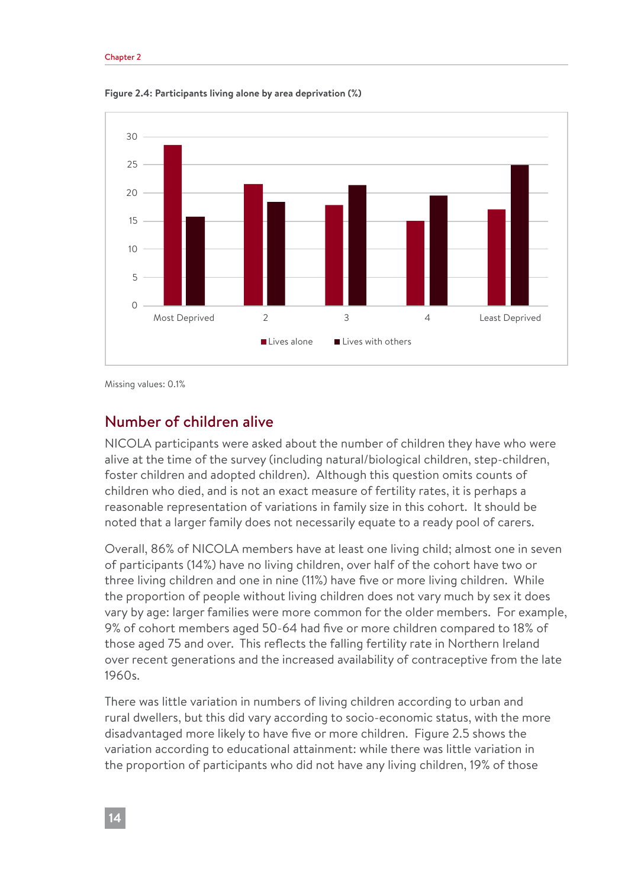**Figure 2.4: Participants living alone by area deprivation (%)**

Missing values: 0.1%

## Number of children alive

NICOLA participants were asked about the number of children they have who were alive at the time of the survey (including natural/biological children, step-children, foster children and adopted children). Although this question omits counts of children who died, and is not an exact measure of fertility rates, it is perhaps a reasonable representation of variations in family size in this cohort. It should be noted that a larger family does not necessarily equate to a ready pool of carers.

Overall, 86% of NICOLA members have at least one living child; almost one in seven of participants (14%) have no living children, over half of the cohort have two or three living children and one in nine (11%) have five or more living children. While the proportion of people without living children does not vary much by sex it does vary by age: larger families were more common for the older members. For example, 9% of cohort members aged 50-64 had five or more children compared to 18% of those aged 75 and over. This reflects the falling fertility rate in Northern Ireland over recent generations and the increased availability of contraceptive from the late 1960s.

There was little variation in numbers of living children according to urban and rural dwellers, but this did vary according to socio-economic status, with the more disadvantaged more likely to have five or more children. Figure 2.5 shows the variation according to educational attainment: while there was little variation in the proportion of participants who did not have any living children, 19% of those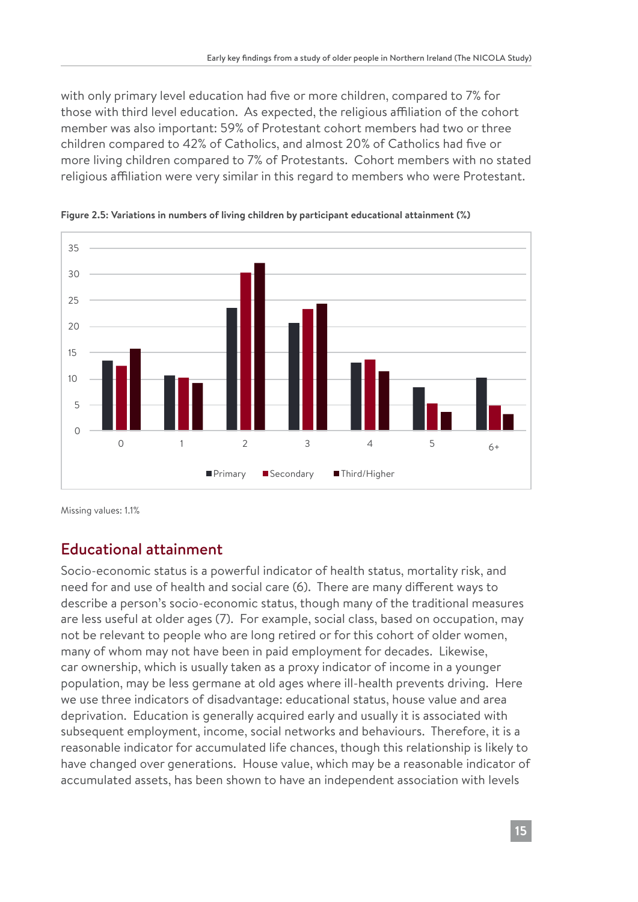with only primary level education had five or more children, compared to 7% for those with third level education. As expected, the religious affiliation of the cohort member was also important: 59% of Protestant cohort members had two or three children compared to 42% of Catholics, and almost 20% of Catholics had five or more living children compared to 7% of Protestants. Cohort members with no stated religious affiliation were very similar in this regard to members who were Protestant.

**Figure 2.5: Variations in numbers of living children by participant educational attainment (%)**

Missing values: 1.1%

## Educational attainment

Socio-economic status is a powerful indicator of health status, mortality risk, and need for and use of health and social care (6). There are many different ways to describe a person's socio-economic status, though many of the traditional measures are less useful at older ages (7). For example, social class, based on occupation, may not be relevant to people who are long retired or for this cohort of older women, many of whom may not have been in paid employment for decades. Likewise, car ownership, which is usually taken as a proxy indicator of income in a younger population, may be less germane at old ages where ill-health prevents driving. Here we use three indicators of disadvantage: educational status, house value and area deprivation. Education is generally acquired early and usually it is associated with subsequent employment, income, social networks and behaviours. Therefore, it is a reasonable indicator for accumulated life chances, though this relationship is likely to have changed over generations. House value, which may be a reasonable indicator of accumulated assets, has been shown to have an independent association with levels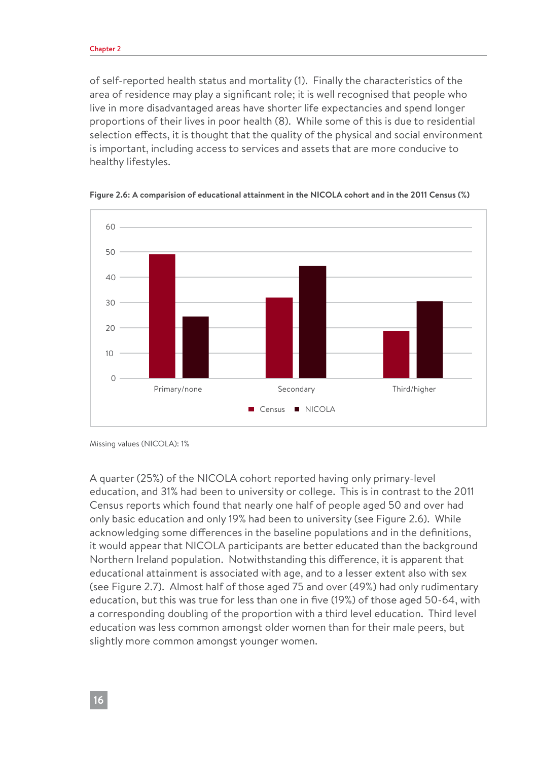of self-reported health status and mortality (1). Finally the characteristics of the area of residence may play a significant role; it is well recognised that people who live in more disadvantaged areas have shorter life expectancies and spend longer proportions of their lives in poor health (8). While some of this is due to residential selection effects, it is thought that the quality of the physical and social environment is important, including access to services and assets that are more conducive to healthy lifestyles.

**Figure 2.6: A comparision of educational attainment in the NICOLA cohort and in the 2011 Census (%)**

Missing values (NICOLA): 1%

A quarter (25%) of the NICOLA cohort reported having only primary-level education, and 31% had been to university or college. This is in contrast to the 2011 Census reports which found that nearly one half of people aged 50 and over had only basic education and only 19% had been to university (see Figure 2.6). While acknowledging some differences in the baseline populations and in the definitions, it would appear that NICOLA participants are better educated than the background Northern Ireland population. Notwithstanding this difference, it is apparent that educational attainment is associated with age, and to a lesser extent also with sex (see Figure 2.7). Almost half of those aged 75 and over (49%) had only rudimentary education, but this was true for less than one in five (19%) of those aged 50-64, with a corresponding doubling of the proportion with a third level education. Third level education was less common amongst older women than for their male peers, but slightly more common amongst younger women.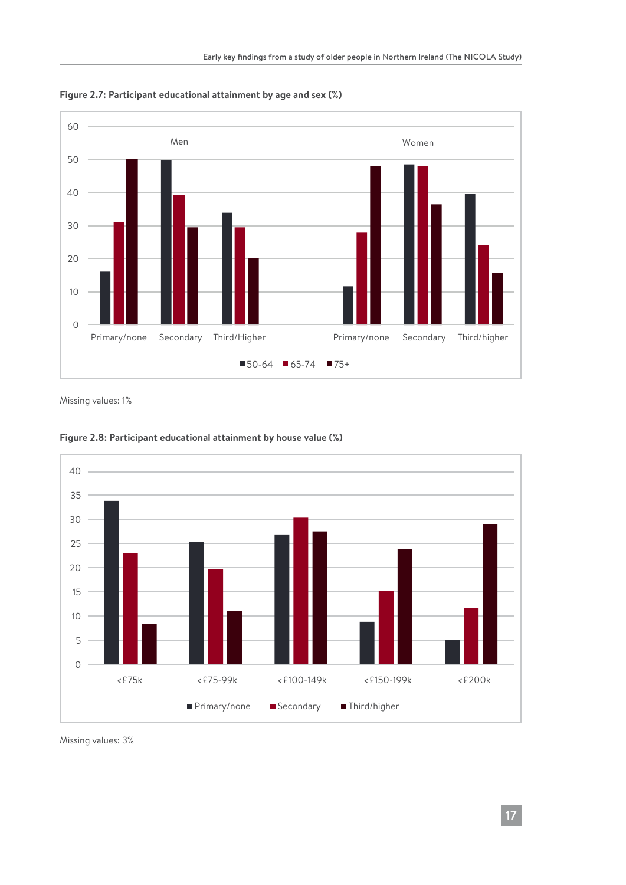**Figure 2.7: Participant educational attainment by age and sex (%)**

Missing values: 1%

**Figure 2.8: Participant educational attainment by house value (%)**

Missing values: 3%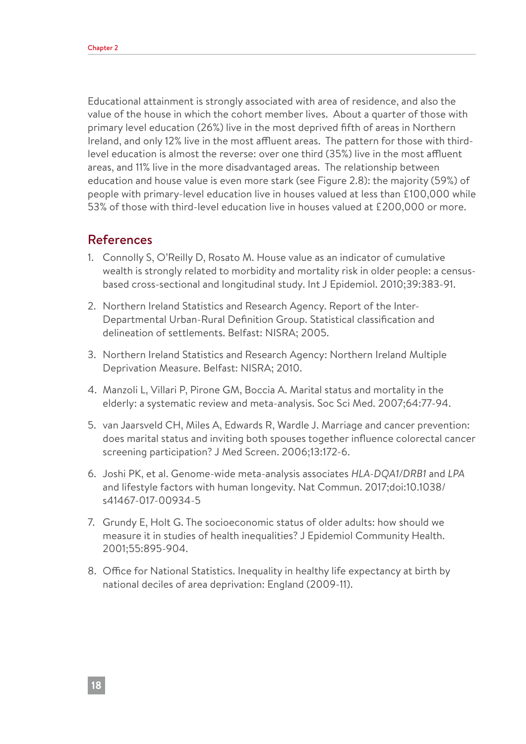Educational attainment is strongly associated with area of residence, and also the value of the house in which the cohort member lives. About a quarter of those with primary level education (26%) live in the most deprived fifth of areas in Northern Ireland, and only 12% live in the most affluent areas. The pattern for those with third-level education is almost the reverse: over one third (35%) live in the most affluent areas, and 11% live in the more disadvantaged areas. The relationship between education and house value is even more stark (see Figure 2.8): the majority (59%) of people with primary-level education live in houses valued at less than £100,000 while 53% of those with third-level education live in houses valued at £200,000 or more.

## References

1. Connolly S, O'Reilly D, Rosato M. House value as an indicator of cumulative wealth is strongly related to morbidity and mortality risk in older people: a census-based cross-sectional and longitudinal study. Int J Epidemiol. 2010;39:383-91.

2. Northern Ireland Statistics and Research Agency. Report of the Inter-Departmental Urban-Rural Definition Group. Statistical classification and delineation of settlements. Belfast: NISRA; 2005.

3. Northern Ireland Statistics and Research Agency: Northern Ireland Multiple Deprivation Measure. Belfast: NISRA; 2010.

4. Manzoli L, Villari P, Pirone GM, Boccia A. Marital status and mortality in the elderly: a systematic review and meta-analysis. Soc Sci Med. 2007;64:77-94.

5. van Jaarsveld CH, Miles A, Edwards R, Wardle J. Marriage and cancer prevention: does marital status and inviting both spouses together influence colorectal cancer screening participation? J Med Screen. 2006;13:172-6.

6. Joshi PK, et al. Genome-wide meta-analysis associates *HLA-DQA1/DRB1* and *LPA* and lifestyle factors with human longevity. Nat Commun. 2017;doi:10.1038/s41467-017-00934-5

7. Grundy E, Holt G. The socioeconomic status of older adults: how should we measure it in studies of health inequalities? J Epidemiol Community Health. 2001;55:895-904.

8. Office for National Statistics. Inequality in healthy life expectancy at birth by national deciles of area deprivation: England (2009-11).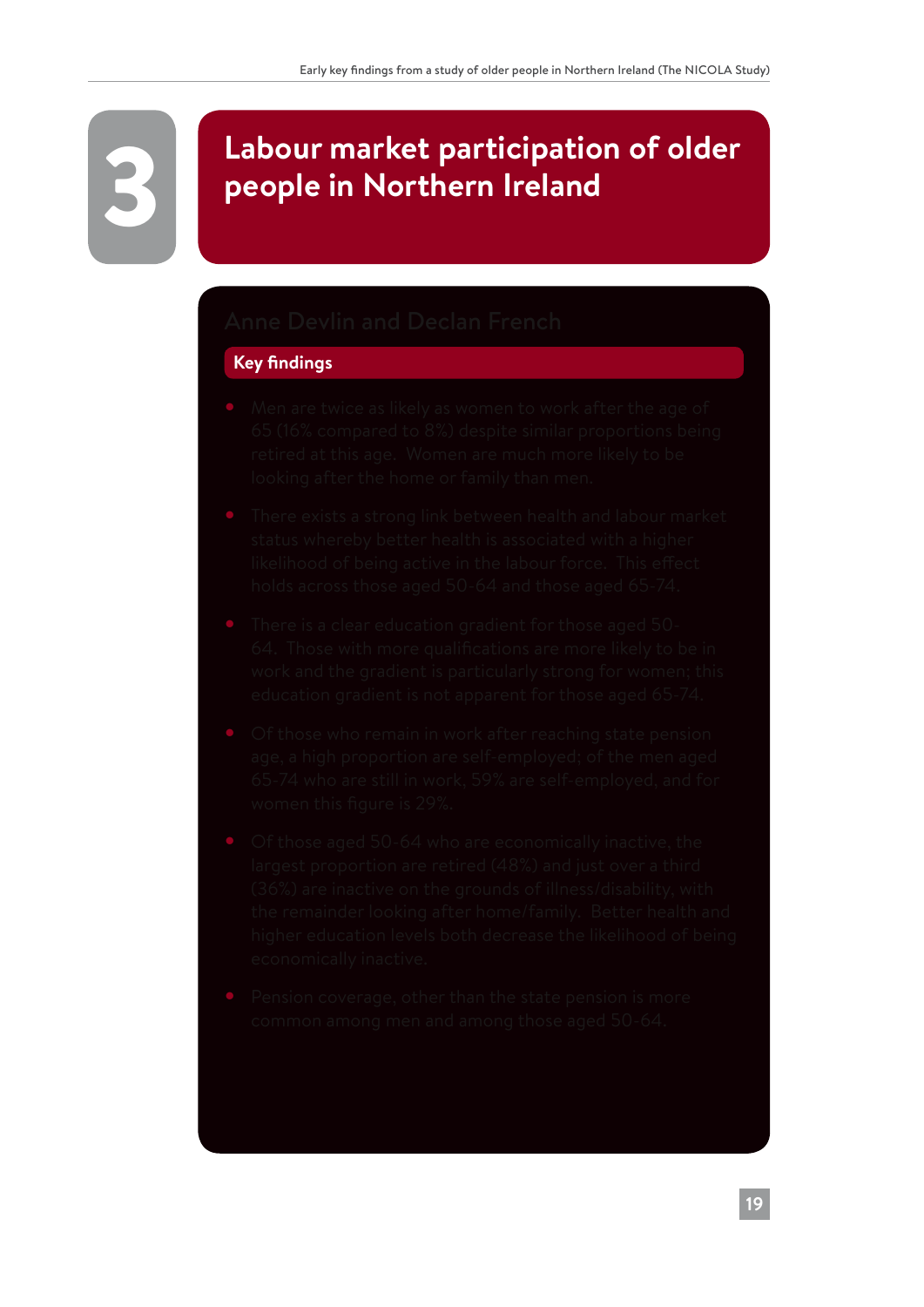# 3 Labour market participation of older people in Northern Ireland

Anne Devlin and Declan French

## Key findings

- Men are twice as likely as women to work after the age of 65 (16% compared to 8%) despite similar proportions being retired at this age. Women are much more likely to be looking after the home or family than men.
- There exists a strong link between health and labour market status whereby better health is associated with a higher likelihood of being active in the labour force. This effect holds across those aged 50-64 and those aged 65-74.
- There is a clear education gradient for those aged 50-64. Those with more qualifications are more likely to be in work and the gradient is particularly strong for women; this education gradient is not apparent for those aged 65-74.
- Of those who remain in work after reaching state pension age, a high proportion are self-employed; of the men aged 65-74 who are still in work, 59% are self-employed, and for women this figure is 29%.
- Of those aged 50-64 who are economically inactive, the largest proportion are retired (48%) and just over a third (36%) are inactive on the grounds of illness/disability, with the remainder looking after home/family. Better health and higher education levels both decrease the likelihood of being economically inactive.
- Pension coverage, other than the state pension is more common among men and among those aged 50-64.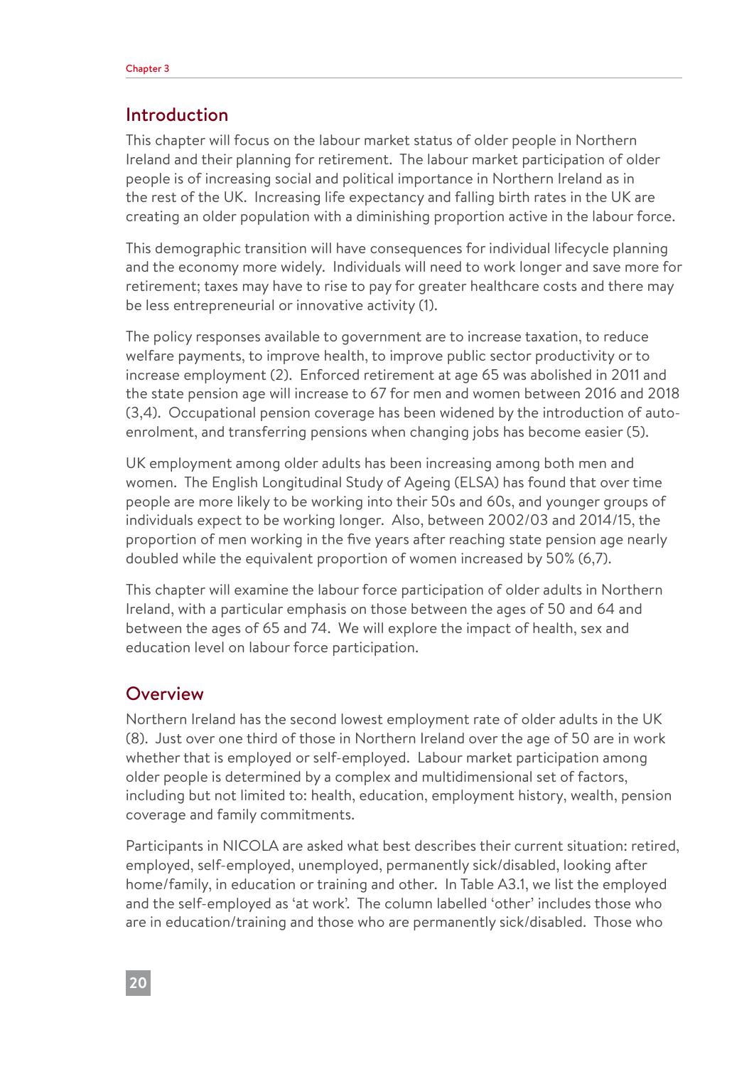## Introduction

This chapter will focus on the labour market status of older people in Northern Ireland and their planning for retirement. The labour market participation of older people is of increasing social and political importance in Northern Ireland as in the rest of the UK. Increasing life expectancy and falling birth rates in the UK are creating an older population with a diminishing proportion active in the labour force.

This demographic transition will have consequences for individual lifecycle planning and the economy more widely. Individuals will need to work longer and save more for retirement; taxes may have to rise to pay for greater healthcare costs and there may be less entrepreneurial or innovative activity (1).

The policy responses available to government are to increase taxation, to reduce welfare payments, to improve health, to improve public sector productivity or to increase employment (2). Enforced retirement at age 65 was abolished in 2011 and the state pension age will increase to 67 for men and women between 2016 and 2018 (3,4). Occupational pension coverage has been widened by the introduction of auto-enrolment, and transferring pensions when changing jobs has become easier (5).

UK employment among older adults has been increasing among both men and women. The English Longitudinal Study of Ageing (ELSA) has found that over time people are more likely to be working into their 50s and 60s, and younger groups of individuals expect to be working longer. Also, between 2002/03 and 2014/15, the proportion of men working in the five years after reaching state pension age nearly doubled while the equivalent proportion of women increased by 50% (6,7).

This chapter will examine the labour force participation of older adults in Northern Ireland, with a particular emphasis on those between the ages of 50 and 64 and between the ages of 65 and 74. We will explore the impact of health, sex and education level on labour force participation.

## Overview

Northern Ireland has the second lowest employment rate of older adults in the UK (8). Just over one third of those in Northern Ireland over the age of 50 are in work whether that is employed or self-employed. Labour market participation among older people is determined by a complex and multidimensional set of factors, including but not limited to: health, education, employment history, wealth, pension coverage and family commitments.

Participants in NICOLA are asked what best describes their current situation: retired, employed, self-employed, unemployed, permanently sick/disabled, looking after home/family, in education or training and other. In Table A3.1, we list the employed and the self-employed as 'at work'. The column labelled 'other' includes those who are in education/training and those who are permanently sick/disabled. Those who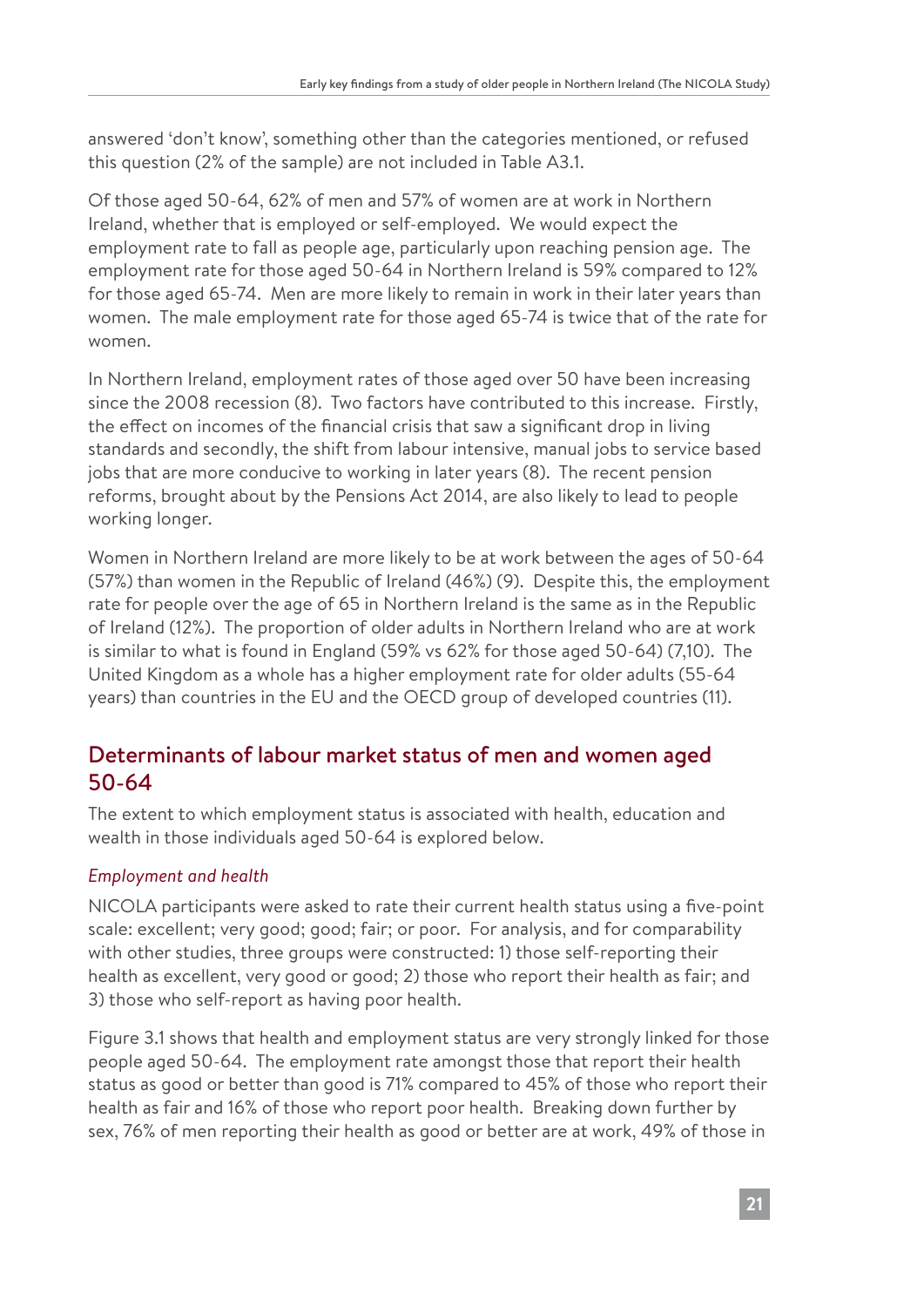answered 'don't know', something other than the categories mentioned, or refused this question (2% of the sample) are not included in Table A3.1.

Of those aged 50-64, 62% of men and 57% of women are at work in Northern Ireland, whether that is employed or self-employed. We would expect the employment rate to fall as people age, particularly upon reaching pension age. The employment rate for those aged 50-64 in Northern Ireland is 59% compared to 12% for those aged 65-74. Men are more likely to remain in work in their later years than women. The male employment rate for those aged 65-74 is twice that of the rate for women.

In Northern Ireland, employment rates of those aged over 50 have been increasing since the 2008 recession (8). Two factors have contributed to this increase. Firstly, the effect on incomes of the financial crisis that saw a significant drop in living standards and secondly, the shift from labour intensive, manual jobs to service based jobs that are more conducive to working in later years (8). The recent pension reforms, brought about by the Pensions Act 2014, are also likely to lead to people working longer.

Women in Northern Ireland are more likely to be at work between the ages of 50-64 (57%) than women in the Republic of Ireland (46%) (9). Despite this, the employment rate for people over the age of 65 in Northern Ireland is the same as in the Republic of Ireland (12%). The proportion of older adults in Northern Ireland who are at work is similar to what is found in England (59% vs 62% for those aged 50-64) (7,10). The United Kingdom as a whole has a higher employment rate for older adults (55-64 years) than countries in the EU and the OECD group of developed countries (11).

## Determinants of labour market status of men and women aged 50-64

The extent to which employment status is associated with health, education and wealth in those individuals aged 50-64 is explored below.

### *Employment and health*

NICOLA participants were asked to rate their current health status using a five-point scale: excellent; very good; good; fair; or poor. For analysis, and for comparability with other studies, three groups were constructed: 1) those self-reporting their health as excellent, very good or good; 2) those who report their health as fair; and 3) those who self-report as having poor health.

Figure 3.1 shows that health and employment status are very strongly linked for those people aged 50-64. The employment rate amongst those that report their health status as good or better than good is 71% compared to 45% of those who report their health as fair and 16% of those who report poor health. Breaking down further by sex, 76% of men reporting their health as good or better are at work, 49% of those in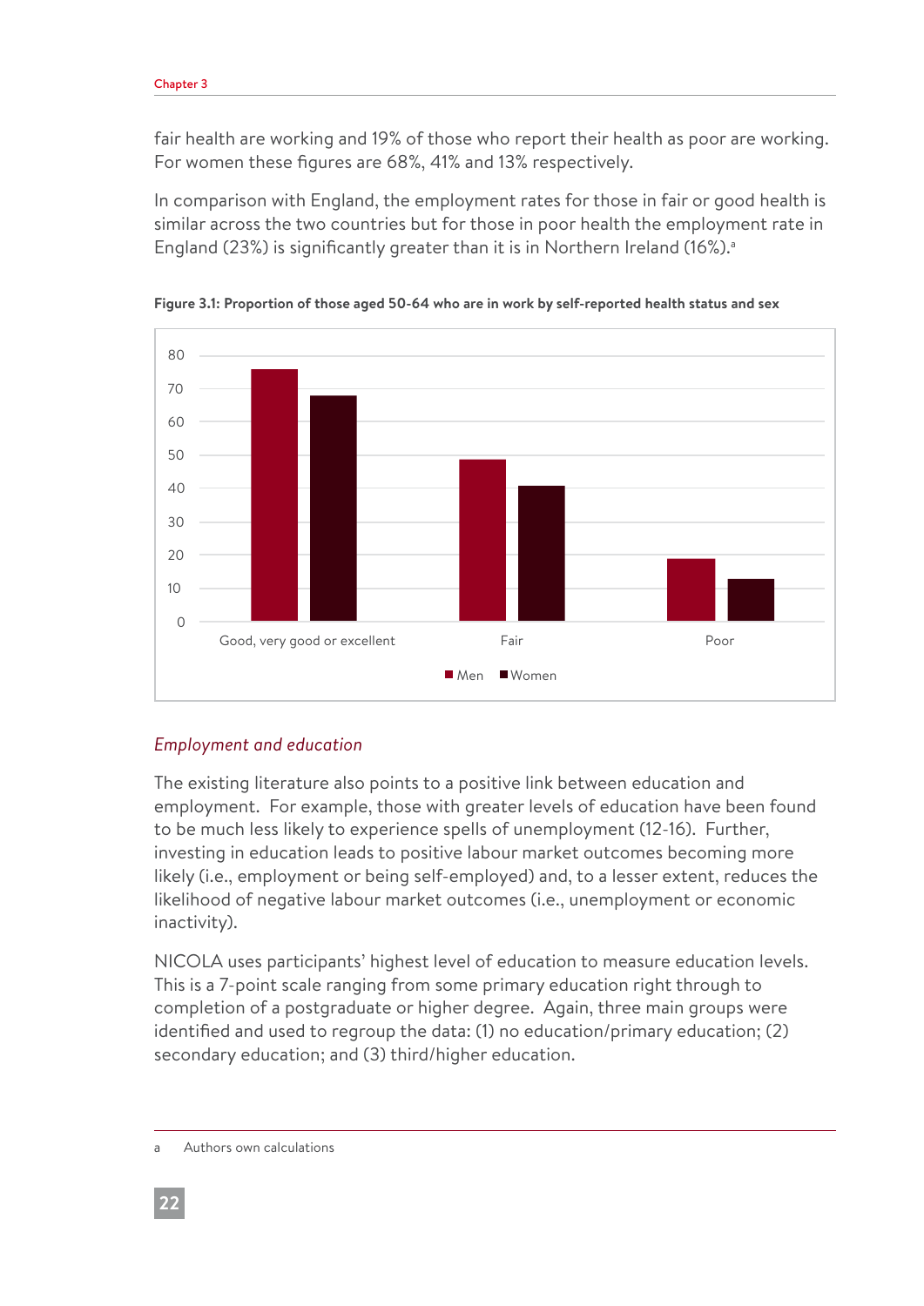fair health are working and 19% of those who report their health as poor are working. For women these figures are 68%, 41% and 13% respectively.

In comparison with England, the employment rates for those in fair or good health is similar across the two countries but for those in poor health the employment rate in England (23%) is significantly greater than it is in Northern Ireland (16%).[a]

**Figure 3.1: Proportion of those aged 50-64 who are in work by self-reported health status and sex**

### *Employment and education*

The existing literature also points to a positive link between education and employment. For example, those with greater levels of education have been found to be much less likely to experience spells of unemployment (12-16). Further, investing in education leads to positive labour market outcomes becoming more likely (i.e., employment or being self-employed) and, to a lesser extent, reduces the likelihood of negative labour market outcomes (i.e., unemployment or economic inactivity).

NICOLA uses participants' highest level of education to measure education levels. This is a 7-point scale ranging from some primary education right through to completion of a postgraduate or higher degree. Again, three main groups were identified and used to regroup the data: (1) no education/primary education; (2) secondary education; and (3) third/higher education.

a Authors own calculations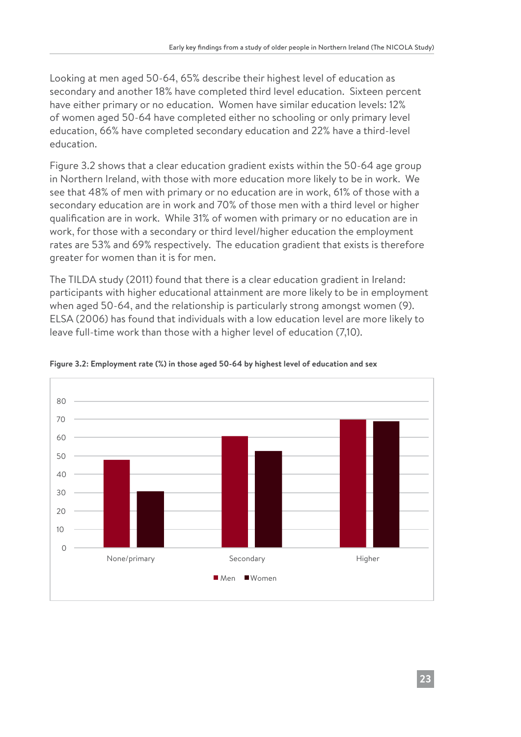Looking at men aged 50-64, 65% describe their highest level of education as secondary and another 18% have completed third level education. Sixteen percent have either primary or no education. Women have similar education levels: 12% of women aged 50-64 have completed either no schooling or only primary level education, 66% have completed secondary education and 22% have a third-level education.

Figure 3.2 shows that a clear education gradient exists within the 50-64 age group in Northern Ireland, with those with more education more likely to be in work. We see that 48% of men with primary or no education are in work, 61% of those with a secondary education are in work and 70% of those men with a third level or higher qualification are in work. While 31% of women with primary or no education are in work, for those with a secondary or third level/higher education the employment rates are 53% and 69% respectively. The education gradient that exists is therefore greater for women than it is for men.

The TILDA study (2011) found that there is a clear education gradient in Ireland: participants with higher educational attainment are more likely to be in employment when aged 50-64, and the relationship is particularly strong amongst women (9). ELSA (2006) has found that individuals with a low education level are more likely to leave full-time work than those with a higher level of education (7,10).

**Figure 3.2: Employment rate (%) in those aged 50-64 by highest level of education and sex**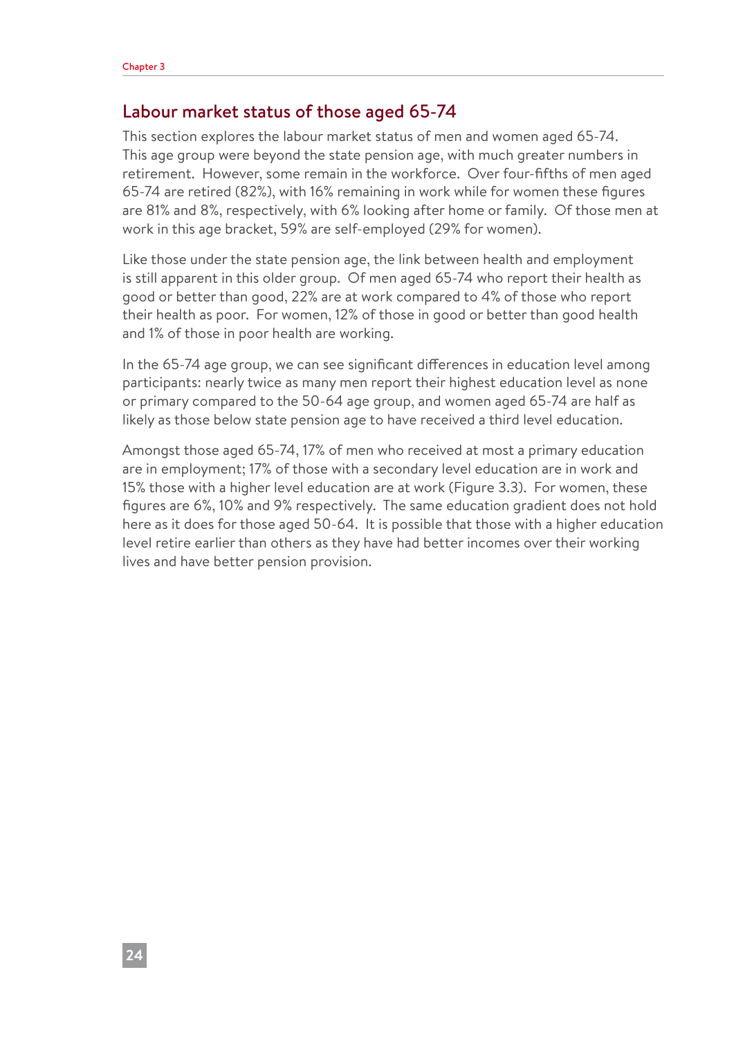## Labour market status of those aged 65-74

This section explores the labour market status of men and women aged 65-74. This age group were beyond the state pension age, with much greater numbers in retirement. However, some remain in the workforce. Over four-fifths of men aged 65-74 are retired (82%), with 16% remaining in work while for women these figures are 81% and 8%, respectively, with 6% looking after home or family. Of those men at work in this age bracket, 59% are self-employed (29% for women).

Like those under the state pension age, the link between health and employment is still apparent in this older group. Of men aged 65-74 who report their health as good or better than good, 22% are at work compared to 4% of those who report their health as poor. For women, 12% of those in good or better than good health and 1% of those in poor health are working.

In the 65-74 age group, we can see significant differences in education level among participants: nearly twice as many men report their highest education level as none or primary compared to the 50-64 age group, and women aged 65-74 are half as likely as those below state pension age to have received a third level education.

Amongst those aged 65-74, 17% of men who received at most a primary education are in employment; 17% of those with a secondary level education are in work and 15% those with a higher level education are at work (Figure 3.3). For women, these figures are 6%, 10% and 9% respectively. The same education gradient does not hold here as it does for those aged 50-64. It is possible that those with a higher education level retire earlier than others as they have had better incomes over their working lives and have better pension provision.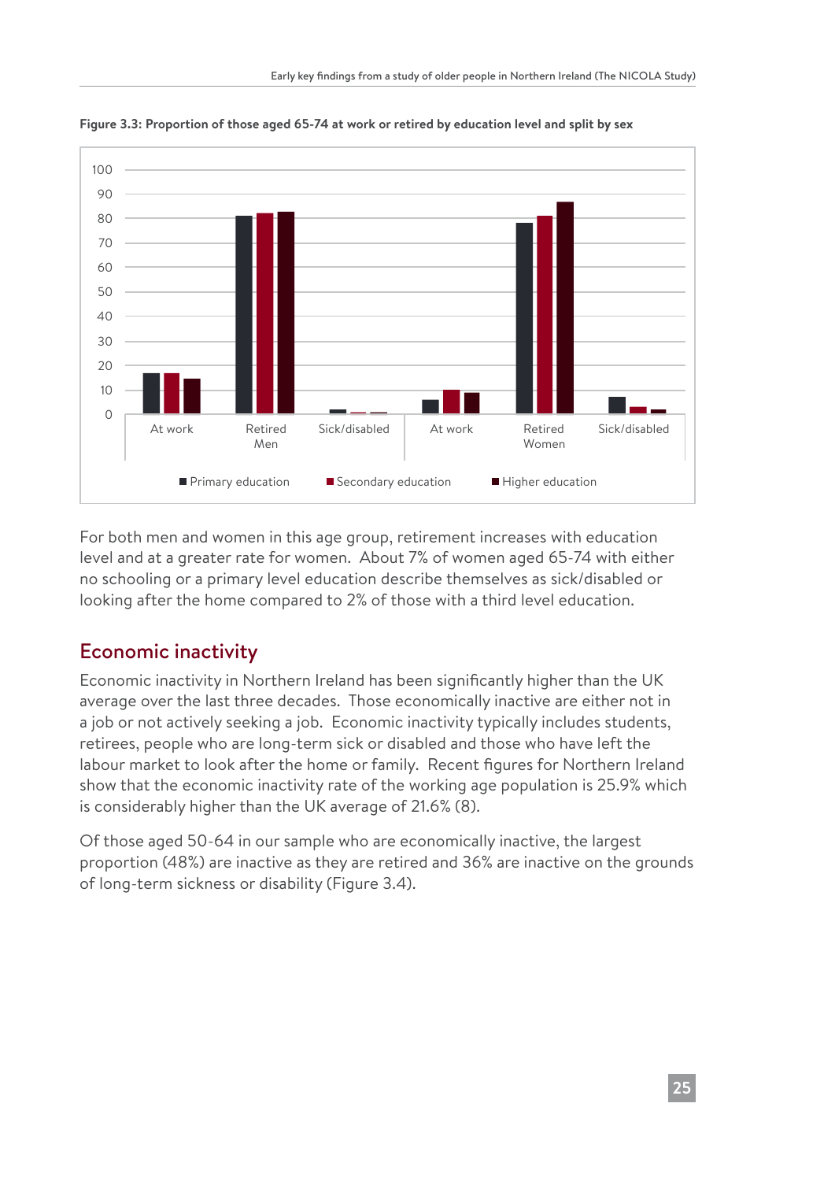**Figure 3.3: Proportion of those aged 65-74 at work or retired by education level and split by sex**

For both men and women in this age group, retirement increases with education level and at a greater rate for women. About 7% of women aged 65-74 with either no schooling or a primary level education describe themselves as sick/disabled or looking after the home compared to 2% of those with a third level education.

## Economic inactivity

Economic inactivity in Northern Ireland has been significantly higher than the UK average over the last three decades. Those economically inactive are either not in a job or not actively seeking a job. Economic inactivity typically includes students, retirees, people who are long-term sick or disabled and those who have left the labour market to look after the home or family. Recent figures for Northern Ireland show that the economic inactivity rate of the working age population is 25.9% which is considerably higher than the UK average of 21.6% (8).

Of those aged 50-64 in our sample who are economically inactive, the largest proportion (48%) are inactive as they are retired and 36% are inactive on the grounds of long-term sickness or disability (Figure 3.4).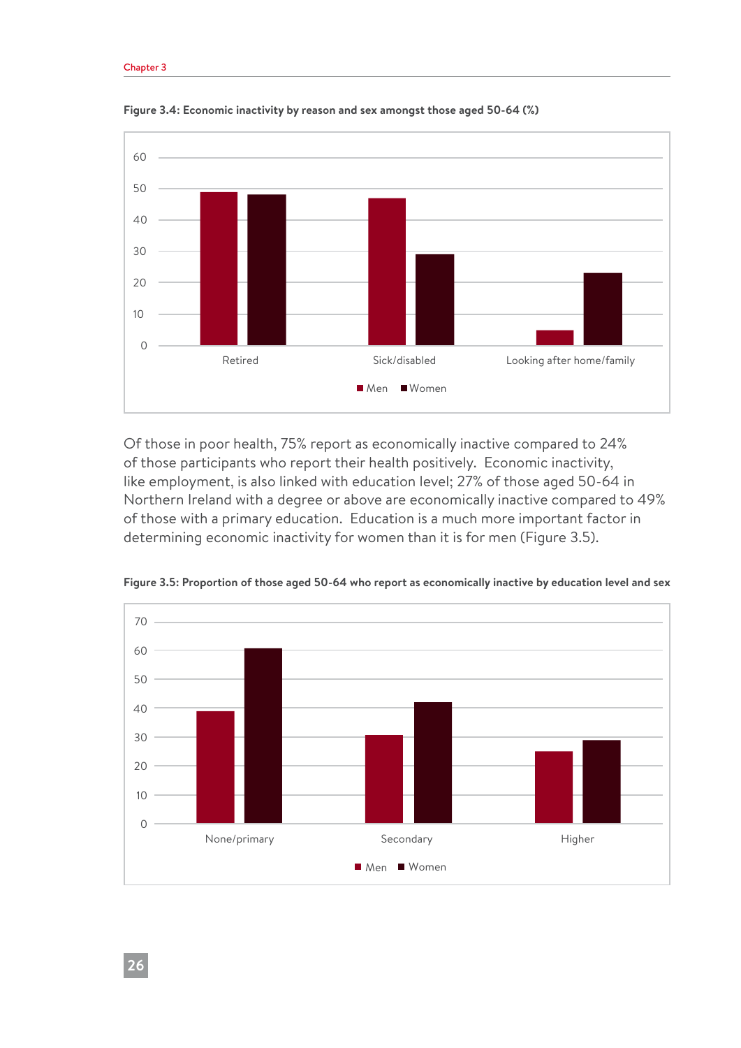**Figure 3.4: Economic inactivity by reason and sex amongst those aged 50-64 (%)**

**Figure 3.5** is referenced in the text below.

Of those in poor health, 75% report as economically inactive compared to 24% of those participants who report their health positively. Economic inactivity, like employment, is also linked with education level; 27% of those aged 50-64 in Northern Ireland with a degree or above are economically inactive compared to 49% of those with a primary education. Education is a much more important factor in determining economic inactivity for women than it is for men (Figure 3.5).

**Figure 3.5: Proportion of those aged 50-64 who report as economically inactive by education level and sex**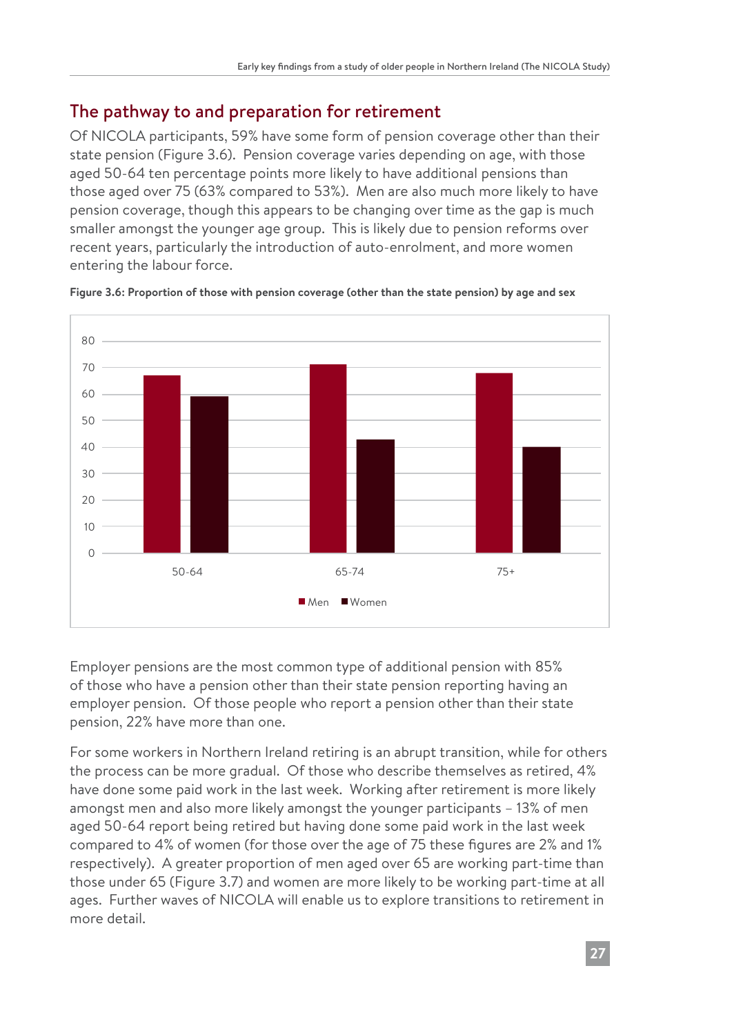## The pathway to and preparation for retirement

Of NICOLA participants, 59% have some form of pension coverage other than their state pension (Figure 3.6). Pension coverage varies depending on age, with those aged 50-64 ten percentage points more likely to have additional pensions than those aged over 75 (63% compared to 53%). Men are also much more likely to have pension coverage, though this appears to be changing over time as the gap is much smaller amongst the younger age group. This is likely due to pension reforms over recent years, particularly the introduction of auto-enrolment, and more women entering the labour force.

**Figure 3.6: Proportion of those with pension coverage (other than the state pension) by age and sex**

Employer pensions are the most common type of additional pension with 85% of those who have a pension other than their state pension reporting having an employer pension. Of those people who report a pension other than their state pension, 22% have more than one.

For some workers in Northern Ireland retiring is an abrupt transition, while for others the process can be more gradual. Of those who describe themselves as retired, 4% have done some paid work in the last week. Working after retirement is more likely amongst men and also more likely amongst the younger participants – 13% of men aged 50-64 report being retired but having done some paid work in the last week compared to 4% of women (for those over the age of 75 these figures are 2% and 1% respectively). A greater proportion of men aged over 65 are working part-time than those under 65 (Figure 3.7) and women are more likely to be working part-time at all ages. Further waves of NICOLA will enable us to explore transitions to retirement in more detail.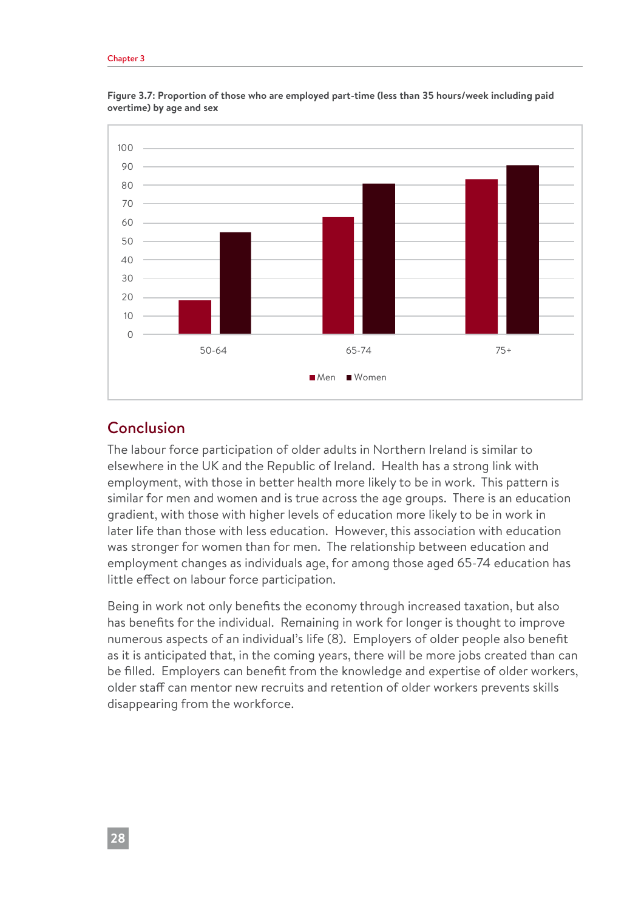**Figure 3.7: Proportion of those who are employed part-time (less than 35 hours/week including paid overtime) by age and sex**

## Conclusion

The labour force participation of older adults in Northern Ireland is similar to elsewhere in the UK and the Republic of Ireland. Health has a strong link with employment, with those in better health more likely to be in work. This pattern is similar for men and women and is true across the age groups. There is an education gradient, with those with higher levels of education more likely to be in work in later life than those with less education. However, this association with education was stronger for women than for men. The relationship between education and employment changes as individuals age, for among those aged 65-74 education has little effect on labour force participation.

Being in work not only benefits the economy through increased taxation, but also has benefits for the individual. Remaining in work for longer is thought to improve numerous aspects of an individual's life (8). Employers of older people also benefit as it is anticipated that, in the coming years, there will be more jobs created than can be filled. Employers can benefit from the knowledge and expertise of older workers, older staff can mentor new recruits and retention of older workers prevents skills disappearing from the workforce.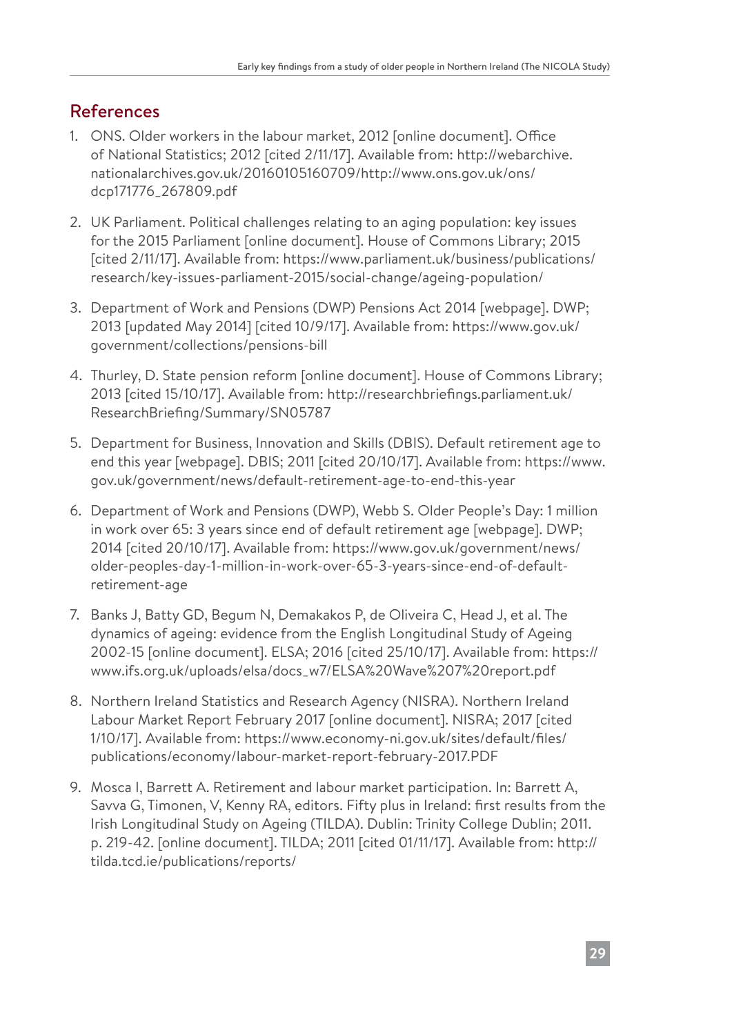## References

1. ONS. Older workers in the labour market, 2012 [online document]. Office of National Statistics; 2012 [cited 2/11/17]. Available from: http://webarchive.nationalarchives.gov.uk/20160105160709/http://www.ons.gov.uk/ons/dcp171776_267809.pdf

2. UK Parliament. Political challenges relating to an aging population: key issues for the 2015 Parliament [online document]. House of Commons Library; 2015 [cited 2/11/17]. Available from: https://www.parliament.uk/business/publications/research/key-issues-parliament-2015/social-change/ageing-population/

3. Department of Work and Pensions (DWP) Pensions Act 2014 [webpage]. DWP; 2013 [updated May 2014] [cited 10/9/17]. Available from: https://www.gov.uk/government/collections/pensions-bill

4. Thurley, D. State pension reform [online document]. House of Commons Library; 2013 [cited 15/10/17]. Available from: http://researchbriefings.parliament.uk/ResearchBriefing/Summary/SN05787

5. Department for Business, Innovation and Skills (DBIS). Default retirement age to end this year [webpage]. DBIS; 2011 [cited 20/10/17]. Available from: https://www.gov.uk/government/news/default-retirement-age-to-end-this-year

6. Department of Work and Pensions (DWP), Webb S. Older People's Day: 1 million in work over 65: 3 years since end of default retirement age [webpage]. DWP; 2014 [cited 20/10/17]. Available from: https://www.gov.uk/government/news/older-peoples-day-1-million-in-work-over-65-3-years-since-end-of-default-retirement-age

7. Banks J, Batty GD, Begum N, Demakakos P, de Oliveira C, Head J, et al. The dynamics of ageing: evidence from the English Longitudinal Study of Ageing 2002-15 [online document]. ELSA; 2016 [cited 25/10/17]. Available from: https://www.ifs.org.uk/uploads/elsa/docs_w7/ELSA%20Wave%207%20report.pdf

8. Northern Ireland Statistics and Research Agency (NISRA). Northern Ireland Labour Market Report February 2017 [online document]. NISRA; 2017 [cited 1/10/17]. Available from: https://www.economy-ni.gov.uk/sites/default/files/publications/economy/labour-market-report-february-2017.PDF

9. Mosca I, Barrett A. Retirement and labour market participation. In: Barrett A, Savva G, Timonen, V, Kenny RA, editors. Fifty plus in Ireland: first results from the Irish Longitudinal Study on Ageing (TILDA). Dublin: Trinity College Dublin; 2011. p. 219-42. [online document]. TILDA; 2011 [cited 01/11/17]. Available from: http://tilda.tcd.ie/publications/reports/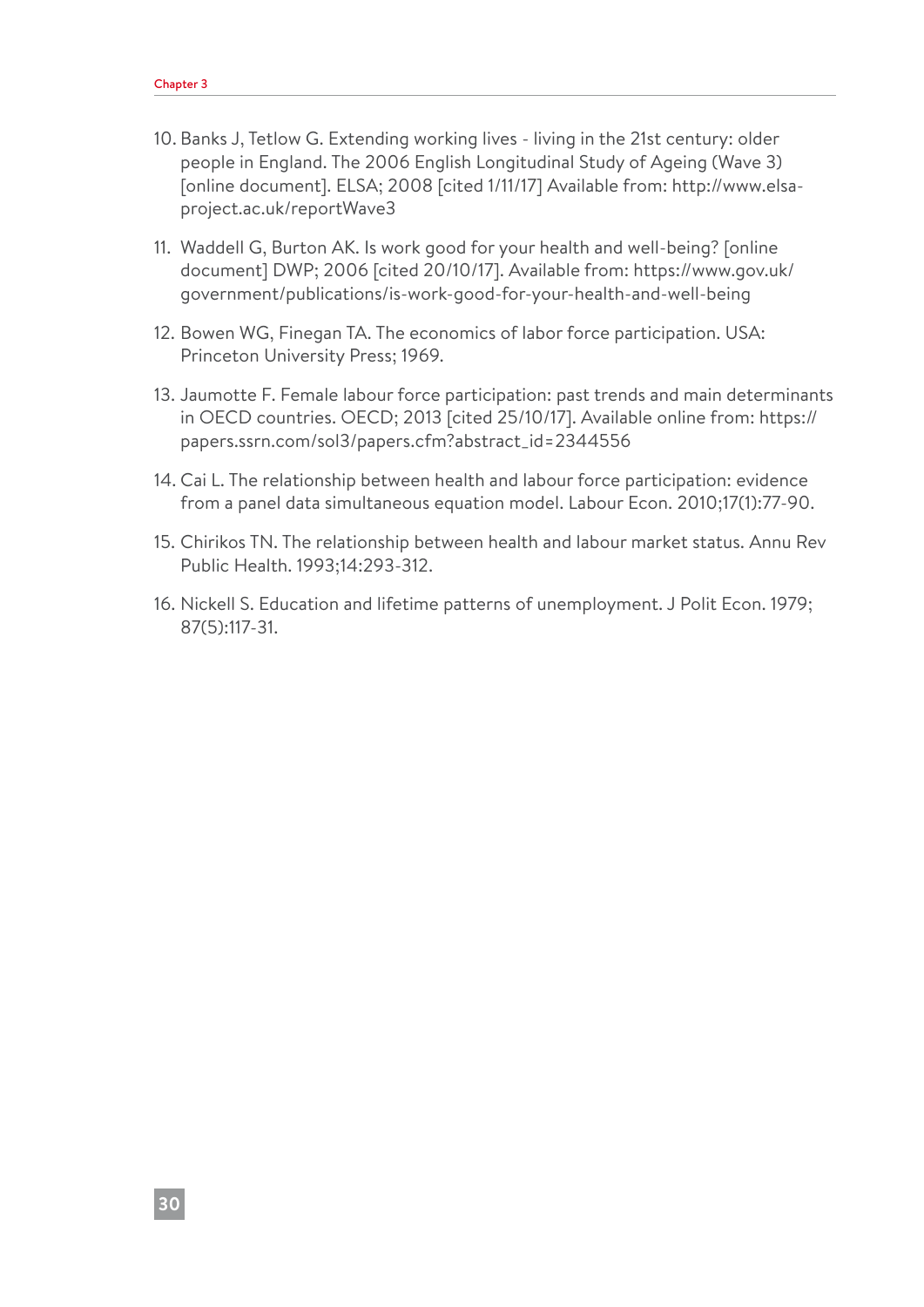10. Banks J, Tetlow G. Extending working lives - living in the 21st century: older people in England. The 2006 English Longitudinal Study of Ageing (Wave 3) [online document]. ELSA; 2008 [cited 1/11/17] Available from: http://www.elsa-project.ac.uk/reportWave3

11. Waddell G, Burton AK. Is work good for your health and well-being? [online document] DWP; 2006 [cited 20/10/17]. Available from: https://www.gov.uk/government/publications/is-work-good-for-your-health-and-well-being

12. Bowen WG, Finegan TA. The economics of labor force participation. USA: Princeton University Press; 1969.

13. Jaumotte F. Female labour force participation: past trends and main determinants in OECD countries. OECD; 2013 [cited 25/10/17]. Available online from: https://papers.ssrn.com/sol3/papers.cfm?abstract_id=2344556

14. Cai L. The relationship between health and labour force participation: evidence from a panel data simultaneous equation model. Labour Econ. 2010;17(1):77-90.

15. Chirikos TN. The relationship between health and labour market status. Annu Rev Public Health. 1993;14:293-312.

16. Nickell S. Education and lifetime patterns of unemployment. J Polit Econ. 1979; 87(5):117-31.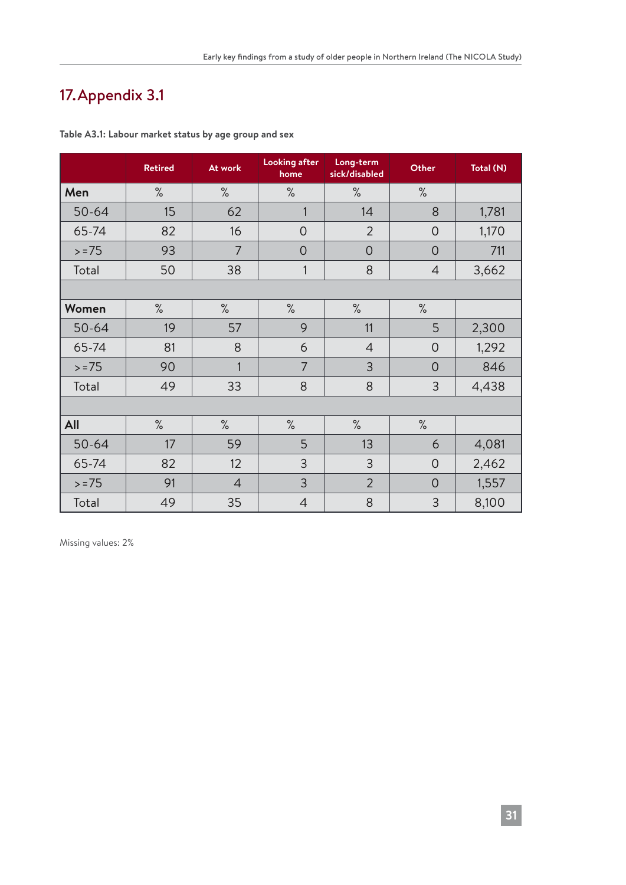# 17. Appendix 3.1

**Table A3.1: Labour market status by age group and sex**

| | Retired | At work | Looking after home | Long-term sick/disabled | Other | Total (N) |
|---|---|---|---|---|---|---|
| **Men** | % | % | % | % | % | |
| 50-64 | 15 | 62 | 1 | 14 | 8 | 1,781 |
| 65-74 | 82 | 16 | 0 | 2 | 0 | 1,170 |
| >=75 | 93 | 7 | 0 | 0 | 0 | 711 |
| Total | 50 | 38 | 1 | 8 | 4 | 3,662 |
| | | | | | | |
| **Women** | % | % | % | % | % | |
| 50-64 | 19 | 57 | 9 | 11 | 5 | 2,300 |
| 65-74 | 81 | 8 | 6 | 4 | 0 | 1,292 |
| >=75 | 90 | 1 | 7 | 3 | 0 | 846 |
| Total | 49 | 33 | 8 | 8 | 3 | 4,438 |
| | | | | | | |
| **All** | % | % | % | % | % | |
| 50-64 | 17 | 59 | 5 | 13 | 6 | 4,081 |
| 65-74 | 82 | 12 | 3 | 3 | 0 | 2,462 |
| >=75 | 91 | 4 | 3 | 2 | 0 | 1,557 |
| Total | 49 | 35 | 4 | 8 | 3 | 8,100 |

Missing values: 2%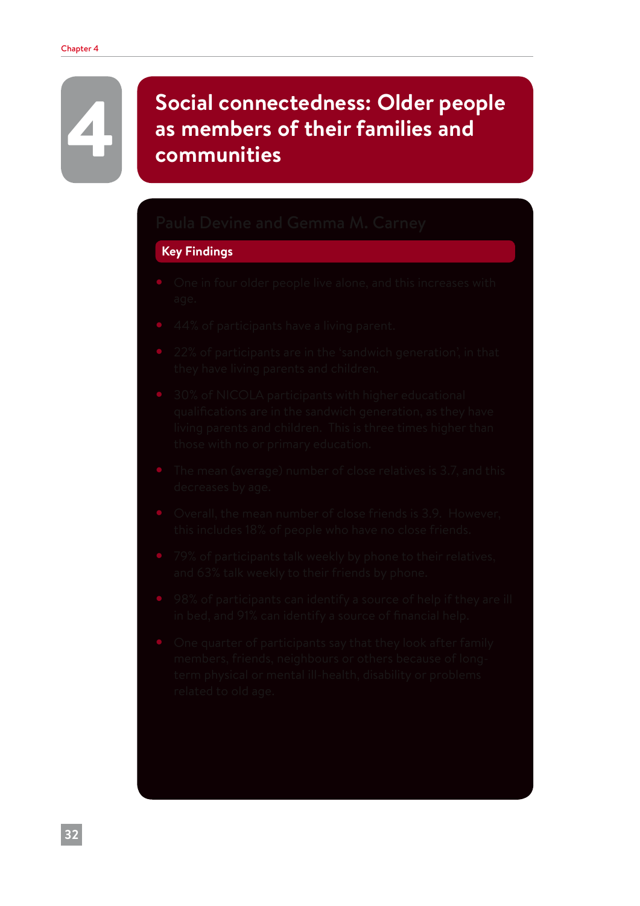# 4 Social connectedness: Older people as members of their families and communities

Paula Devine and Gemma M. Carney

## Key Findings

- One in four older people live alone, and this increases with age.
- 44% of participants have a living parent.
- 22% of participants are in the 'sandwich generation', in that they have living parents and children.
- 30% of NICOLA participants with higher educational qualifications are in the sandwich generation, as they have living parents and children. This is three times higher than those with no or primary education.
- The mean (average) number of close relatives is 3.7, and this decreases by age.
- Overall, the mean number of close friends is 3.9. However, this includes 18% of people who have no close friends.
- 79% of participants talk weekly by phone to their relatives, and 63% talk weekly to their friends by phone.
- 98% of participants can identify a source of help if they are ill in bed, and 91% can identify a source of financial help.
- One quarter of participants say that they look after family members, friends, neighbours or others because of long-term physical or mental ill-health, disability or problems related to old age.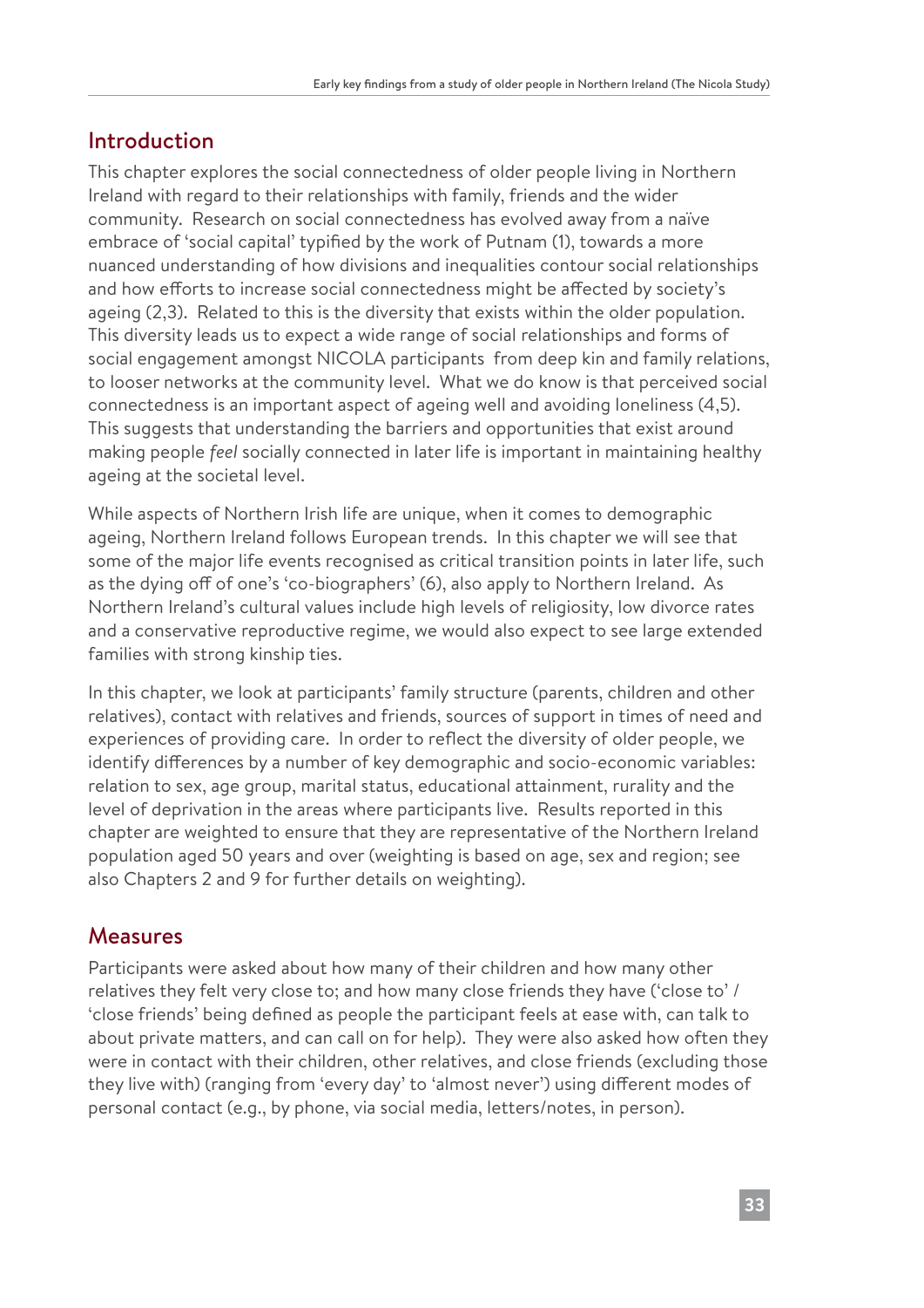## Introduction

This chapter explores the social connectedness of older people living in Northern Ireland with regard to their relationships with family, friends and the wider community. Research on social connectedness has evolved away from a naïve embrace of 'social capital' typified by the work of Putnam (1), towards a more nuanced understanding of how divisions and inequalities contour social relationships and how efforts to increase social connectedness might be affected by society's ageing (2,3). Related to this is the diversity that exists within the older population. This diversity leads us to expect a wide range of social relationships and forms of social engagement amongst NICOLA participants from deep kin and family relations, to looser networks at the community level. What we do know is that perceived social connectedness is an important aspect of ageing well and avoiding loneliness (4,5). This suggests that understanding the barriers and opportunities that exist around making people *feel* socially connected in later life is important in maintaining healthy ageing at the societal level.

While aspects of Northern Irish life are unique, when it comes to demographic ageing, Northern Ireland follows European trends. In this chapter we will see that some of the major life events recognised as critical transition points in later life, such as the dying off of one's 'co-biographers' (6), also apply to Northern Ireland. As Northern Ireland's cultural values include high levels of religiosity, low divorce rates and a conservative reproductive regime, we would also expect to see large extended families with strong kinship ties.

In this chapter, we look at participants' family structure (parents, children and other relatives), contact with relatives and friends, sources of support in times of need and experiences of providing care. In order to reflect the diversity of older people, we identify differences by a number of key demographic and socio-economic variables: relation to sex, age group, marital status, educational attainment, rurality and the level of deprivation in the areas where participants live. Results reported in this chapter are weighted to ensure that they are representative of the Northern Ireland population aged 50 years and over (weighting is based on age, sex and region; see also Chapters 2 and 9 for further details on weighting).

## Measures

Participants were asked about how many of their children and how many other relatives they felt very close to; and how many close friends they have ('close to' / 'close friends' being defined as people the participant feels at ease with, can talk to about private matters, and can call on for help). They were also asked how often they were in contact with their children, other relatives, and close friends (excluding those they live with) (ranging from 'every day' to 'almost never') using different modes of personal contact (e.g., by phone, via social media, letters/notes, in person).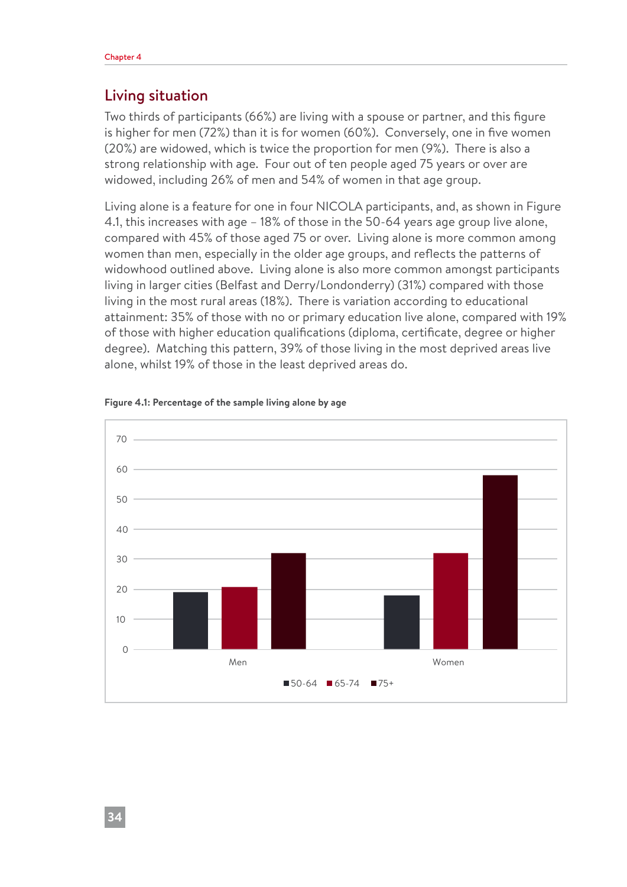## Living situation

Two thirds of participants (66%) are living with a spouse or partner, and this figure is higher for men (72%) than it is for women (60%). Conversely, one in five women (20%) are widowed, which is twice the proportion for men (9%). There is also a strong relationship with age. Four out of ten people aged 75 years or over are widowed, including 26% of men and 54% of women in that age group.

Living alone is a feature for one in four NICOLA participants, and, as shown in Figure 4.1, this increases with age – 18% of those in the 50-64 years age group live alone, compared with 45% of those aged 75 or over. Living alone is more common among women than men, especially in the older age groups, and reflects the patterns of widowhood outlined above. Living alone is also more common amongst participants living in larger cities (Belfast and Derry/Londonderry) (31%) compared with those living in the most rural areas (18%). There is variation according to educational attainment: 35% of those with no or primary education live alone, compared with 19% of those with higher education qualifications (diploma, certificate, degree or higher degree). Matching this pattern, 39% of those living in the most deprived areas live alone, whilst 19% of those in the least deprived areas do.

**Figure 4.1: Percentage of the sample living alone by age**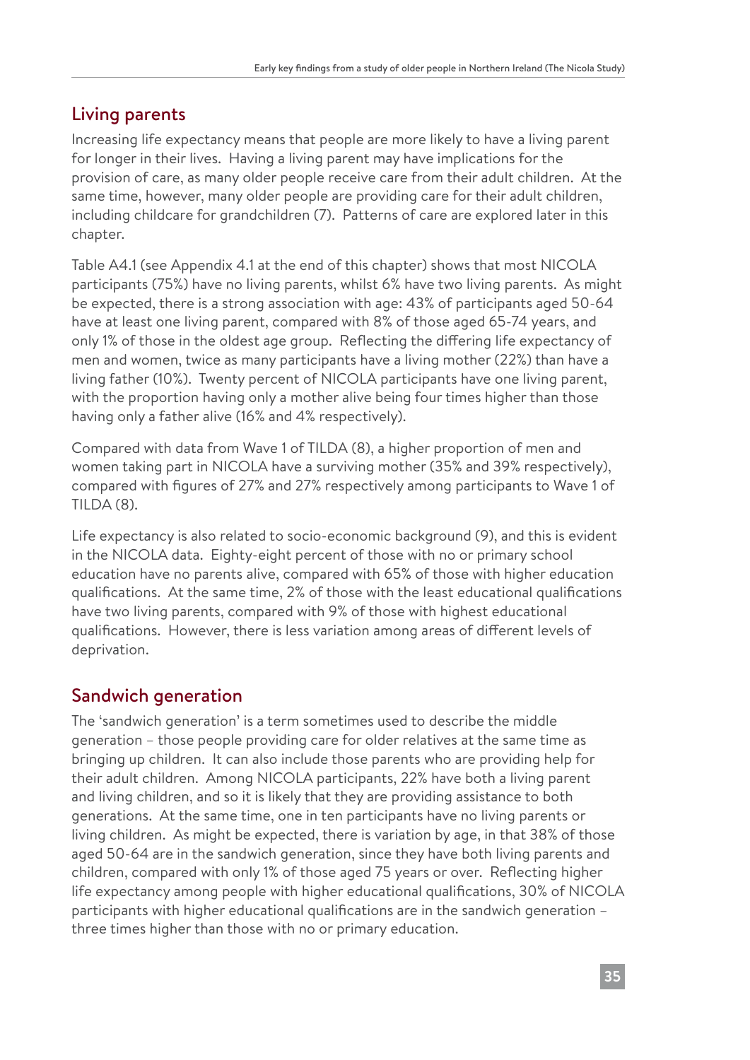## Living parents

Increasing life expectancy means that people are more likely to have a living parent for longer in their lives. Having a living parent may have implications for the provision of care, as many older people receive care from their adult children. At the same time, however, many older people are providing care for their adult children, including childcare for grandchildren (7). Patterns of care are explored later in this chapter.

Table A4.1 (see Appendix 4.1 at the end of this chapter) shows that most NICOLA participants (75%) have no living parents, whilst 6% have two living parents. As might be expected, there is a strong association with age: 43% of participants aged 50-64 have at least one living parent, compared with 8% of those aged 65-74 years, and only 1% of those in the oldest age group. Reflecting the differing life expectancy of men and women, twice as many participants have a living mother (22%) than have a living father (10%). Twenty percent of NICOLA participants have one living parent, with the proportion having only a mother alive being four times higher than those having only a father alive (16% and 4% respectively).

Compared with data from Wave 1 of TILDA (8), a higher proportion of men and women taking part in NICOLA have a surviving mother (35% and 39% respectively), compared with figures of 27% and 27% respectively among participants to Wave 1 of TILDA (8).

Life expectancy is also related to socio-economic background (9), and this is evident in the NICOLA data. Eighty-eight percent of those with no or primary school education have no parents alive, compared with 65% of those with higher education qualifications. At the same time, 2% of those with the least educational qualifications have two living parents, compared with 9% of those with highest educational qualifications. However, there is less variation among areas of different levels of deprivation.

## Sandwich generation

The 'sandwich generation' is a term sometimes used to describe the middle generation – those people providing care for older relatives at the same time as bringing up children. It can also include those parents who are providing help for their adult children. Among NICOLA participants, 22% have both a living parent and living children, and so it is likely that they are providing assistance to both generations. At the same time, one in ten participants have no living parents or living children. As might be expected, there is variation by age, in that 38% of those aged 50-64 are in the sandwich generation, since they have both living parents and children, compared with only 1% of those aged 75 years or over. Reflecting higher life expectancy among people with higher educational qualifications, 30% of NICOLA participants with higher educational qualifications are in the sandwich generation – three times higher than those with no or primary education.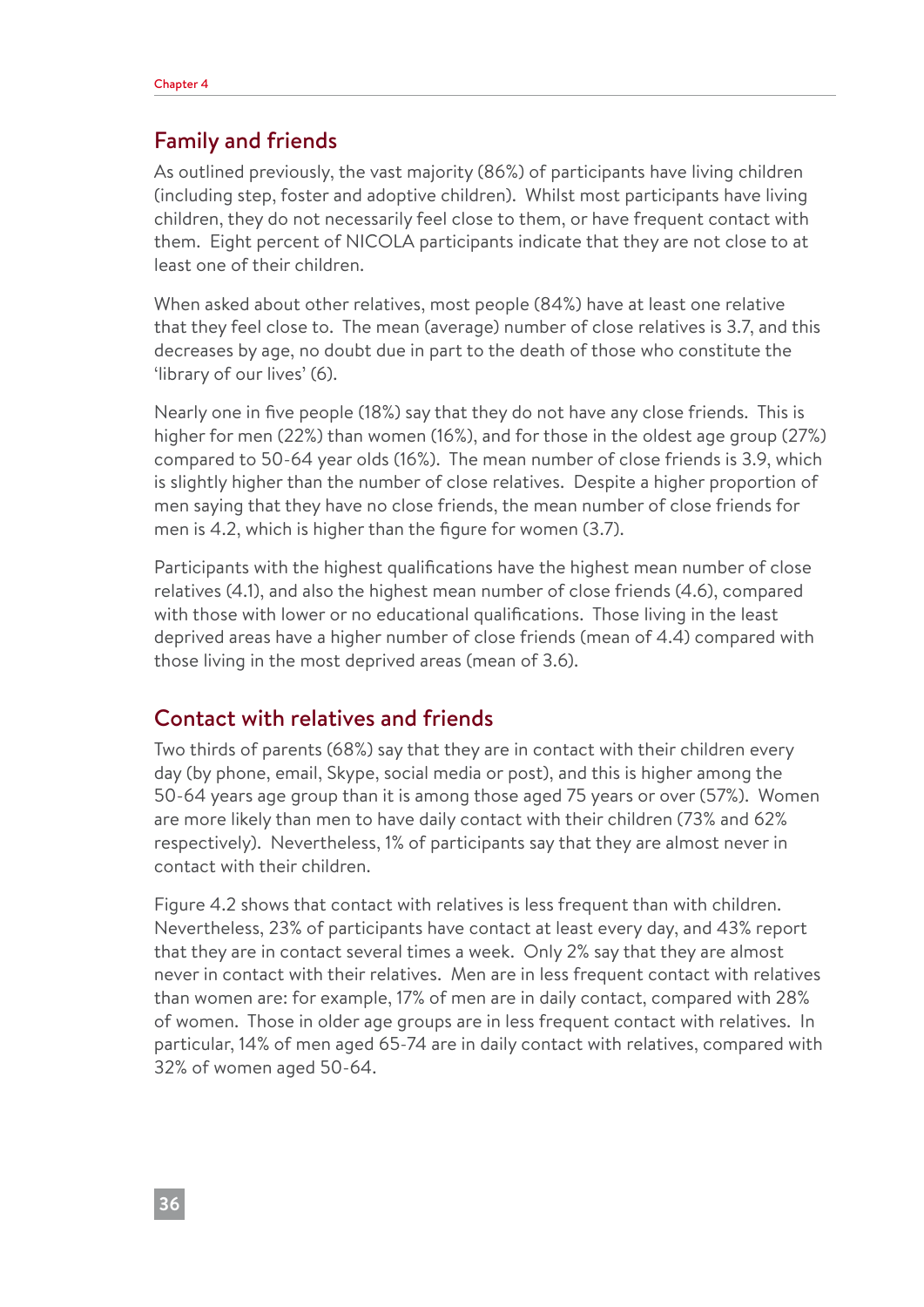## Family and friends

As outlined previously, the vast majority (86%) of participants have living children (including step, foster and adoptive children). Whilst most participants have living children, they do not necessarily feel close to them, or have frequent contact with them. Eight percent of NICOLA participants indicate that they are not close to at least one of their children.

When asked about other relatives, most people (84%) have at least one relative that they feel close to. The mean (average) number of close relatives is 3.7, and this decreases by age, no doubt due in part to the death of those who constitute the 'library of our lives' (6).

Nearly one in five people (18%) say that they do not have any close friends. This is higher for men (22%) than women (16%), and for those in the oldest age group (27%) compared to 50-64 year olds (16%). The mean number of close friends is 3.9, which is slightly higher than the number of close relatives. Despite a higher proportion of men saying that they have no close friends, the mean number of close friends for men is 4.2, which is higher than the figure for women (3.7).

Participants with the highest qualifications have the highest mean number of close relatives (4.1), and also the highest mean number of close friends (4.6), compared with those with lower or no educational qualifications. Those living in the least deprived areas have a higher number of close friends (mean of 4.4) compared with those living in the most deprived areas (mean of 3.6).

## Contact with relatives and friends

Two thirds of parents (68%) say that they are in contact with their children every day (by phone, email, Skype, social media or post), and this is higher among the 50-64 years age group than it is among those aged 75 years or over (57%). Women are more likely than men to have daily contact with their children (73% and 62% respectively). Nevertheless, 1% of participants say that they are almost never in contact with their children.

Figure 4.2 shows that contact with relatives is less frequent than with children. Nevertheless, 23% of participants have contact at least every day, and 43% report that they are in contact several times a week. Only 2% say that they are almost never in contact with their relatives. Men are in less frequent contact with relatives than women are: for example, 17% of men are in daily contact, compared with 28% of women. Those in older age groups are in less frequent contact with relatives. In particular, 14% of men aged 65-74 are in daily contact with relatives, compared with 32% of women aged 50-64.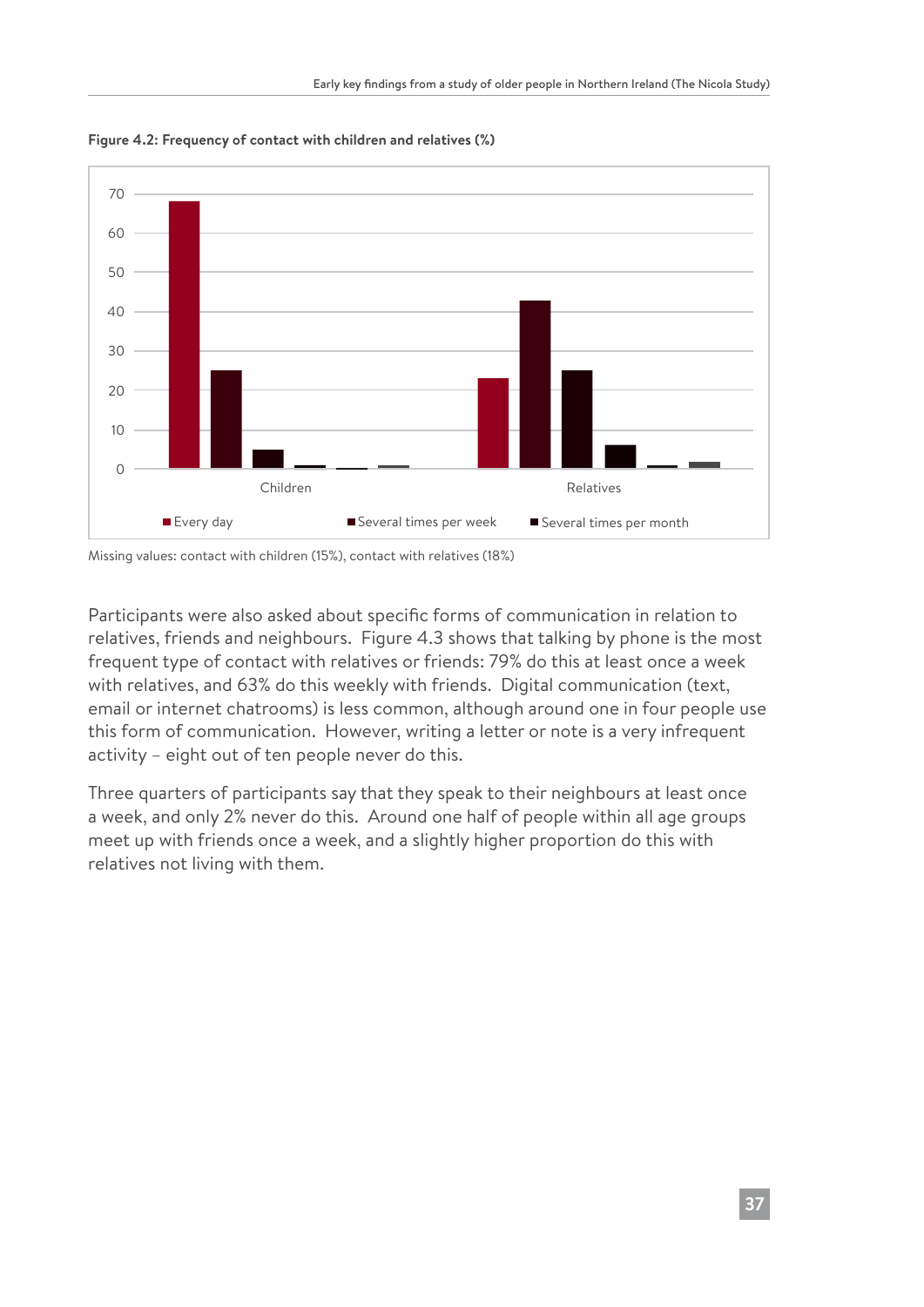**Figure 4.2: Frequency of contact with children and relatives (%)**

Missing values: contact with children (15%), contact with relatives (18%)

Participants were also asked about specific forms of communication in relation to relatives, friends and neighbours. Figure 4.3 shows that talking by phone is the most frequent type of contact with relatives or friends: 79% do this at least once a week with relatives, and 63% do this weekly with friends. Digital communication (text, email or internet chatrooms) is less common, although around one in four people use this form of communication. However, writing a letter or note is a very infrequent activity – eight out of ten people never do this.

Three quarters of participants say that they speak to their neighbours at least once a week, and only 2% never do this. Around one half of people within all age groups meet up with friends once a week, and a slightly higher proportion do this with relatives not living with them.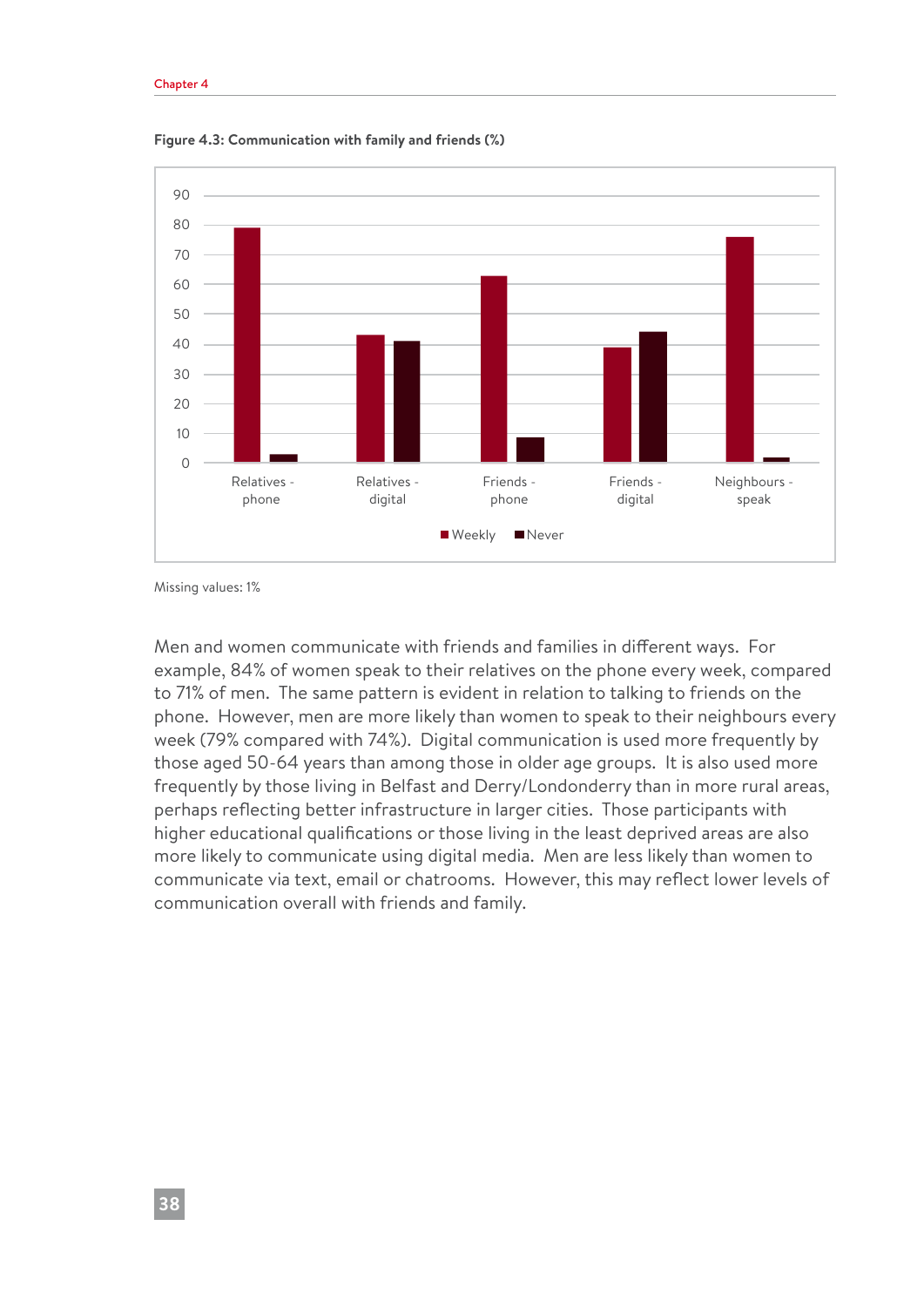**Figure 4.3: Communication with family and friends (%)**

Missing values: 1%

Men and women communicate with friends and families in different ways. For example, 84% of women speak to their relatives on the phone every week, compared to 71% of men. The same pattern is evident in relation to talking to friends on the phone. However, men are more likely than women to speak to their neighbours every week (79% compared with 74%). Digital communication is used more frequently by those aged 50-64 years than among those in older age groups. It is also used more frequently by those living in Belfast and Derry/Londonderry than in more rural areas, perhaps reflecting better infrastructure in larger cities. Those participants with higher educational qualifications or those living in the least deprived areas are also more likely to communicate using digital media. Men are less likely than women to communicate via text, email or chatrooms. However, this may reflect lower levels of communication overall with friends and family.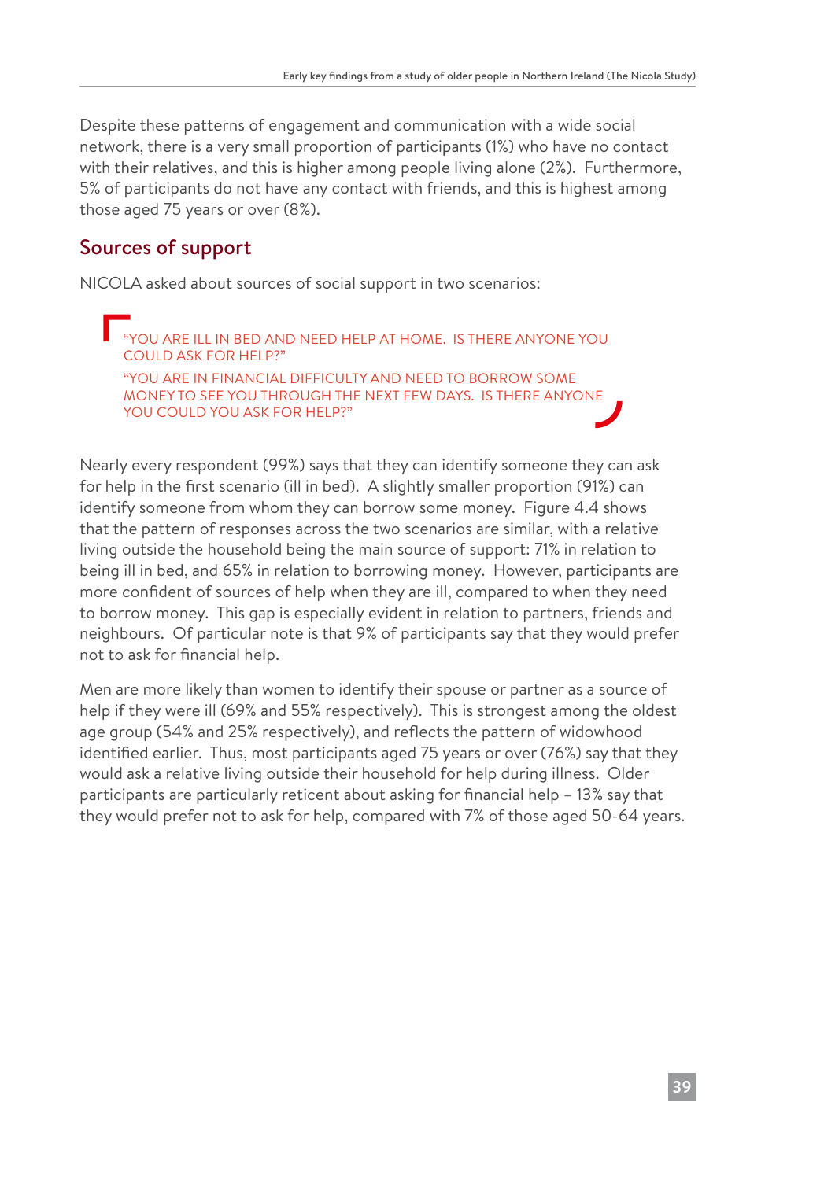Despite these patterns of engagement and communication with a wide social network, there is a very small proportion of participants (1%) who have no contact with their relatives, and this is higher among people living alone (2%). Furthermore, 5% of participants do not have any contact with friends, and this is highest among those aged 75 years or over (8%).

## Sources of support

NICOLA asked about sources of social support in two scenarios:

> "YOU ARE ILL IN BED AND NEED HELP AT HOME. IS THERE ANYONE YOU COULD ASK FOR HELP?"
>
> "YOU ARE IN FINANCIAL DIFFICULTY AND NEED TO BORROW SOME MONEY TO SEE YOU THROUGH THE NEXT FEW DAYS. IS THERE ANYONE YOU COULD YOU ASK FOR HELP?"

Nearly every respondent (99%) says that they can identify someone they can ask for help in the first scenario (ill in bed). A slightly smaller proportion (91%) can identify someone from whom they can borrow some money. Figure 4.4 shows that the pattern of responses across the two scenarios are similar, with a relative living outside the household being the main source of support: 71% in relation to being ill in bed, and 65% in relation to borrowing money. However, participants are more confident of sources of help when they are ill, compared to when they need to borrow money. This gap is especially evident in relation to partners, friends and neighbours. Of particular note is that 9% of participants say that they would prefer not to ask for financial help.

Men are more likely than women to identify their spouse or partner as a source of help if they were ill (69% and 55% respectively). This is strongest among the oldest age group (54% and 25% respectively), and reflects the pattern of widowhood identified earlier. Thus, most participants aged 75 years or over (76%) say that they would ask a relative living outside their household for help during illness. Older participants are particularly reticent about asking for financial help – 13% say that they would prefer not to ask for help, compared with 7% of those aged 50-64 years.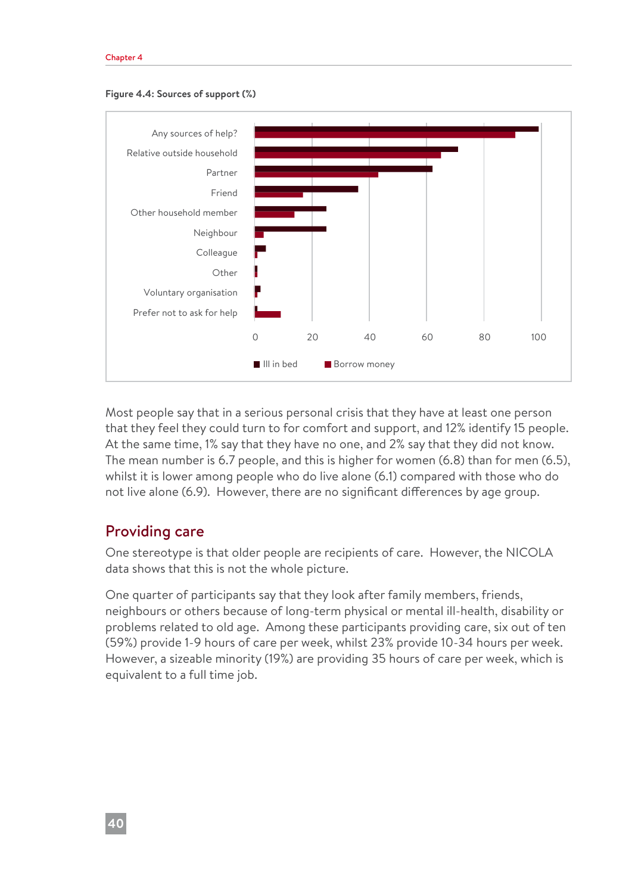**Figure 4.4: Sources of support (%)**

Most people say that in a serious personal crisis that they have at least one person that they feel they could turn to for comfort and support, and 12% identify 15 people. At the same time, 1% say that they have no one, and 2% say that they did not know. The mean number is 6.7 people, and this is higher for women (6.8) than for men (6.5), whilst it is lower among people who do live alone (6.1) compared with those who do not live alone (6.9). However, there are no significant differences by age group.

## Providing care

One stereotype is that older people are recipients of care. However, the NICOLA data shows that this is not the whole picture.

One quarter of participants say that they look after family members, friends, neighbours or others because of long-term physical or mental ill-health, disability or problems related to old age. Among these participants providing care, six out of ten (59%) provide 1-9 hours of care per week, whilst 23% provide 10-34 hours per week. However, a sizeable minority (19%) are providing 35 hours of care per week, which is equivalent to a full time job.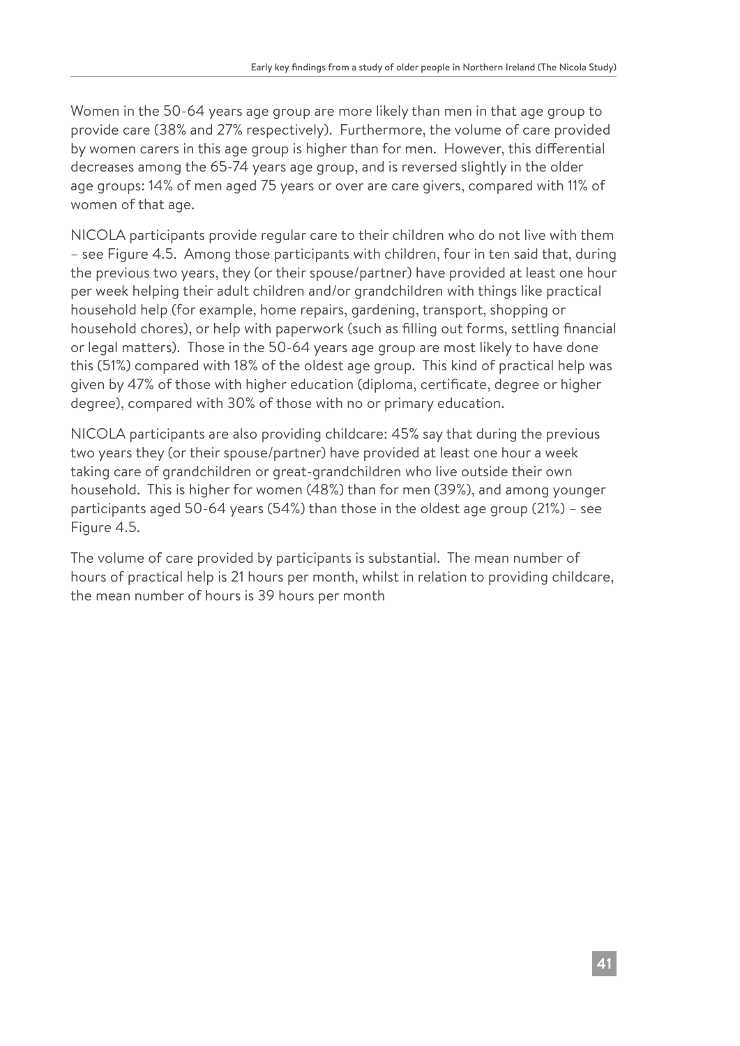Women in the 50-64 years age group are more likely than men in that age group to provide care (38% and 27% respectively). Furthermore, the volume of care provided by women carers in this age group is higher than for men. However, this differential decreases among the 65-74 years age group, and is reversed slightly in the older age groups: 14% of men aged 75 years or over are care givers, compared with 11% of women of that age.

NICOLA participants provide regular care to their children who do not live with them – see Figure 4.5. Among those participants with children, four in ten said that, during the previous two years, they (or their spouse/partner) have provided at least one hour per week helping their adult children and/or grandchildren with things like practical household help (for example, home repairs, gardening, transport, shopping or household chores), or help with paperwork (such as filling out forms, settling financial or legal matters). Those in the 50-64 years age group are most likely to have done this (51%) compared with 18% of the oldest age group. This kind of practical help was given by 47% of those with higher education (diploma, certificate, degree or higher degree), compared with 30% of those with no or primary education.

NICOLA participants are also providing childcare: 45% say that during the previous two years they (or their spouse/partner) have provided at least one hour a week taking care of grandchildren or great-grandchildren who live outside their own household. This is higher for women (48%) than for men (39%), and among younger participants aged 50-64 years (54%) than those in the oldest age group (21%) – see Figure 4.5.

The volume of care provided by participants is substantial. The mean number of hours of practical help is 21 hours per month, whilst in relation to providing childcare, the mean number of hours is 39 hours per month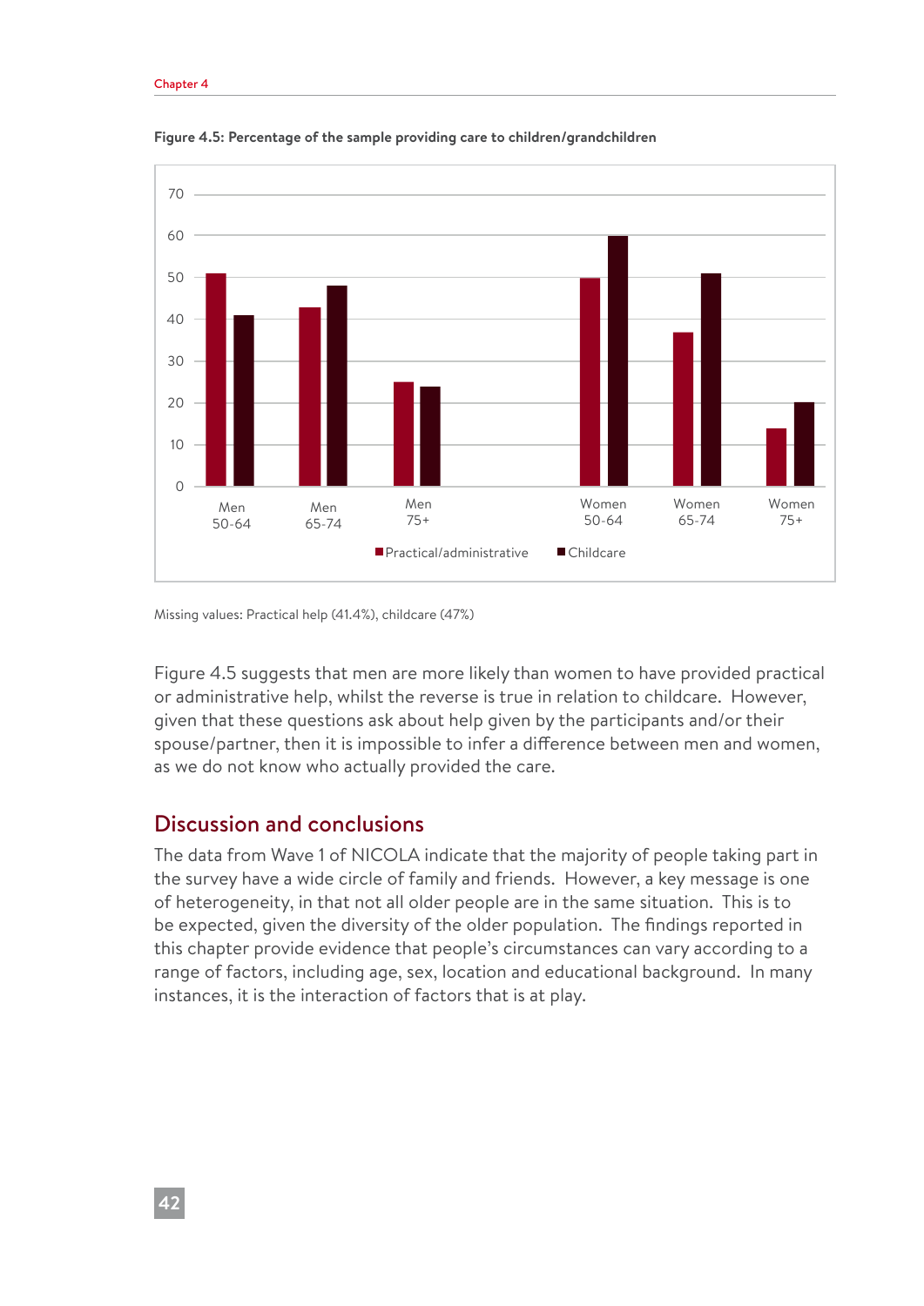**Figure 4.5: Percentage of the sample providing care to children/grandchildren**

Missing values: Practical help (41.4%), childcare (47%)

Figure 4.5 suggests that men are more likely than women to have provided practical or administrative help, whilst the reverse is true in relation to childcare. However, given that these questions ask about help given by the participants and/or their spouse/partner, then it is impossible to infer a difference between men and women, as we do not know who actually provided the care.

## Discussion and conclusions

The data from Wave 1 of NICOLA indicate that the majority of people taking part in the survey have a wide circle of family and friends. However, a key message is one of heterogeneity, in that not all older people are in the same situation. This is to be expected, given the diversity of the older population. The findings reported in this chapter provide evidence that people's circumstances can vary according to a range of factors, including age, sex, location and educational background. In many instances, it is the interaction of factors that is at play.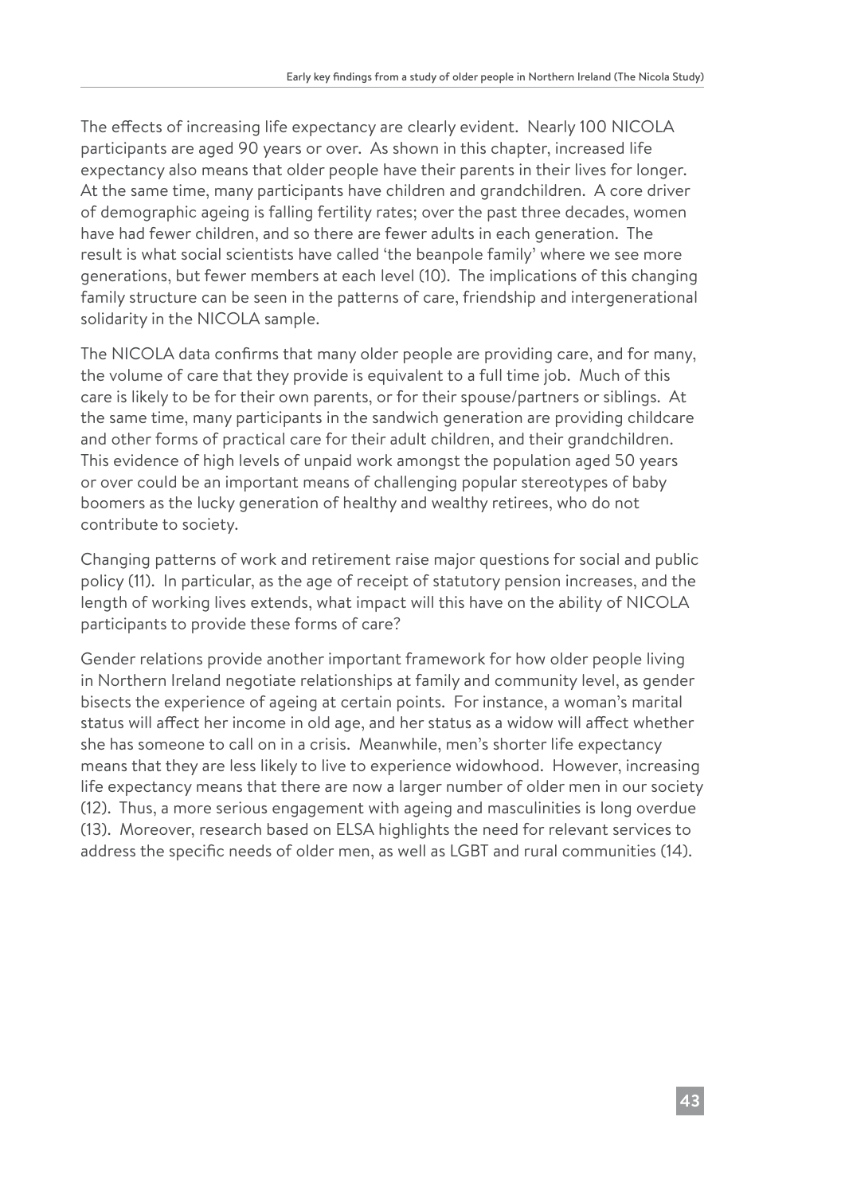The effects of increasing life expectancy are clearly evident. Nearly 100 NICOLA participants are aged 90 years or over. As shown in this chapter, increased life expectancy also means that older people have their parents in their lives for longer. At the same time, many participants have children and grandchildren. A core driver of demographic ageing is falling fertility rates; over the past three decades, women have had fewer children, and so there are fewer adults in each generation. The result is what social scientists have called 'the beanpole family' where we see more generations, but fewer members at each level (10). The implications of this changing family structure can be seen in the patterns of care, friendship and intergenerational solidarity in the NICOLA sample.

The NICOLA data confirms that many older people are providing care, and for many, the volume of care that they provide is equivalent to a full time job. Much of this care is likely to be for their own parents, or for their spouse/partners or siblings. At the same time, many participants in the sandwich generation are providing childcare and other forms of practical care for their adult children, and their grandchildren. This evidence of high levels of unpaid work amongst the population aged 50 years or over could be an important means of challenging popular stereotypes of baby boomers as the lucky generation of healthy and wealthy retirees, who do not contribute to society.

Changing patterns of work and retirement raise major questions for social and public policy (11). In particular, as the age of receipt of statutory pension increases, and the length of working lives extends, what impact will this have on the ability of NICOLA participants to provide these forms of care?

Gender relations provide another important framework for how older people living in Northern Ireland negotiate relationships at family and community level, as gender bisects the experience of ageing at certain points. For instance, a woman's marital status will affect her income in old age, and her status as a widow will affect whether she has someone to call on in a crisis. Meanwhile, men's shorter life expectancy means that they are less likely to live to experience widowhood. However, increasing life expectancy means that there are now a larger number of older men in our society (12). Thus, a more serious engagement with ageing and masculinities is long overdue (13). Moreover, research based on ELSA highlights the need for relevant services to address the specific needs of older men, as well as LGBT and rural communities (14).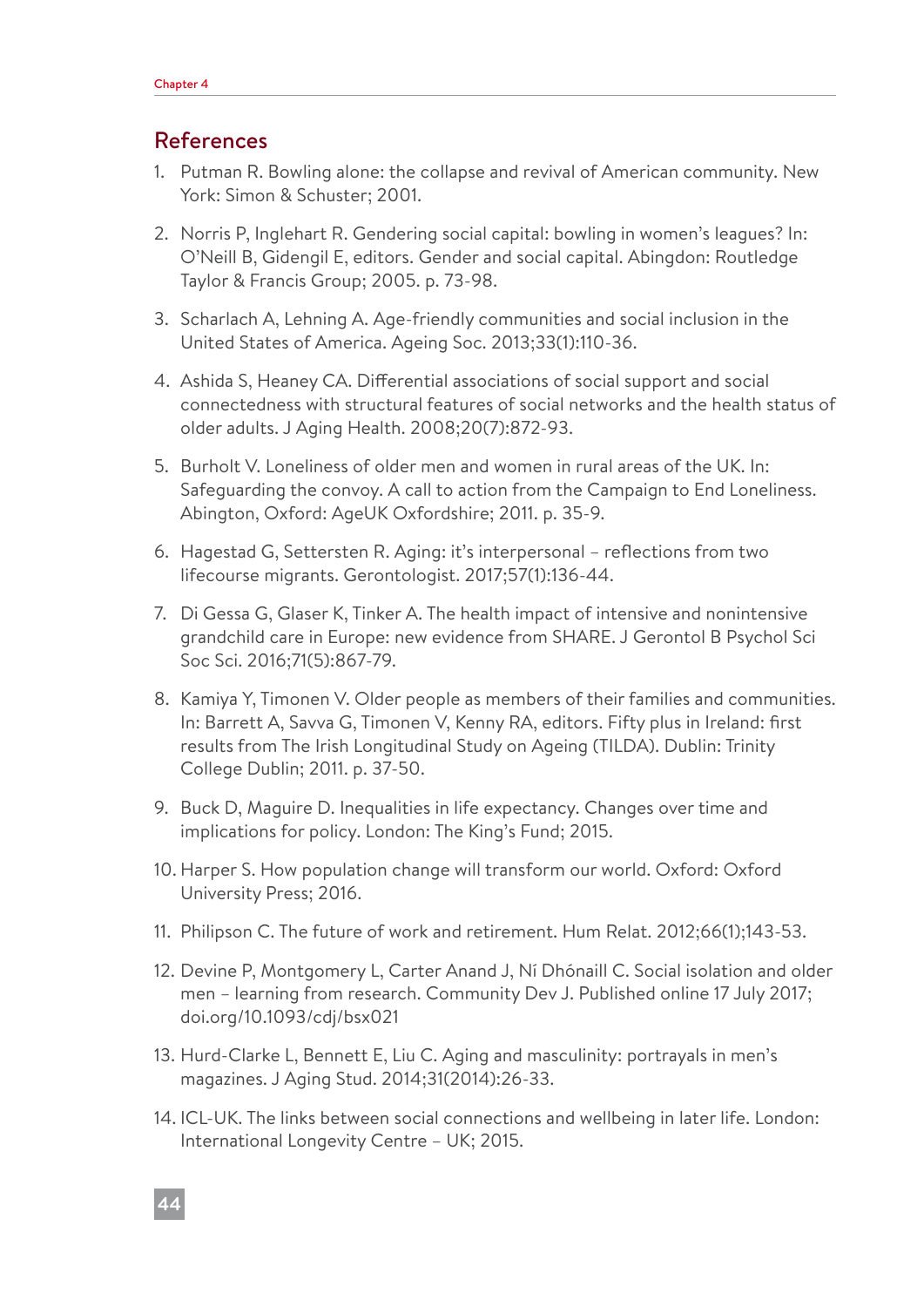## References

1. Putman R. Bowling alone: the collapse and revival of American community. New York: Simon & Schuster; 2001.
2. Norris P, Inglehart R. Gendering social capital: bowling in women's leagues? In: O'Neill B, Gidengil E, editors. Gender and social capital. Abingdon: Routledge Taylor & Francis Group; 2005. p. 73-98.
3. Scharlach A, Lehning A. Age-friendly communities and social inclusion in the United States of America. Ageing Soc. 2013;33(1):110-36.
4. Ashida S, Heaney CA. Differential associations of social support and social connectedness with structural features of social networks and the health status of older adults. J Aging Health. 2008;20(7):872-93.
5. Burholt V. Loneliness of older men and women in rural areas of the UK. In: Safeguarding the convoy. A call to action from the Campaign to End Loneliness. Abington, Oxford: AgeUK Oxfordshire; 2011. p. 35-9.
6. Hagestad G, Settersten R. Aging: it's interpersonal – reflections from two lifecourse migrants. Gerontologist. 2017;57(1):136-44.
7. Di Gessa G, Glaser K, Tinker A. The health impact of intensive and nonintensive grandchild care in Europe: new evidence from SHARE. J Gerontol B Psychol Sci Soc Sci. 2016;71(5):867-79.
8. Kamiya Y, Timonen V. Older people as members of their families and communities. In: Barrett A, Savva G, Timonen V, Kenny RA, editors. Fifty plus in Ireland: first results from The Irish Longitudinal Study on Ageing (TILDA). Dublin: Trinity College Dublin; 2011. p. 37-50.
9. Buck D, Maguire D. Inequalities in life expectancy. Changes over time and implications for policy. London: The King's Fund; 2015.
10. Harper S. How population change will transform our world. Oxford: Oxford University Press; 2016.
11. Philipson C. The future of work and retirement. Hum Relat. 2012;66(1);143-53.
12. Devine P, Montgomery L, Carter Anand J, Ní Dhónaill C. Social isolation and older men – learning from research. Community Dev J. Published online 17 July 2017; doi.org/10.1093/cdj/bsx021
13. Hurd-Clarke L, Bennett E, Liu C. Aging and masculinity: portrayals in men's magazines. J Aging Stud. 2014;31(2014):26-33.
14. ICL-UK. The links between social connections and wellbeing in later life. London: International Longevity Centre – UK; 2015.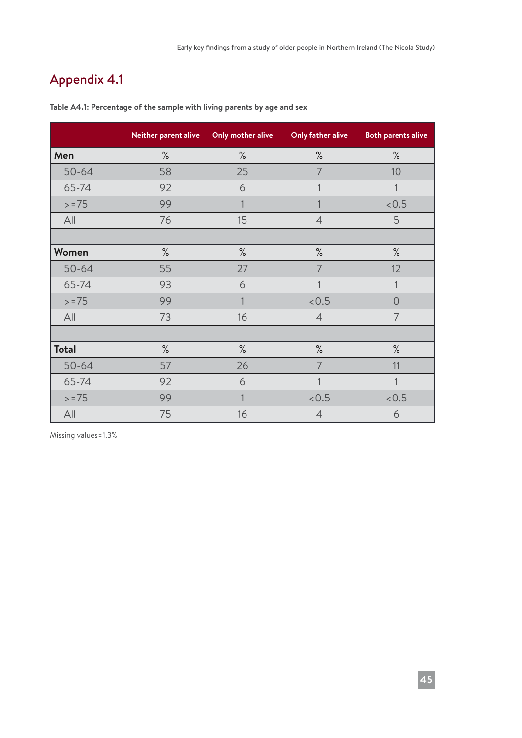## Appendix 4.1

**Table A4.1: Percentage of the sample with living parents by age and sex**

| | Neither parent alive | Only mother alive | Only father alive | Both parents alive |
|---|---|---|---|---|
| **Men** | % | % | % | % |
| 50-64 | 58 | 25 | 7 | 10 |
| 65-74 | 92 | 6 | 1 | 1 |
| >=75 | 99 | 1 | 1 | <0.5 |
| All | 76 | 15 | 4 | 5 |
| | | | | |
| **Women** | % | % | % | % |
| 50-64 | 55 | 27 | 7 | 12 |
| 65-74 | 93 | 6 | 1 | 1 |
| >=75 | 99 | 1 | <0.5 | 0 |
| All | 73 | 16 | 4 | 7 |
| | | | | |
| **Total** | % | % | % | % |
| 50-64 | 57 | 26 | 7 | 11 |
| 65-74 | 92 | 6 | 1 | 1 |
| >=75 | 99 | 1 | <0.5 | <0.5 |
| All | 75 | 16 | 4 | 6 |

Missing values=1.3%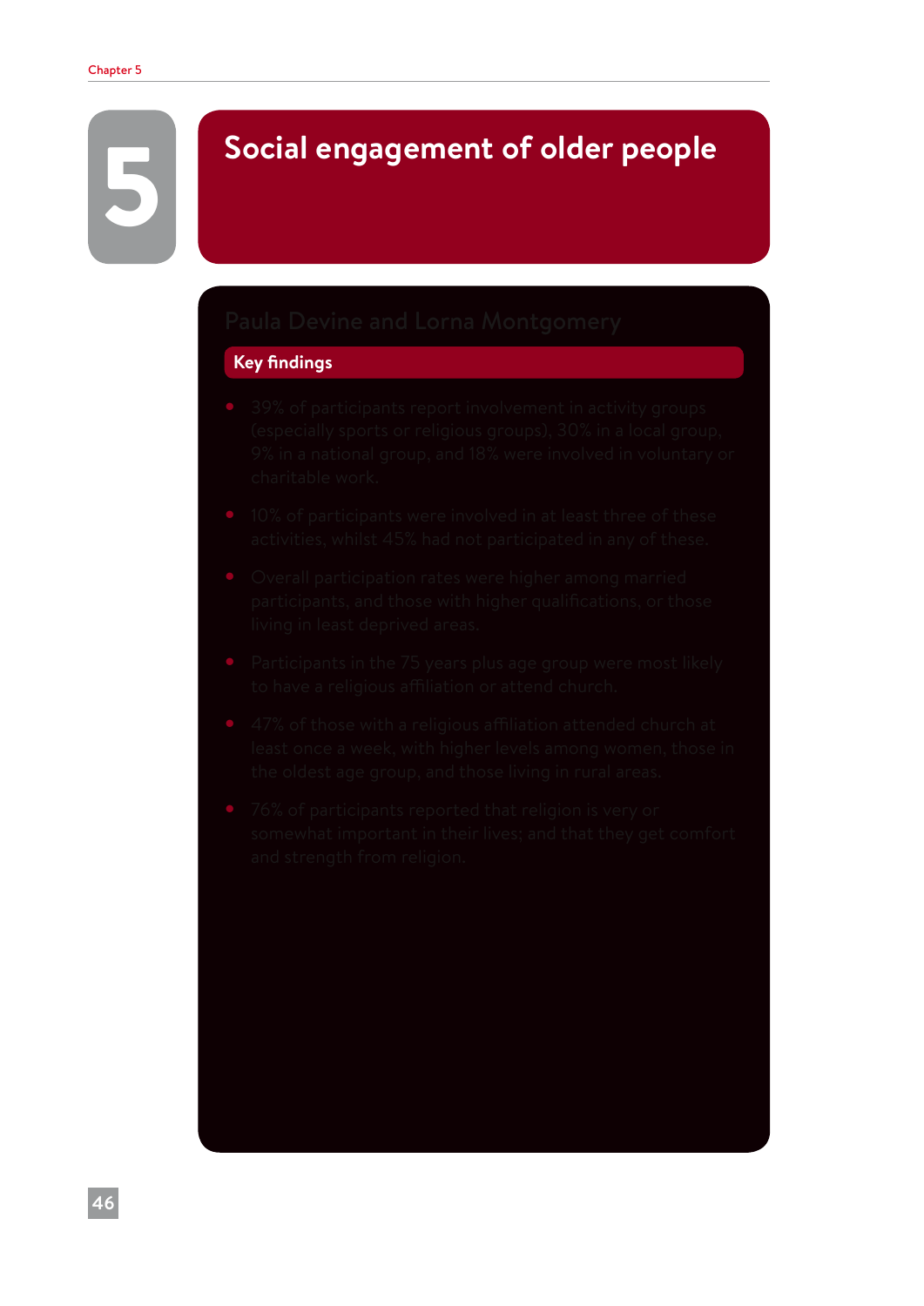# 5 Social engagement of older people

Paula Devine and Lorna Montgomery

## Key findings

- 39% of participants report involvement in activity groups (especially sports or religious groups), 30% in a local group, 9% in a national group, and 18% were involved in voluntary or charitable work.
- 10% of participants were involved in at least three of these activities, whilst 45% had not participated in any of these.
- Overall participation rates were higher among married participants, and those with higher qualifications, or those living in least deprived areas.
- Participants in the 75 years plus age group were most likely to have a religious affiliation or attend church.
- 47% of those with a religious affiliation attended church at least once a week, with higher levels among women, those in the oldest age group, and those living in rural areas.
- 76% of participants reported that religion is very or somewhat important in their lives; and that they get comfort and strength from religion.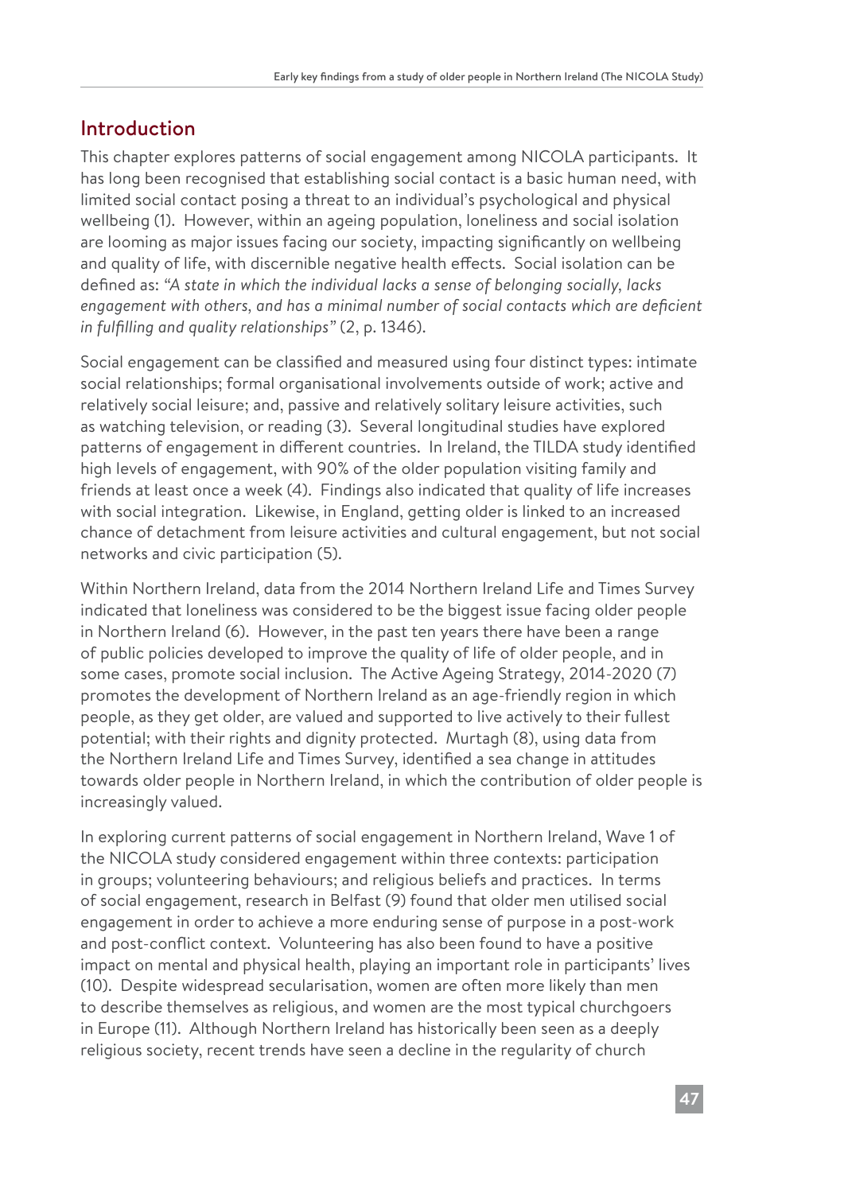## Introduction

This chapter explores patterns of social engagement among NICOLA participants. It has long been recognised that establishing social contact is a basic human need, with limited social contact posing a threat to an individual's psychological and physical wellbeing (1). However, within an ageing population, loneliness and social isolation are looming as major issues facing our society, impacting significantly on wellbeing and quality of life, with discernible negative health effects. Social isolation can be defined as: *"A state in which the individual lacks a sense of belonging socially, lacks engagement with others, and has a minimal number of social contacts which are deficient in fulfilling and quality relationships"* (2, p. 1346).

Social engagement can be classified and measured using four distinct types: intimate social relationships; formal organisational involvements outside of work; active and relatively social leisure; and, passive and relatively solitary leisure activities, such as watching television, or reading (3). Several longitudinal studies have explored patterns of engagement in different countries. In Ireland, the TILDA study identified high levels of engagement, with 90% of the older population visiting family and friends at least once a week (4). Findings also indicated that quality of life increases with social integration. Likewise, in England, getting older is linked to an increased chance of detachment from leisure activities and cultural engagement, but not social networks and civic participation (5).

Within Northern Ireland, data from the 2014 Northern Ireland Life and Times Survey indicated that loneliness was considered to be the biggest issue facing older people in Northern Ireland (6). However, in the past ten years there have been a range of public policies developed to improve the quality of life of older people, and in some cases, promote social inclusion. The Active Ageing Strategy, 2014-2020 (7) promotes the development of Northern Ireland as an age-friendly region in which people, as they get older, are valued and supported to live actively to their fullest potential; with their rights and dignity protected. Murtagh (8), using data from the Northern Ireland Life and Times Survey, identified a sea change in attitudes towards older people in Northern Ireland, in which the contribution of older people is increasingly valued.

In exploring current patterns of social engagement in Northern Ireland, Wave 1 of the NICOLA study considered engagement within three contexts: participation in groups; volunteering behaviours; and religious beliefs and practices. In terms of social engagement, research in Belfast (9) found that older men utilised social engagement in order to achieve a more enduring sense of purpose in a post-work and post-conflict context. Volunteering has also been found to have a positive impact on mental and physical health, playing an important role in participants' lives (10). Despite widespread secularisation, women are often more likely than men to describe themselves as religious, and women are the most typical churchgoers in Europe (11). Although Northern Ireland has historically been seen as a deeply religious society, recent trends have seen a decline in the regularity of church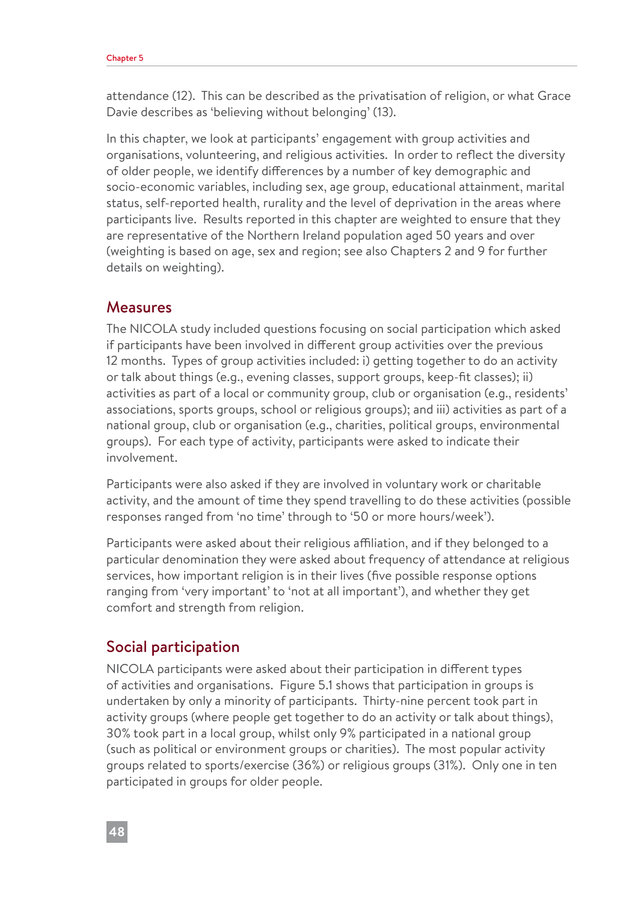attendance (12). This can be described as the privatisation of religion, or what Grace Davie describes as 'believing without belonging' (13).

In this chapter, we look at participants' engagement with group activities and organisations, volunteering, and religious activities. In order to reflect the diversity of older people, we identify differences by a number of key demographic and socio-economic variables, including sex, age group, educational attainment, marital status, self-reported health, rurality and the level of deprivation in the areas where participants live. Results reported in this chapter are weighted to ensure that they are representative of the Northern Ireland population aged 50 years and over (weighting is based on age, sex and region; see also Chapters 2 and 9 for further details on weighting).

## Measures

The NICOLA study included questions focusing on social participation which asked if participants have been involved in different group activities over the previous 12 months. Types of group activities included: i) getting together to do an activity or talk about things (e.g., evening classes, support groups, keep-fit classes); ii) activities as part of a local or community group, club or organisation (e.g., residents' associations, sports groups, school or religious groups); and iii) activities as part of a national group, club or organisation (e.g., charities, political groups, environmental groups). For each type of activity, participants were asked to indicate their involvement.

Participants were also asked if they are involved in voluntary work or charitable activity, and the amount of time they spend travelling to do these activities (possible responses ranged from 'no time' through to '50 or more hours/week').

Participants were asked about their religious affiliation, and if they belonged to a particular denomination they were asked about frequency of attendance at religious services, how important religion is in their lives (five possible response options ranging from 'very important' to 'not at all important'), and whether they get comfort and strength from religion.

## Social participation

NICOLA participants were asked about their participation in different types of activities and organisations. Figure 5.1 shows that participation in groups is undertaken by only a minority of participants. Thirty-nine percent took part in activity groups (where people get together to do an activity or talk about things), 30% took part in a local group, whilst only 9% participated in a national group (such as political or environment groups or charities). The most popular activity groups related to sports/exercise (36%) or religious groups (31%). Only one in ten participated in groups for older people.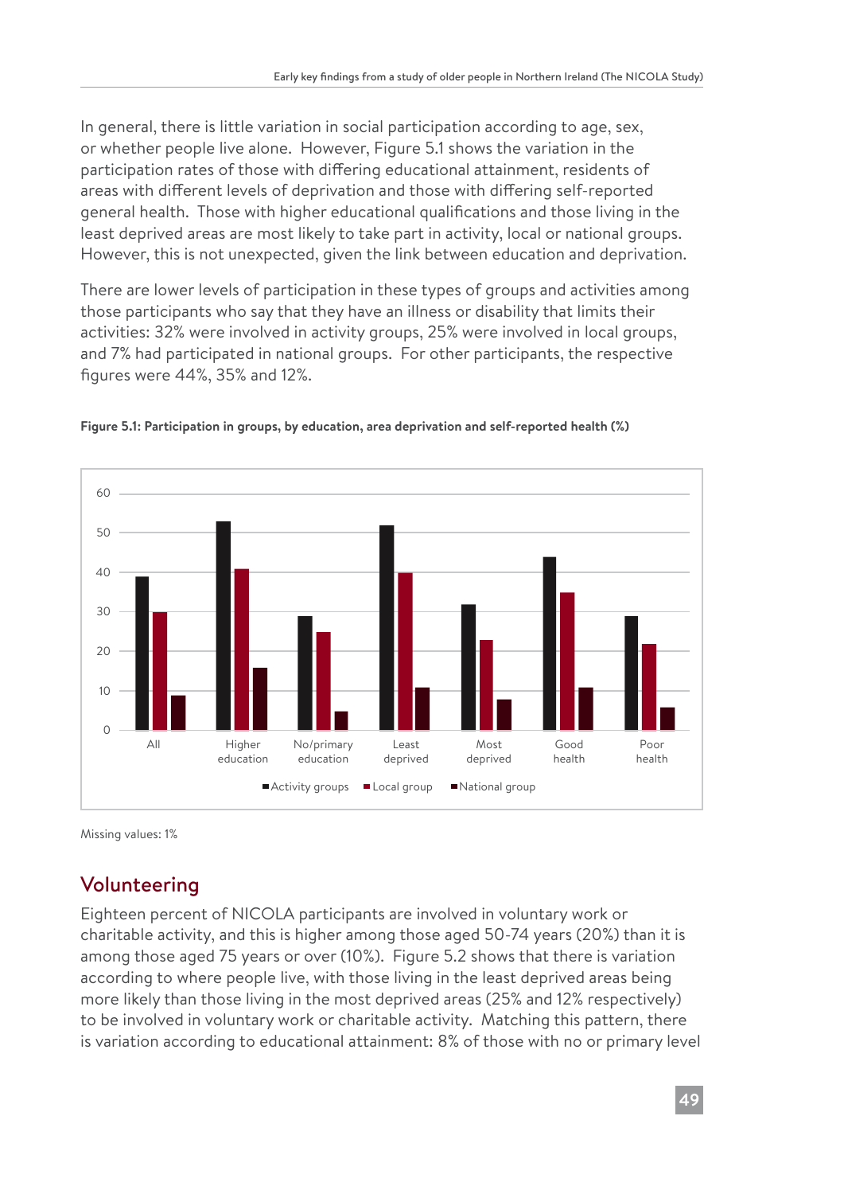In general, there is little variation in social participation according to age, sex, or whether people live alone. However, Figure 5.1 shows the variation in the participation rates of those with differing educational attainment, residents of areas with different levels of deprivation and those with differing self-reported general health. Those with higher educational qualifications and those living in the least deprived areas are most likely to take part in activity, local or national groups. However, this is not unexpected, given the link between education and deprivation.

There are lower levels of participation in these types of groups and activities among those participants who say that they have an illness or disability that limits their activities: 32% were involved in activity groups, 25% were involved in local groups, and 7% had participated in national groups. For other participants, the respective figures were 44%, 35% and 12%.

**Figure 5.1: Participation in groups, by education, area deprivation and self-reported health (%)**

Missing values: 1%

## Volunteering

Eighteen percent of NICOLA participants are involved in voluntary work or charitable activity, and this is higher among those aged 50-74 years (20%) than it is among those aged 75 years or over (10%). Figure 5.2 shows that there is variation according to where people live, with those living in the least deprived areas being more likely than those living in the most deprived areas (25% and 12% respectively) to be involved in voluntary work or charitable activity. Matching this pattern, there is variation according to educational attainment: 8% of those with no or primary level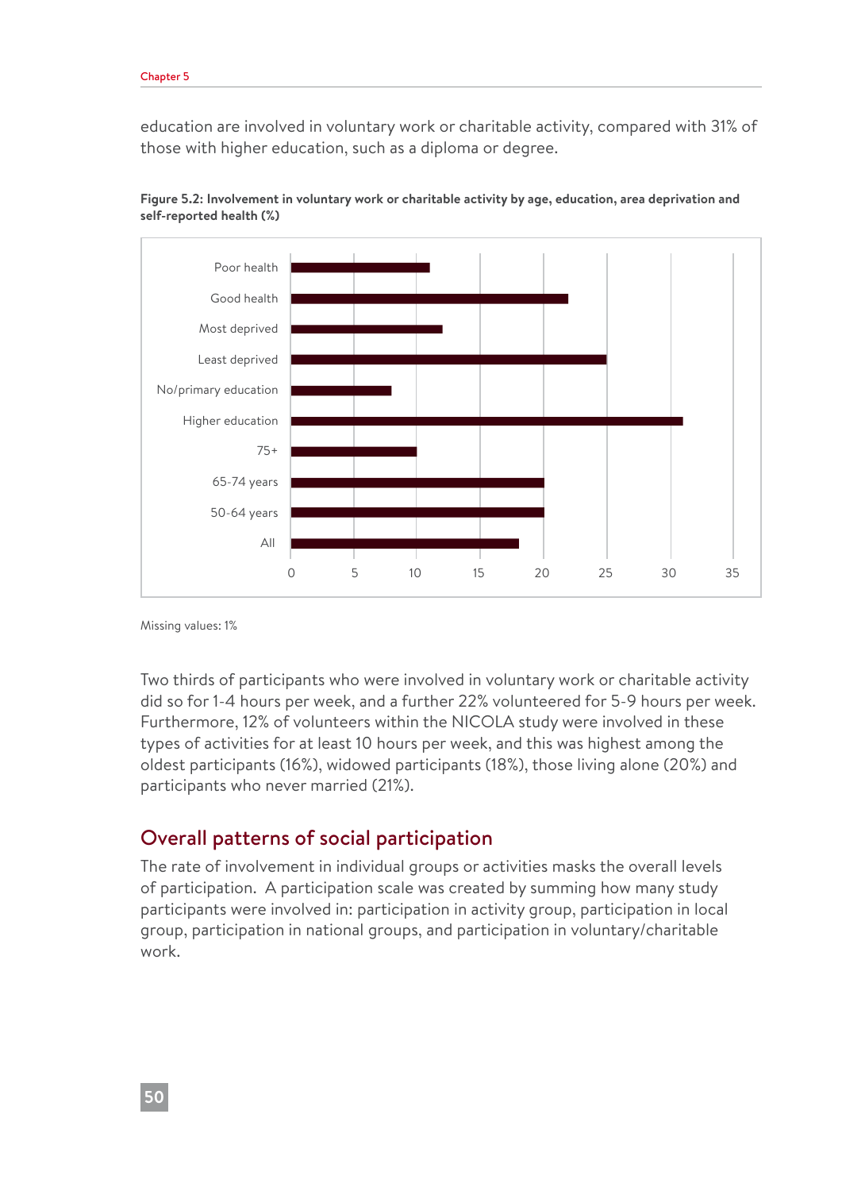education are involved in voluntary work or charitable activity, compared with 31% of those with higher education, such as a diploma or degree.

**Figure 5.2: Involvement in voluntary work or charitable activity by age, education, area deprivation and self-reported health (%)**

Missing values: 1%

Two thirds of participants who were involved in voluntary work or charitable activity did so for 1-4 hours per week, and a further 22% volunteered for 5-9 hours per week. Furthermore, 12% of volunteers within the NICOLA study were involved in these types of activities for at least 10 hours per week, and this was highest among the oldest participants (16%), widowed participants (18%), those living alone (20%) and participants who never married (21%).

## Overall patterns of social participation

The rate of involvement in individual groups or activities masks the overall levels of participation. A participation scale was created by summing how many study participants were involved in: participation in activity group, participation in local group, participation in national groups, and participation in voluntary/charitable work.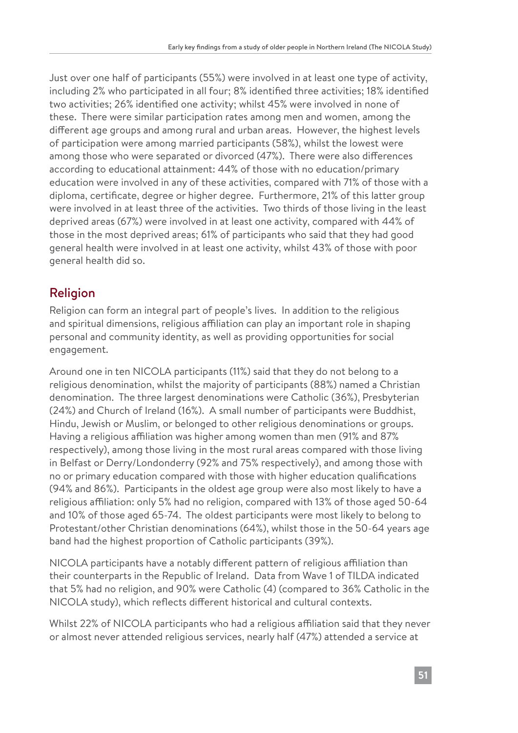Just over one half of participants (55%) were involved in at least one type of activity, including 2% who participated in all four; 8% identified three activities; 18% identified two activities; 26% identified one activity; whilst 45% were involved in none of these. There were similar participation rates among men and women, among the different age groups and among rural and urban areas. However, the highest levels of participation were among married participants (58%), whilst the lowest were among those who were separated or divorced (47%). There were also differences according to educational attainment: 44% of those with no education/primary education were involved in any of these activities, compared with 71% of those with a diploma, certificate, degree or higher degree. Furthermore, 21% of this latter group were involved in at least three of the activities. Two thirds of those living in the least deprived areas (67%) were involved in at least one activity, compared with 44% of those in the most deprived areas; 61% of participants who said that they had good general health were involved in at least one activity, whilst 43% of those with poor general health did so.

## Religion

Religion can form an integral part of people's lives. In addition to the religious and spiritual dimensions, religious affiliation can play an important role in shaping personal and community identity, as well as providing opportunities for social engagement.

Around one in ten NICOLA participants (11%) said that they do not belong to a religious denomination, whilst the majority of participants (88%) named a Christian denomination. The three largest denominations were Catholic (36%), Presbyterian (24%) and Church of Ireland (16%). A small number of participants were Buddhist, Hindu, Jewish or Muslim, or belonged to other religious denominations or groups. Having a religious affiliation was higher among women than men (91% and 87% respectively), among those living in the most rural areas compared with those living in Belfast or Derry/Londonderry (92% and 75% respectively), and among those with no or primary education compared with those with higher education qualifications (94% and 86%). Participants in the oldest age group were also most likely to have a religious affiliation: only 5% had no religion, compared with 13% of those aged 50-64 and 10% of those aged 65-74. The oldest participants were most likely to belong to Protestant/other Christian denominations (64%), whilst those in the 50-64 years age band had the highest proportion of Catholic participants (39%).

NICOLA participants have a notably different pattern of religious affiliation than their counterparts in the Republic of Ireland. Data from Wave 1 of TILDA indicated that 5% had no religion, and 90% were Catholic (4) (compared to 36% Catholic in the NICOLA study), which reflects different historical and cultural contexts.

Whilst 22% of NICOLA participants who had a religious affiliation said that they never or almost never attended religious services, nearly half (47%) attended a service at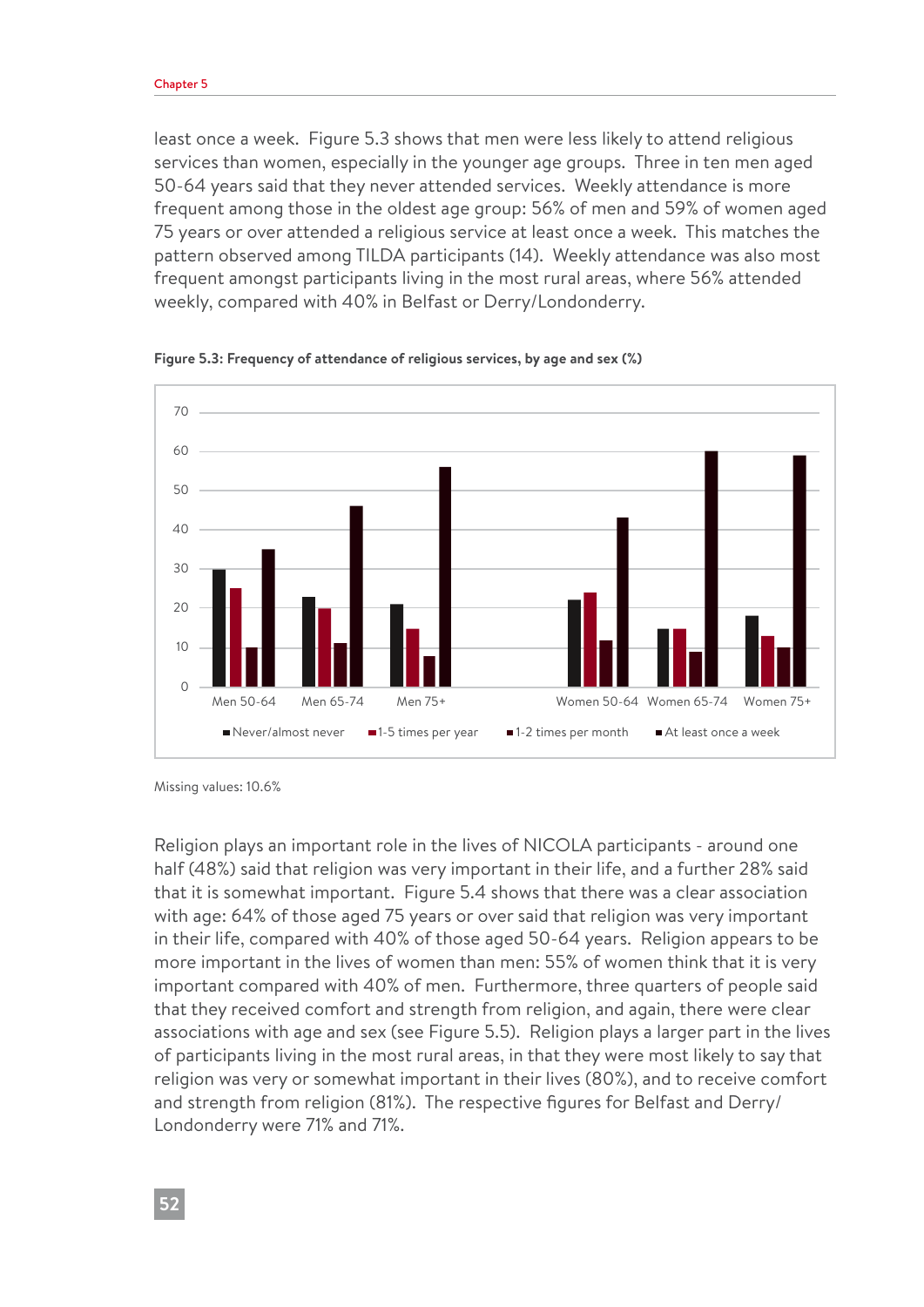least once a week. Figure 5.3 shows that men were less likely to attend religious services than women, especially in the younger age groups. Three in ten men aged 50-64 years said that they never attended services. Weekly attendance is more frequent among those in the oldest age group: 56% of men and 59% of women aged 75 years or over attended a religious service at least once a week. This matches the pattern observed among TILDA participants (14). Weekly attendance was also most frequent amongst participants living in the most rural areas, where 56% attended weekly, compared with 40% in Belfast or Derry/Londonderry.

**Figure 5.3: Frequency of attendance of religious services, by age and sex (%)**

Missing values: 10.6%

Religion plays an important role in the lives of NICOLA participants - around one half (48%) said that religion was very important in their life, and a further 28% said that it is somewhat important. Figure 5.4 shows that there was a clear association with age: 64% of those aged 75 years or over said that religion was very important in their life, compared with 40% of those aged 50-64 years. Religion appears to be more important in the lives of women than men: 55% of women think that it is very important compared with 40% of men. Furthermore, three quarters of people said that they received comfort and strength from religion, and again, there were clear associations with age and sex (see Figure 5.5). Religion plays a larger part in the lives of participants living in the most rural areas, in that they were most likely to say that religion was very or somewhat important in their lives (80%), and to receive comfort and strength from religion (81%). The respective figures for Belfast and Derry/Londonderry were 71% and 71%.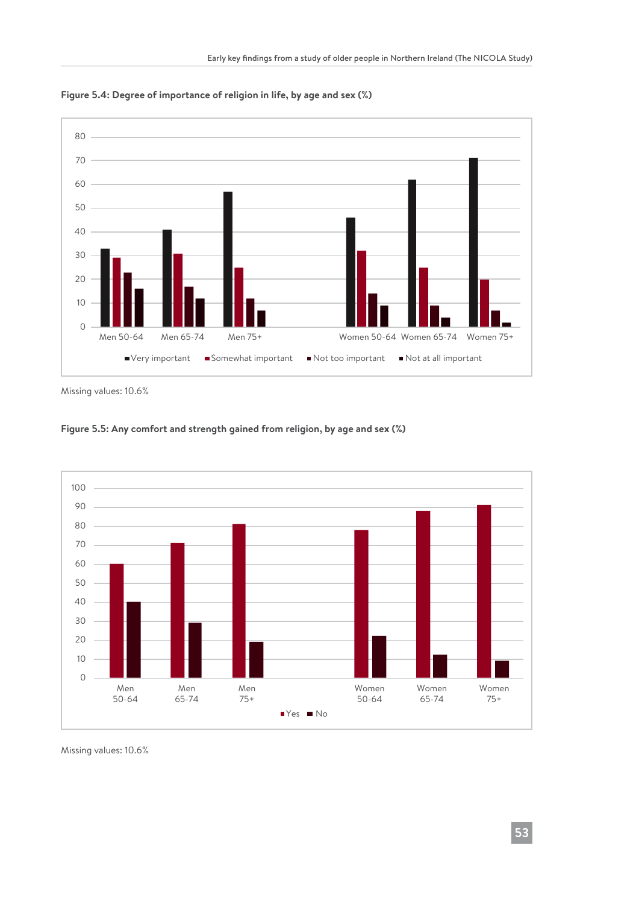**Figure 5.4: Degree of importance of religion in life, by age and sex (%)**

Missing values: 10.6%

**Figure 5.5: Any comfort and strength gained from religion, by age and sex (%)**

Missing values: 10.6%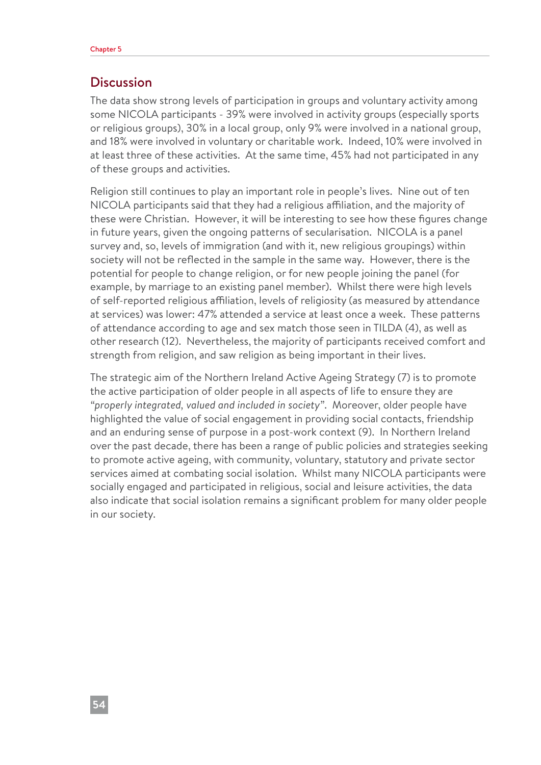## Discussion

The data show strong levels of participation in groups and voluntary activity among some NICOLA participants - 39% were involved in activity groups (especially sports or religious groups), 30% in a local group, only 9% were involved in a national group, and 18% were involved in voluntary or charitable work. Indeed, 10% were involved in at least three of these activities. At the same time, 45% had not participated in any of these groups and activities.

Religion still continues to play an important role in people's lives. Nine out of ten NICOLA participants said that they had a religious affiliation, and the majority of these were Christian. However, it will be interesting to see how these figures change in future years, given the ongoing patterns of secularisation. NICOLA is a panel survey and, so, levels of immigration (and with it, new religious groupings) within society will not be reflected in the sample in the same way. However, there is the potential for people to change religion, or for new people joining the panel (for example, by marriage to an existing panel member). Whilst there were high levels of self-reported religious affiliation, levels of religiosity (as measured by attendance at services) was lower: 47% attended a service at least once a week. These patterns of attendance according to age and sex match those seen in TILDA (4), as well as other research (12). Nevertheless, the majority of participants received comfort and strength from religion, and saw religion as being important in their lives.

The strategic aim of the Northern Ireland Active Ageing Strategy (7) is to promote the active participation of older people in all aspects of life to ensure they are *"properly integrated, valued and included in society"*. Moreover, older people have highlighted the value of social engagement in providing social contacts, friendship and an enduring sense of purpose in a post-work context (9). In Northern Ireland over the past decade, there has been a range of public policies and strategies seeking to promote active ageing, with community, voluntary, statutory and private sector services aimed at combating social isolation. Whilst many NICOLA participants were socially engaged and participated in religious, social and leisure activities, the data also indicate that social isolation remains a significant problem for many older people in our society.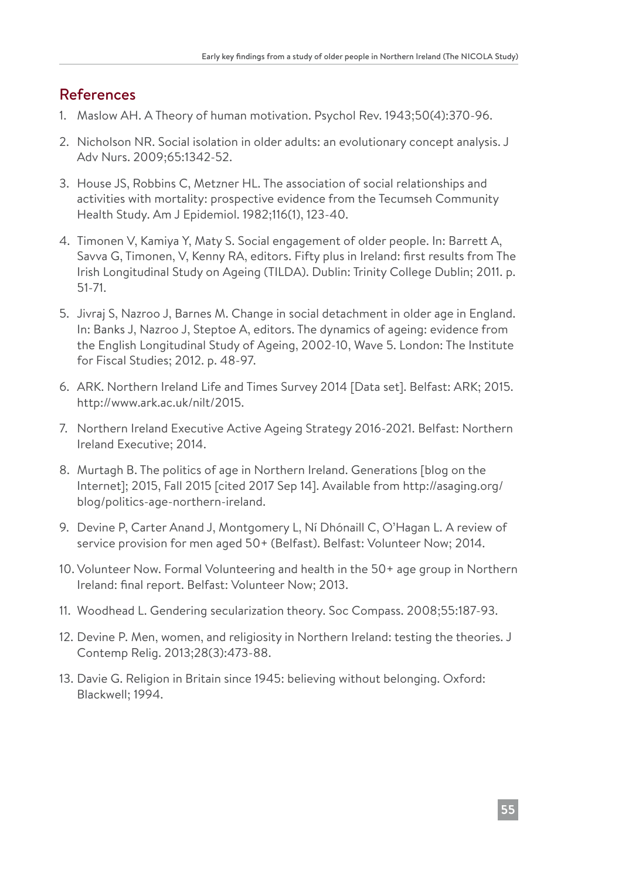## References

1. Maslow AH. A Theory of human motivation. Psychol Rev. 1943;50(4):370-96.
2. Nicholson NR. Social isolation in older adults: an evolutionary concept analysis. J Adv Nurs. 2009;65:1342-52.
3. House JS, Robbins C, Metzner HL. The association of social relationships and activities with mortality: prospective evidence from the Tecumseh Community Health Study. Am J Epidemiol. 1982;116(1), 123-40.
4. Timonen V, Kamiya Y, Maty S. Social engagement of older people. In: Barrett A, Savva G, Timonen, V, Kenny RA, editors. Fifty plus in Ireland: first results from The Irish Longitudinal Study on Ageing (TILDA). Dublin: Trinity College Dublin; 2011. p. 51-71.
5. Jivraj S, Nazroo J, Barnes M. Change in social detachment in older age in England. In: Banks J, Nazroo J, Steptoe A, editors. The dynamics of ageing: evidence from the English Longitudinal Study of Ageing, 2002-10, Wave 5. London: The Institute for Fiscal Studies; 2012. p. 48-97.
6. ARK. Northern Ireland Life and Times Survey 2014 [Data set]. Belfast: ARK; 2015. http://www.ark.ac.uk/nilt/2015.
7. Northern Ireland Executive Active Ageing Strategy 2016-2021. Belfast: Northern Ireland Executive; 2014.
8. Murtagh B. The politics of age in Northern Ireland. Generations [blog on the Internet]; 2015, Fall 2015 [cited 2017 Sep 14]. Available from http://asaging.org/blog/politics-age-northern-ireland.
9. Devine P, Carter Anand J, Montgomery L, Ní Dhónaill C, O'Hagan L. A review of service provision for men aged 50+ (Belfast). Belfast: Volunteer Now; 2014.
10. Volunteer Now. Formal Volunteering and health in the 50+ age group in Northern Ireland: final report. Belfast: Volunteer Now; 2013.
11. Woodhead L. Gendering secularization theory. Soc Compass. 2008;55:187-93.
12. Devine P. Men, women, and religiosity in Northern Ireland: testing the theories. J Contemp Relig. 2013;28(3):473-88.
13. Davie G. Religion in Britain since 1945: believing without belonging. Oxford: Blackwell; 1994.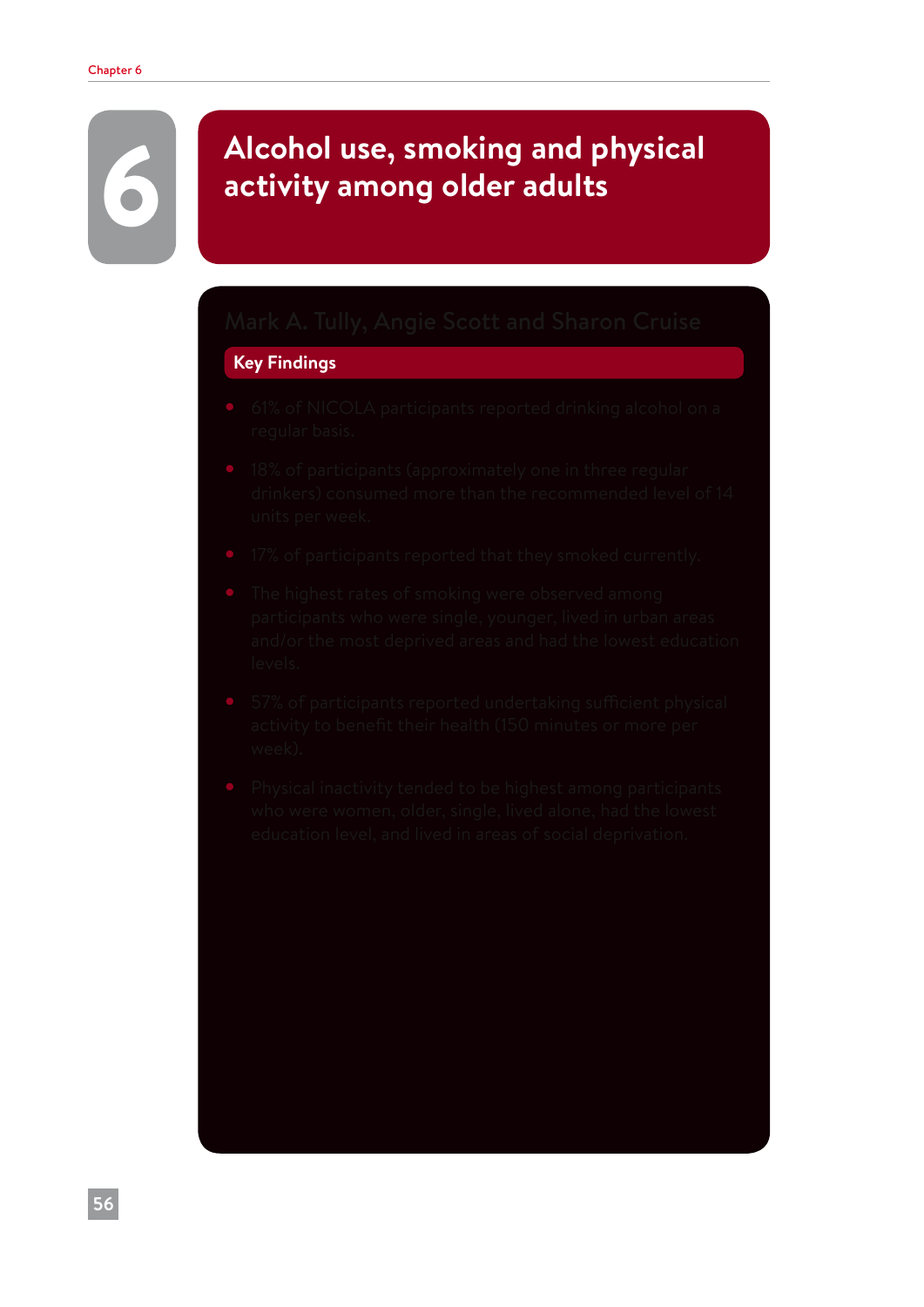# 6 Alcohol use, smoking and physical activity among older adults

Mark A. Tully, Angie Scott and Sharon Cruise

## Key Findings

- 61% of NICOLA participants reported drinking alcohol on a regular basis.
- 18% of participants (approximately one in three regular drinkers) consumed more than the recommended level of 14 units per week.
- 17% of participants reported that they smoked currently.
- The highest rates of smoking were observed among participants who were single, younger, lived in urban areas and/or the most deprived areas and had the lowest education levels.
- 57% of participants reported undertaking sufficient physical activity to benefit their health (150 minutes or more per week).
- Physical inactivity tended to be highest among participants who were women, older, single, lived alone, had the lowest education level, and lived in areas of social deprivation.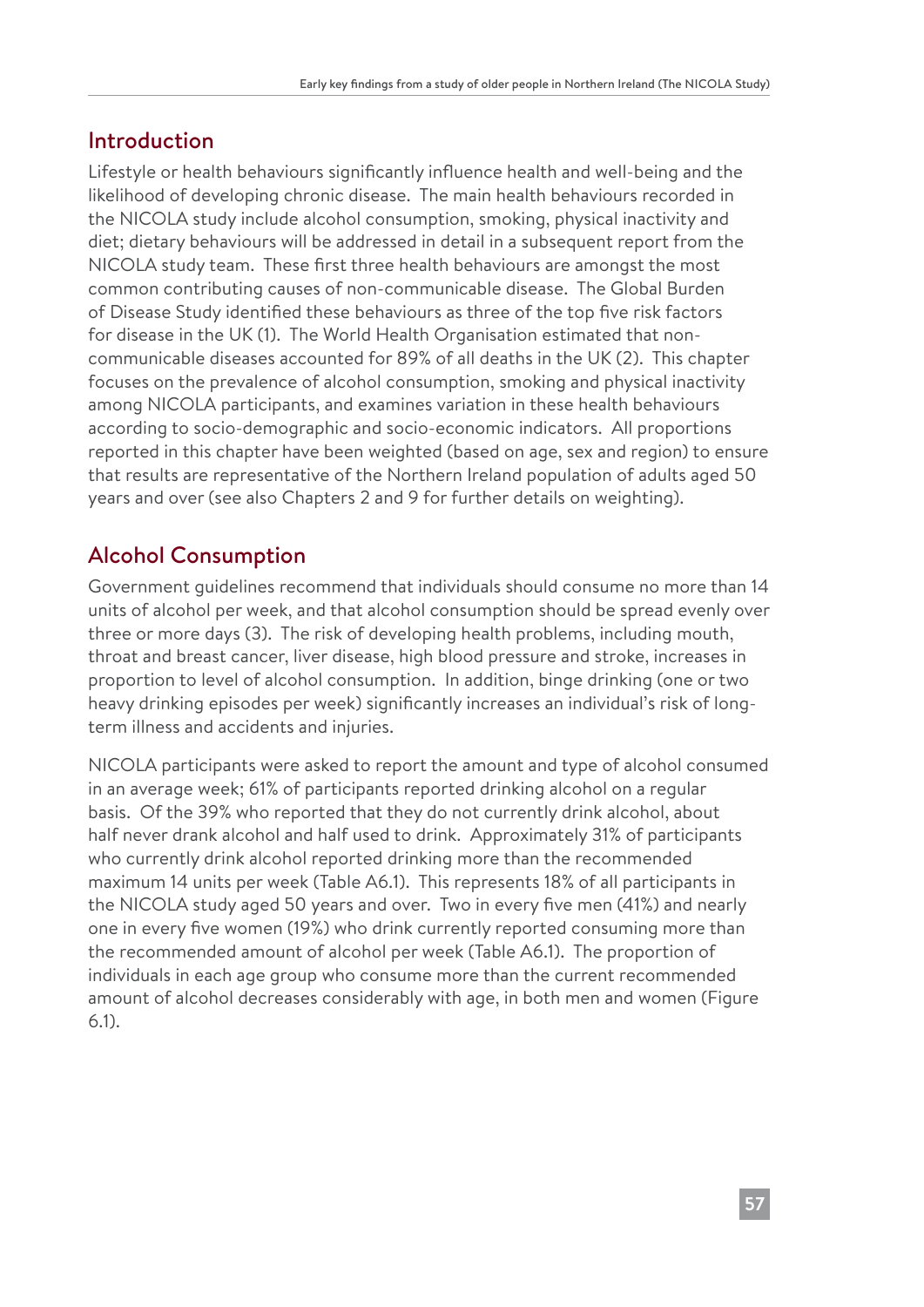## Introduction

Lifestyle or health behaviours significantly influence health and well-being and the likelihood of developing chronic disease. The main health behaviours recorded in the NICOLA study include alcohol consumption, smoking, physical inactivity and diet; dietary behaviours will be addressed in detail in a subsequent report from the NICOLA study team. These first three health behaviours are amongst the most common contributing causes of non-communicable disease. The Global Burden of Disease Study identified these behaviours as three of the top five risk factors for disease in the UK (1). The World Health Organisation estimated that non-communicable diseases accounted for 89% of all deaths in the UK (2). This chapter focuses on the prevalence of alcohol consumption, smoking and physical inactivity among NICOLA participants, and examines variation in these health behaviours according to socio-demographic and socio-economic indicators. All proportions reported in this chapter have been weighted (based on age, sex and region) to ensure that results are representative of the Northern Ireland population of adults aged 50 years and over (see also Chapters 2 and 9 for further details on weighting).

## Alcohol Consumption

Government guidelines recommend that individuals should consume no more than 14 units of alcohol per week, and that alcohol consumption should be spread evenly over three or more days (3). The risk of developing health problems, including mouth, throat and breast cancer, liver disease, high blood pressure and stroke, increases in proportion to level of alcohol consumption. In addition, binge drinking (one or two heavy drinking episodes per week) significantly increases an individual's risk of long-term illness and accidents and injuries.

NICOLA participants were asked to report the amount and type of alcohol consumed in an average week; 61% of participants reported drinking alcohol on a regular basis. Of the 39% who reported that they do not currently drink alcohol, about half never drank alcohol and half used to drink. Approximately 31% of participants who currently drink alcohol reported drinking more than the recommended maximum 14 units per week (Table A6.1). This represents 18% of all participants in the NICOLA study aged 50 years and over. Two in every five men (41%) and nearly one in every five women (19%) who drink currently reported consuming more than the recommended amount of alcohol per week (Table A6.1). The proportion of individuals in each age group who consume more than the current recommended amount of alcohol decreases considerably with age, in both men and women (Figure 6.1).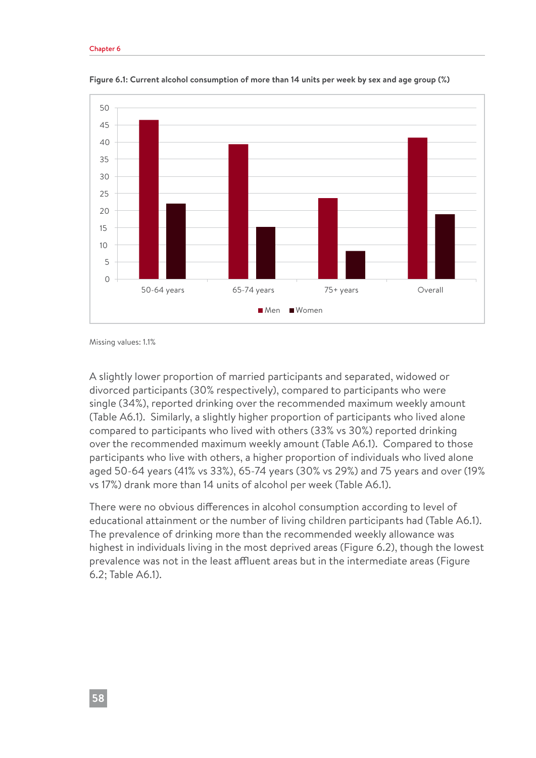**Figure 6.1: Current alcohol consumption of more than 14 units per week by sex and age group (%)**

Missing values: 1.1%

A slightly lower proportion of married participants and separated, widowed or divorced participants (30% respectively), compared to participants who were single (34%), reported drinking over the recommended maximum weekly amount (Table A6.1). Similarly, a slightly higher proportion of participants who lived alone compared to participants who lived with others (33% vs 30%) reported drinking over the recommended maximum weekly amount (Table A6.1). Compared to those participants who live with others, a higher proportion of individuals who lived alone aged 50-64 years (41% vs 33%), 65-74 years (30% vs 29%) and 75 years and over (19% vs 17%) drank more than 14 units of alcohol per week (Table A6.1).

There were no obvious differences in alcohol consumption according to level of educational attainment or the number of living children participants had (Table A6.1). The prevalence of drinking more than the recommended weekly allowance was highest in individuals living in the most deprived areas (Figure 6.2), though the lowest prevalence was not in the least affluent areas but in the intermediate areas (Figure 6.2; Table A6.1).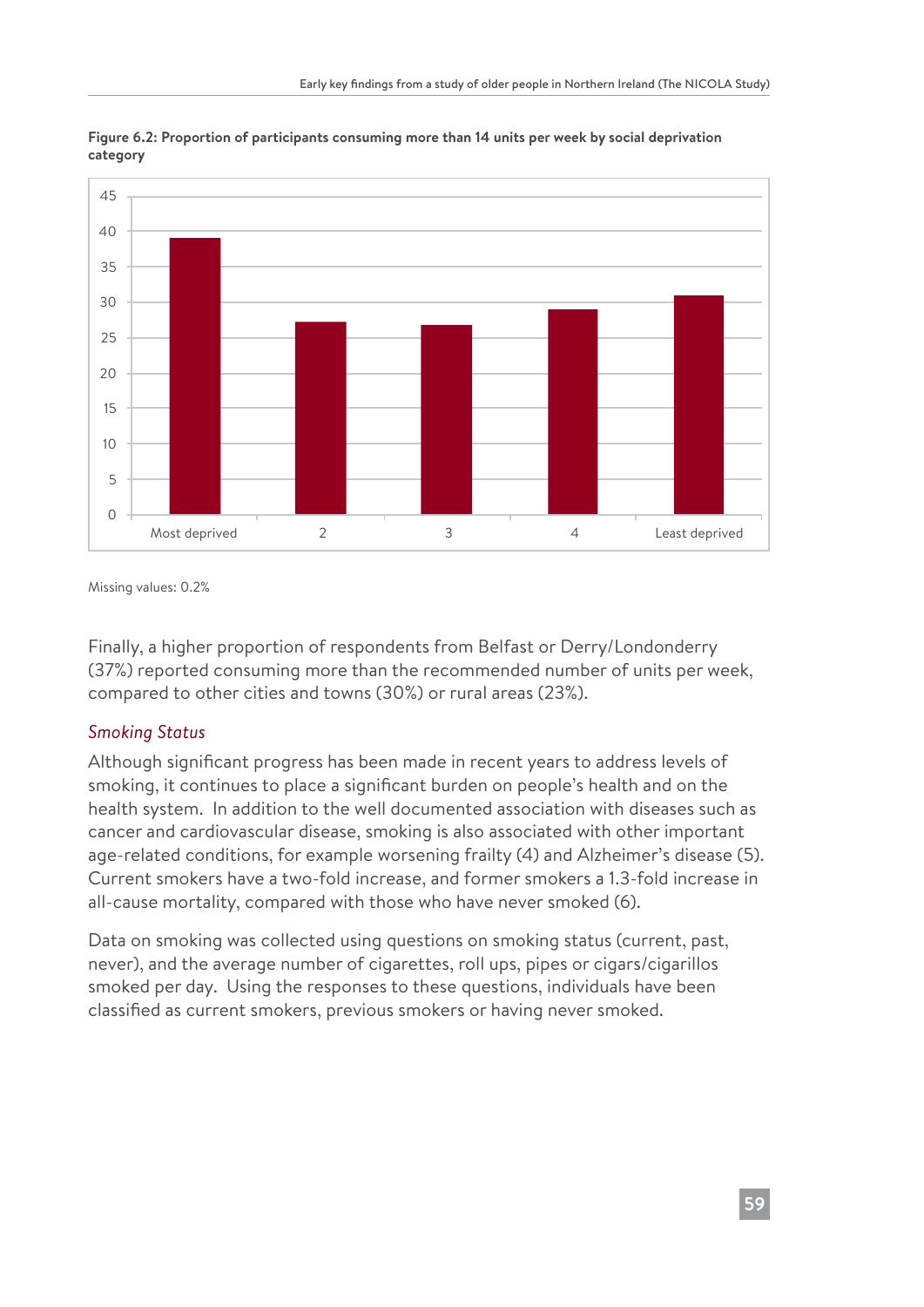**Figure 6.2: Proportion of participants consuming more than 14 units per week by social deprivation category**

Missing values: 0.2%

Finally, a higher proportion of respondents from Belfast or Derry/Londonderry (37%) reported consuming more than the recommended number of units per week, compared to other cities and towns (30%) or rural areas (23%).

### *Smoking Status*

Although significant progress has been made in recent years to address levels of smoking, it continues to place a significant burden on people's health and on the health system. In addition to the well documented association with diseases such as cancer and cardiovascular disease, smoking is also associated with other important age-related conditions, for example worsening frailty (4) and Alzheimer's disease (5). Current smokers have a two-fold increase, and former smokers a 1.3-fold increase in all-cause mortality, compared with those who have never smoked (6).

Data on smoking was collected using questions on smoking status (current, past, never), and the average number of cigarettes, roll ups, pipes or cigars/cigarillos smoked per day. Using the responses to these questions, individuals have been classified as current smokers, previous smokers or having never smoked.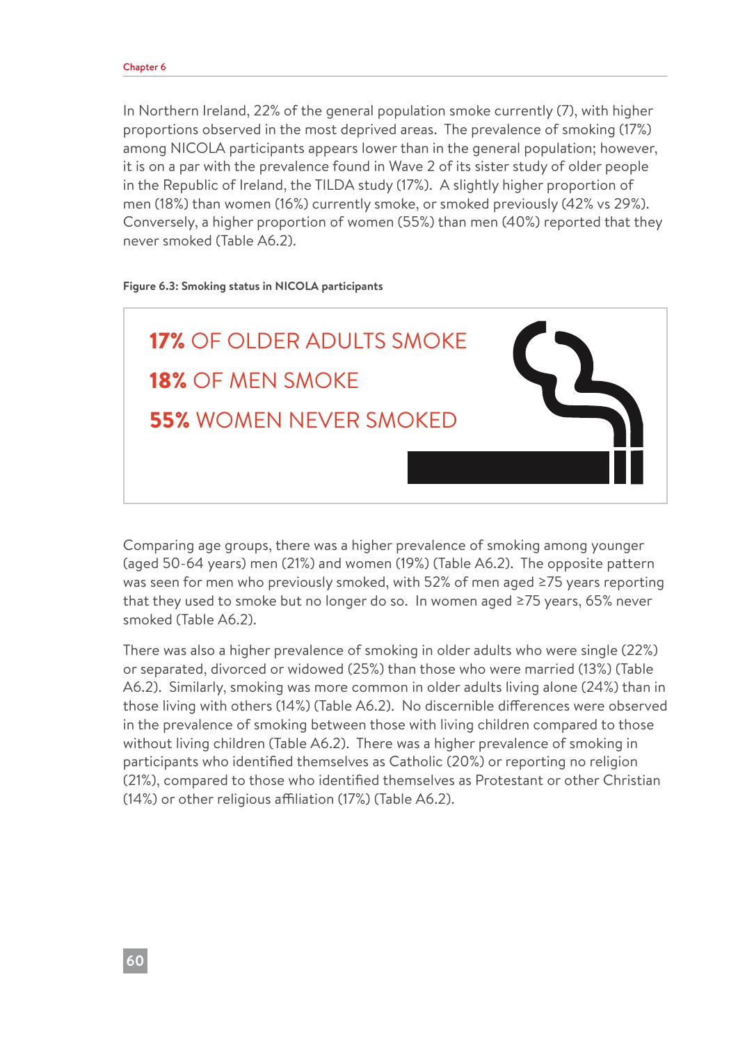In Northern Ireland, 22% of the general population smoke currently (7), with higher proportions observed in the most deprived areas. The prevalence of smoking (17%) among NICOLA participants appears lower than in the general population; however, it is on a par with the prevalence found in Wave 2 of its sister study of older people in the Republic of Ireland, the TILDA study (17%). A slightly higher proportion of men (18%) than women (16%) currently smoke, or smoked previously (42% vs 29%). Conversely, a higher proportion of women (55%) than men (40%) reported that they never smoked (Table A6.2).

**Figure 6.3: Smoking status in NICOLA participants**

**17%** OF OLDER ADULTS SMOKE

**18%** OF MEN SMOKE

**55%** WOMEN NEVER SMOKED

Comparing age groups, there was a higher prevalence of smoking among younger (aged 50-64 years) men (21%) and women (19%) (Table A6.2). The opposite pattern was seen for men who previously smoked, with 52% of men aged ≥75 years reporting that they used to smoke but no longer do so. In women aged ≥75 years, 65% never smoked (Table A6.2).

There was also a higher prevalence of smoking in older adults who were single (22%) or separated, divorced or widowed (25%) than those who were married (13%) (Table A6.2). Similarly, smoking was more common in older adults living alone (24%) than in those living with others (14%) (Table A6.2). No discernible differences were observed in the prevalence of smoking between those with living children compared to those without living children (Table A6.2). There was a higher prevalence of smoking in participants who identified themselves as Catholic (20%) or reporting no religion (21%), compared to those who identified themselves as Protestant or other Christian (14%) or other religious affiliation (17%) (Table A6.2).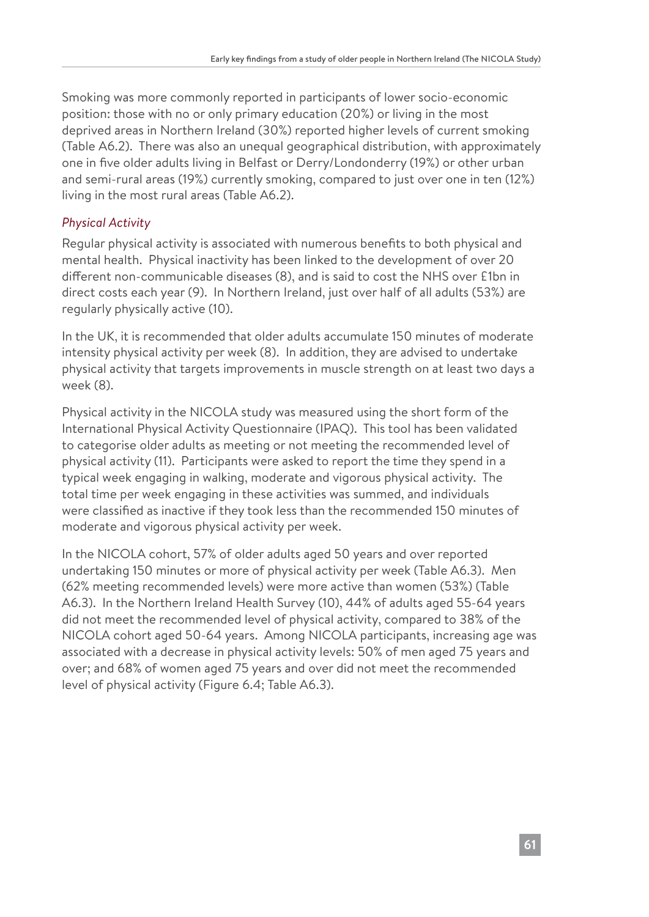Smoking was more commonly reported in participants of lower socio-economic position: those with no or only primary education (20%) or living in the most deprived areas in Northern Ireland (30%) reported higher levels of current smoking (Table A6.2). There was also an unequal geographical distribution, with approximately one in five older adults living in Belfast or Derry/Londonderry (19%) or other urban and semi-rural areas (19%) currently smoking, compared to just over one in ten (12%) living in the most rural areas (Table A6.2).

### *Physical Activity*

Regular physical activity is associated with numerous benefits to both physical and mental health. Physical inactivity has been linked to the development of over 20 different non-communicable diseases (8), and is said to cost the NHS over £1bn in direct costs each year (9). In Northern Ireland, just over half of all adults (53%) are regularly physically active (10).

In the UK, it is recommended that older adults accumulate 150 minutes of moderate intensity physical activity per week (8). In addition, they are advised to undertake physical activity that targets improvements in muscle strength on at least two days a week (8).

Physical activity in the NICOLA study was measured using the short form of the International Physical Activity Questionnaire (IPAQ). This tool has been validated to categorise older adults as meeting or not meeting the recommended level of physical activity (11). Participants were asked to report the time they spend in a typical week engaging in walking, moderate and vigorous physical activity. The total time per week engaging in these activities was summed, and individuals were classified as inactive if they took less than the recommended 150 minutes of moderate and vigorous physical activity per week.

In the NICOLA cohort, 57% of older adults aged 50 years and over reported undertaking 150 minutes or more of physical activity per week (Table A6.3). Men (62% meeting recommended levels) were more active than women (53%) (Table A6.3). In the Northern Ireland Health Survey (10), 44% of adults aged 55-64 years did not meet the recommended level of physical activity, compared to 38% of the NICOLA cohort aged 50-64 years. Among NICOLA participants, increasing age was associated with a decrease in physical activity levels: 50% of men aged 75 years and over; and 68% of women aged 75 years and over did not meet the recommended level of physical activity (Figure 6.4; Table A6.3).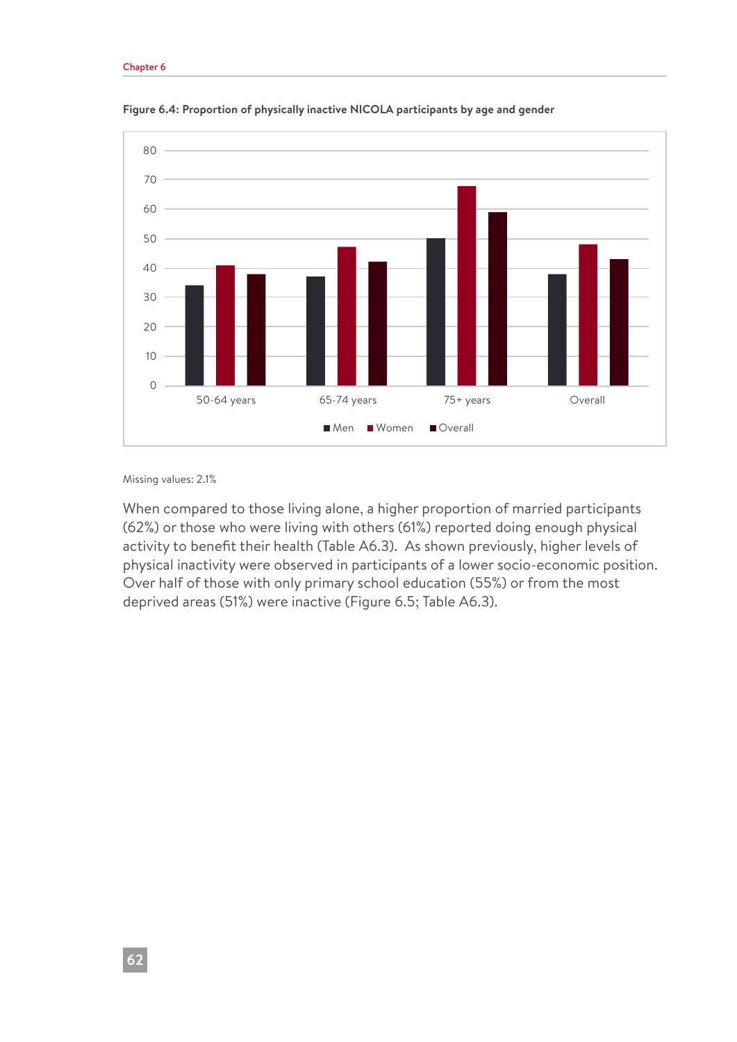**Figure 6.4: Proportion of physically inactive NICOLA participants by age and gender**

Missing values: 2.1%

When compared to those living alone, a higher proportion of married participants (62%) or those who were living with others (61%) reported doing enough physical activity to benefit their health (Table A6.3). As shown previously, higher levels of physical inactivity were observed in participants of a lower socio-economic position. Over half of those with only primary school education (55%) or from the most deprived areas (51%) were inactive (Figure 6.5; Table A6.3).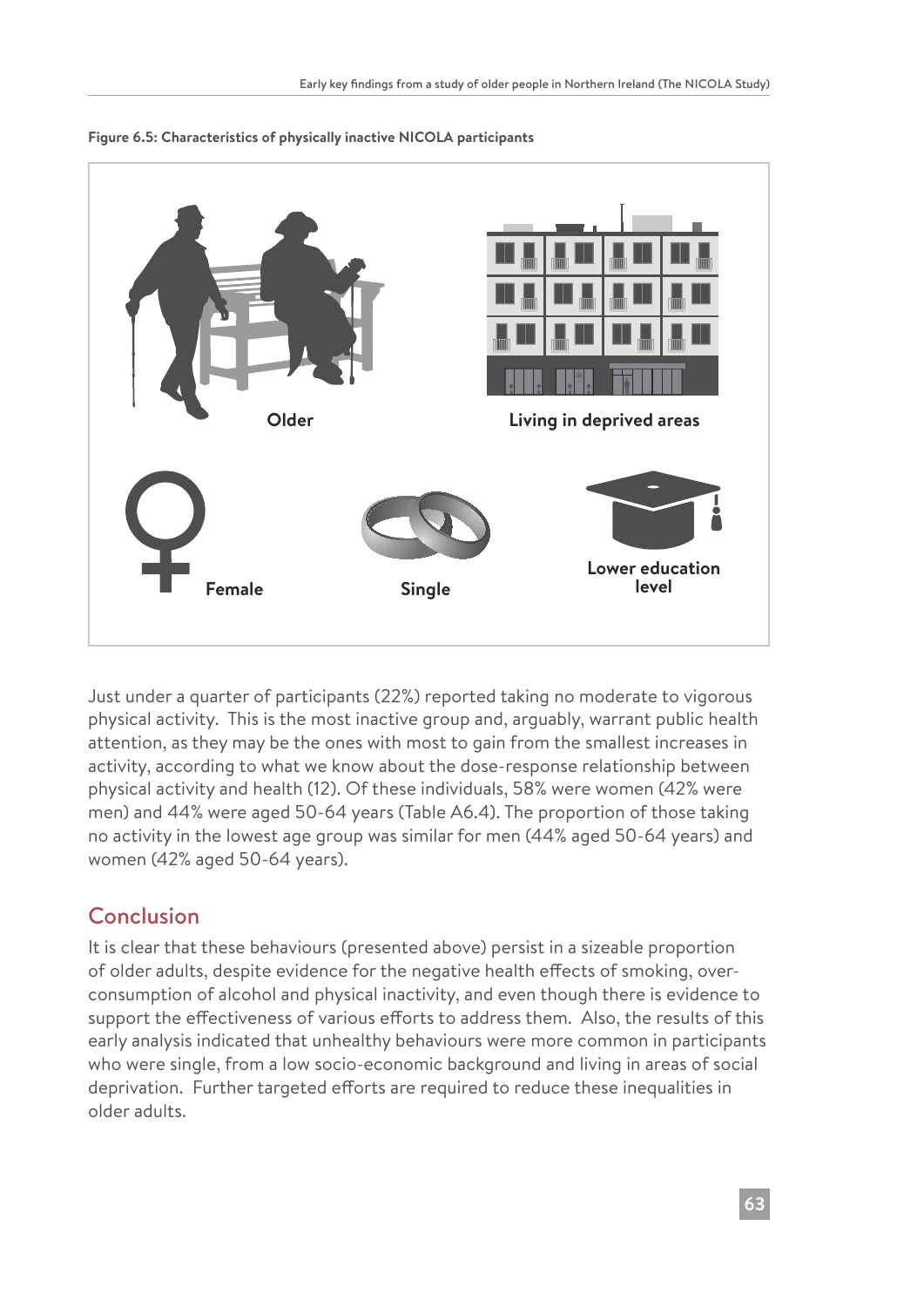**Figure 6.5: Characteristics of physically inactive NICOLA participants**

Older

Living in deprived areas

Female

Single

Lower education level

Just under a quarter of participants (22%) reported taking no moderate to vigorous physical activity. This is the most inactive group and, arguably, warrant public health attention, as they may be the ones with most to gain from the smallest increases in activity, according to what we know about the dose-response relationship between physical activity and health (12). Of these individuals, 58% were women (42% were men) and 44% were aged 50-64 years (Table A6.4). The proportion of those taking no activity in the lowest age group was similar for men (44% aged 50-64 years) and women (42% aged 50-64 years).

## Conclusion

It is clear that these behaviours (presented above) persist in a sizeable proportion of older adults, despite evidence for the negative health effects of smoking, over-consumption of alcohol and physical inactivity, and even though there is evidence to support the effectiveness of various efforts to address them. Also, the results of this early analysis indicated that unhealthy behaviours were more common in participants who were single, from a low socio-economic background and living in areas of social deprivation. Further targeted efforts are required to reduce these inequalities in older adults.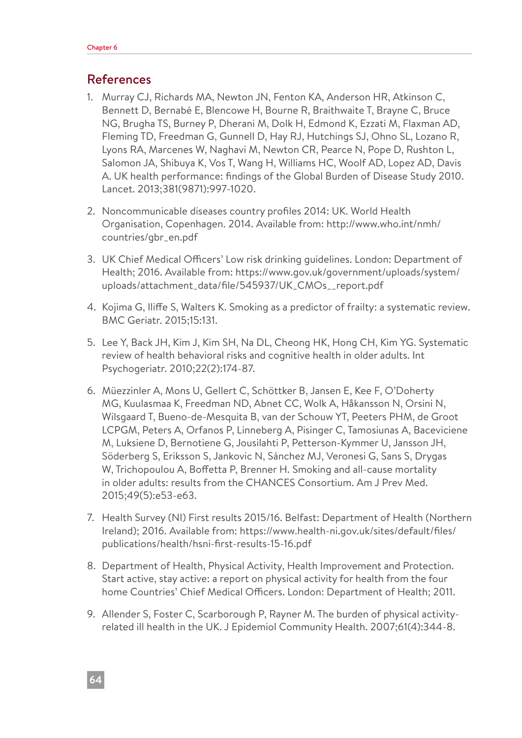## References

1. Murray CJ, Richards MA, Newton JN, Fenton KA, Anderson HR, Atkinson C, Bennett D, Bernabé E, Blencowe H, Bourne R, Braithwaite T, Brayne C, Bruce NG, Brugha TS, Burney P, Dherani M, Dolk H, Edmond K, Ezzati M, Flaxman AD, Fleming TD, Freedman G, Gunnell D, Hay RJ, Hutchings SJ, Ohno SL, Lozano R, Lyons RA, Marcenes W, Naghavi M, Newton CR, Pearce N, Pope D, Rushton L, Salomon JA, Shibuya K, Vos T, Wang H, Williams HC, Woolf AD, Lopez AD, Davis A. UK health performance: findings of the Global Burden of Disease Study 2010. Lancet. 2013;381(9871):997-1020.

2. Noncommunicable diseases country profiles 2014: UK. World Health Organisation, Copenhagen. 2014. Available from: http://www.who.int/nmh/countries/gbr_en.pdf

3. UK Chief Medical Officers' Low risk drinking guidelines. London: Department of Health; 2016. Available from: https://www.gov.uk/government/uploads/system/uploads/attachment_data/file/545937/UK_CMOs__report.pdf

4. Kojima G, Iliffe S, Walters K. Smoking as a predictor of frailty: a systematic review. BMC Geriatr. 2015;15:131.

5. Lee Y, Back JH, Kim J, Kim SH, Na DL, Cheong HK, Hong CH, Kim YG. Systematic review of health behavioral risks and cognitive health in older adults. Int Psychogeriatr. 2010;22(2):174-87.

6. Müezzinler A, Mons U, Gellert C, Schöttker B, Jansen E, Kee F, O'Doherty MG, Kuulasmaa K, Freedman ND, Abnet CC, Wolk A, Håkansson N, Orsini N, Wilsgaard T, Bueno-de-Mesquita B, van der Schouw YT, Peeters PHM, de Groot LCPGM, Peters A, Orfanos P, Linneberg A, Pisinger C, Tamosiunas A, Baceviciene M, Luksiene D, Bernotiene G, Jousilahti P, Petterson-Kymmer U, Jansson JH, Söderberg S, Eriksson S, Jankovic N, Sánchez MJ, Veronesi G, Sans S, Drygas W, Trichopoulou A, Boffetta P, Brenner H. Smoking and all-cause mortality in older adults: results from the CHANCES Consortium. Am J Prev Med. 2015;49(5):e53-e63.

7. Health Survey (NI) First results 2015/16. Belfast: Department of Health (Northern Ireland); 2016. Available from: https://www.health-ni.gov.uk/sites/default/files/publications/health/hsni-first-results-15-16.pdf

8. Department of Health, Physical Activity, Health Improvement and Protection. Start active, stay active: a report on physical activity for health from the four home Countries' Chief Medical Officers. London: Department of Health; 2011.

9. Allender S, Foster C, Scarborough P, Rayner M. The burden of physical activity-related ill health in the UK. J Epidemiol Community Health. 2007;61(4):344-8.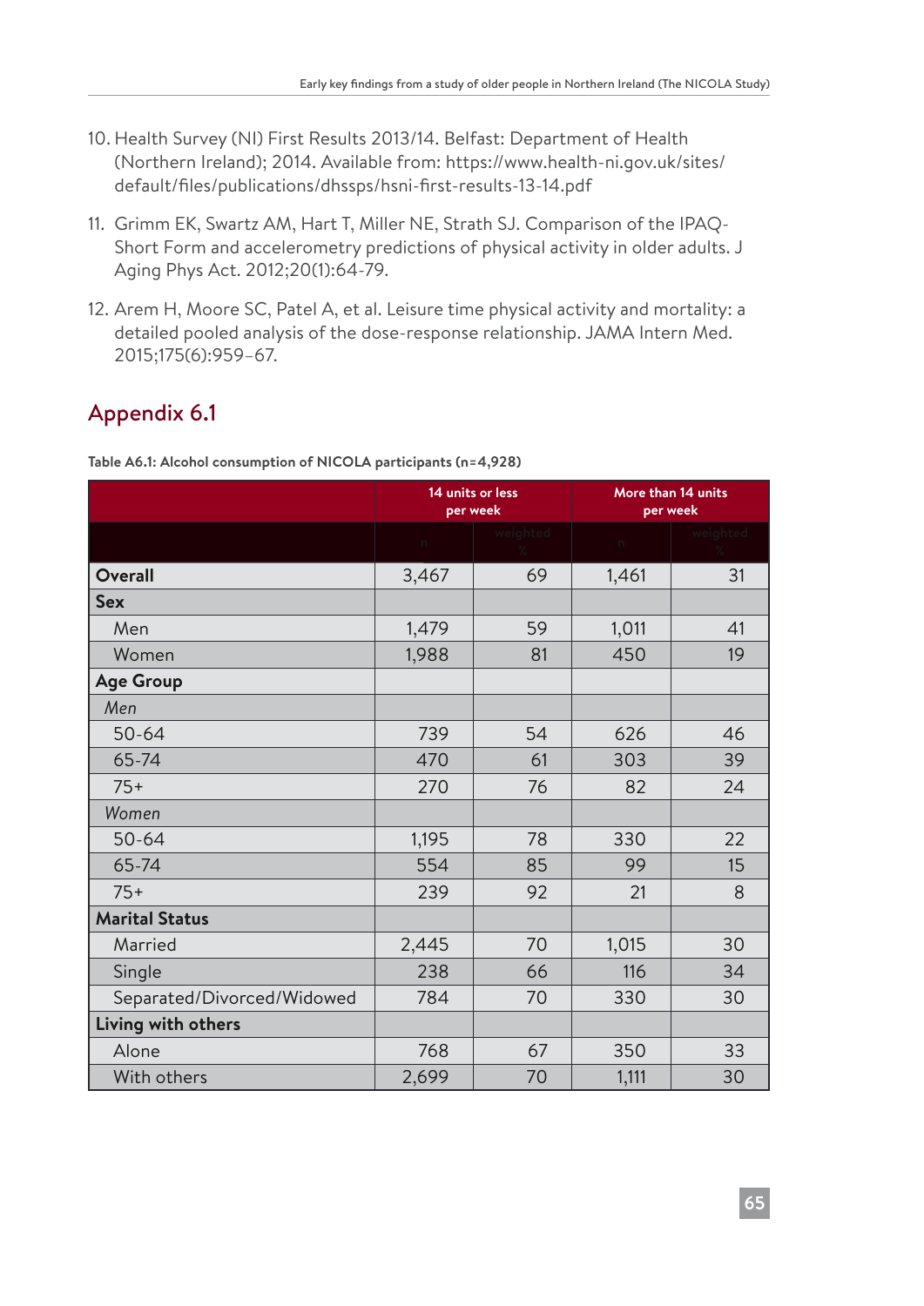10. Health Survey (NI) First Results 2013/14. Belfast: Department of Health (Northern Ireland); 2014. Available from: https://www.health-ni.gov.uk/sites/default/files/publications/dhssps/hsni-first-results-13-14.pdf

11. Grimm EK, Swartz AM, Hart T, Miller NE, Strath SJ. Comparison of the IPAQ-Short Form and accelerometry predictions of physical activity in older adults. J Aging Phys Act. 2012;20(1):64-79.

12. Arem H, Moore SC, Patel A, et al. Leisure time physical activity and mortality: a detailed pooled analysis of the dose-response relationship. JAMA Intern Med. 2015;175(6):959–67.

## Appendix 6.1

**Table A6.1: Alcohol consumption of NICOLA participants (n=4,928)**

| | 14 units or less per week | | More than 14 units per week | |
|---|---|---|---|---|
| | n | weighted % | n | weighted % |
| **Overall** | 3,467 | 69 | 1,461 | 31 |
| **Sex** | | | | |
| Men | 1,479 | 59 | 1,011 | 41 |
| Women | 1,988 | 81 | 450 | 19 |
| **Age Group** | | | | |
| *Men* | | | | |
| 50-64 | 739 | 54 | 626 | 46 |
| 65-74 | 470 | 61 | 303 | 39 |
| 75+ | 270 | 76 | 82 | 24 |
| *Women* | | | | |
| 50-64 | 1,195 | 78 | 330 | 22 |
| 65-74 | 554 | 85 | 99 | 15 |
| 75+ | 239 | 92 | 21 | 8 |
| **Marital Status** | | | | |
| Married | 2,445 | 70 | 1,015 | 30 |
| Single | 238 | 66 | 116 | 34 |
| Separated/Divorced/Widowed | 784 | 70 | 330 | 30 |
| **Living with others** | | | | |
| Alone | 768 | 67 | 350 | 33 |
| With others | 2,699 | 70 | 1,111 | 30 |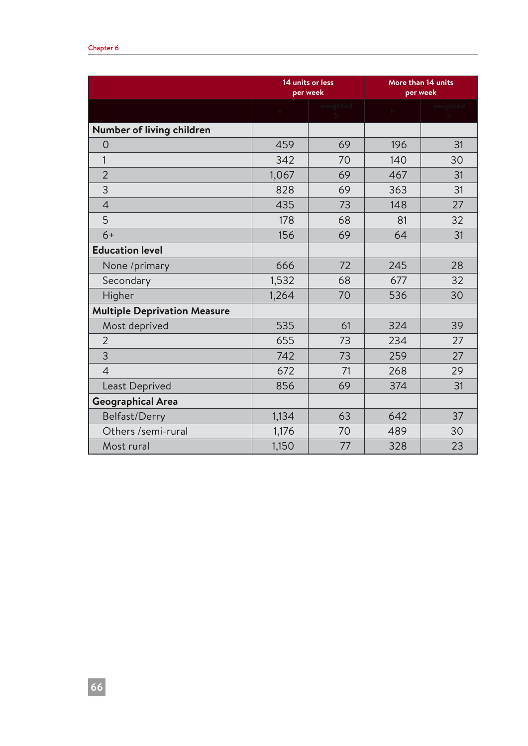| | 14 units or less per week | | More than 14 units per week | |
|---|---|---|---|---|
| | n | weighted % | n | weighted % |
| **Number of living children** | | | | |
| 0 | 459 | 69 | 196 | 31 |
| 1 | 342 | 70 | 140 | 30 |
| 2 | 1,067 | 69 | 467 | 31 |
| 3 | 828 | 69 | 363 | 31 |
| 4 | 435 | 73 | 148 | 27 |
| 5 | 178 | 68 | 81 | 32 |
| 6+ | 156 | 69 | 64 | 31 |
| **Education level** | | | | |
| None /primary | 666 | 72 | 245 | 28 |
| Secondary | 1,532 | 68 | 677 | 32 |
| Higher | 1,264 | 70 | 536 | 30 |
| **Multiple Deprivation Measure** | | | | |
| Most deprived | 535 | 61 | 324 | 39 |
| 2 | 655 | 73 | 234 | 27 |
| 3 | 742 | 73 | 259 | 27 |
| 4 | 672 | 71 | 268 | 29 |
| Least Deprived | 856 | 69 | 374 | 31 |
| **Geographical Area** | | | | |
| Belfast/Derry | 1,134 | 63 | 642 | 37 |
| Others /semi-rural | 1,176 | 70 | 489 | 30 |
| Most rural | 1,150 | 77 | 328 | 23 |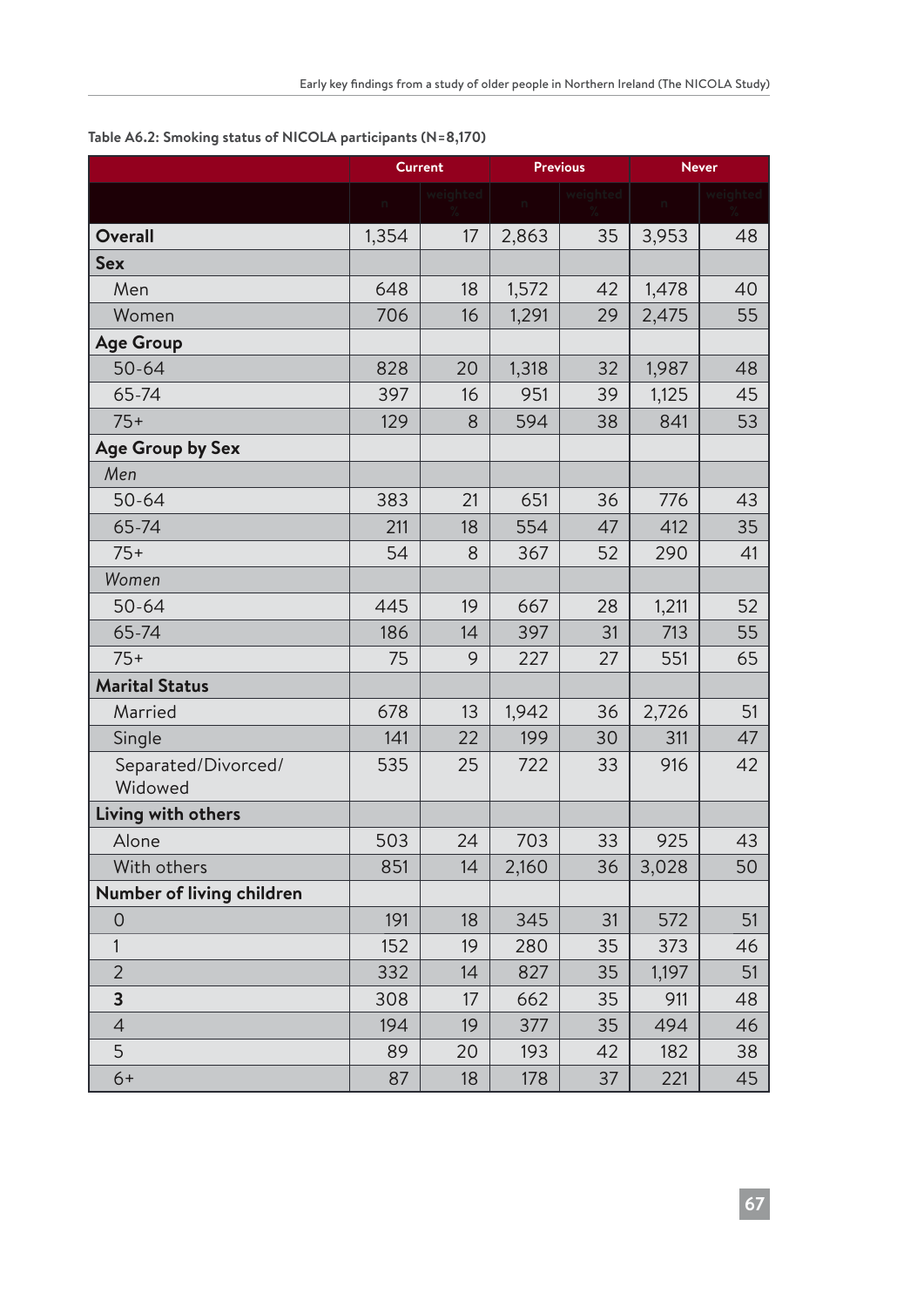Table A6.2: Smoking status of NICOLA participants (N=8,170)

| | Current | | Previous | | Never | |
|---|---|---|---|---|---|---|
| | n | weighted % | n | weighted % | n | weighted % |
| **Overall** | 1,354 | 17 | 2,863 | 35 | 3,953 | 48 |
| **Sex** | | | | | | |
| Men | 648 | 18 | 1,572 | 42 | 1,478 | 40 |
| Women | 706 | 16 | 1,291 | 29 | 2,475 | 55 |
| **Age Group** | | | | | | |
| 50-64 | 828 | 20 | 1,318 | 32 | 1,987 | 48 |
| 65-74 | 397 | 16 | 951 | 39 | 1,125 | 45 |
| 75+ | 129 | 8 | 594 | 38 | 841 | 53 |
| **Age Group by Sex** | | | | | | |
| *Men* | | | | | | |
| 50-64 | 383 | 21 | 651 | 36 | 776 | 43 |
| 65-74 | 211 | 18 | 554 | 47 | 412 | 35 |
| 75+ | 54 | 8 | 367 | 52 | 290 | 41 |
| *Women* | | | | | | |
| 50-64 | 445 | 19 | 667 | 28 | 1,211 | 52 |
| 65-74 | 186 | 14 | 397 | 31 | 713 | 55 |
| 75+ | 75 | 9 | 227 | 27 | 551 | 65 |
| **Marital Status** | | | | | | |
| Married | 678 | 13 | 1,942 | 36 | 2,726 | 51 |
| Single | 141 | 22 | 199 | 30 | 311 | 47 |
| Separated/Divorced/ Widowed | 535 | 25 | 722 | 33 | 916 | 42 |
| **Living with others** | | | | | | |
| Alone | 503 | 24 | 703 | 33 | 925 | 43 |
| With others | 851 | 14 | 2,160 | 36 | 3,028 | 50 |
| **Number of living children** | | | | | | |
| 0 | 191 | 18 | 345 | 31 | 572 | 51 |
| 1 | 152 | 19 | 280 | 35 | 373 | 46 |
| 2 | 332 | 14 | 827 | 35 | 1,197 | 51 |
| **3** | 308 | 17 | 662 | 35 | 911 | 48 |
| 4 | 194 | 19 | 377 | 35 | 494 | 46 |
| 5 | 89 | 20 | 193 | 42 | 182 | 38 |
| 6+ | 87 | 18 | 178 | 37 | 221 | 45 |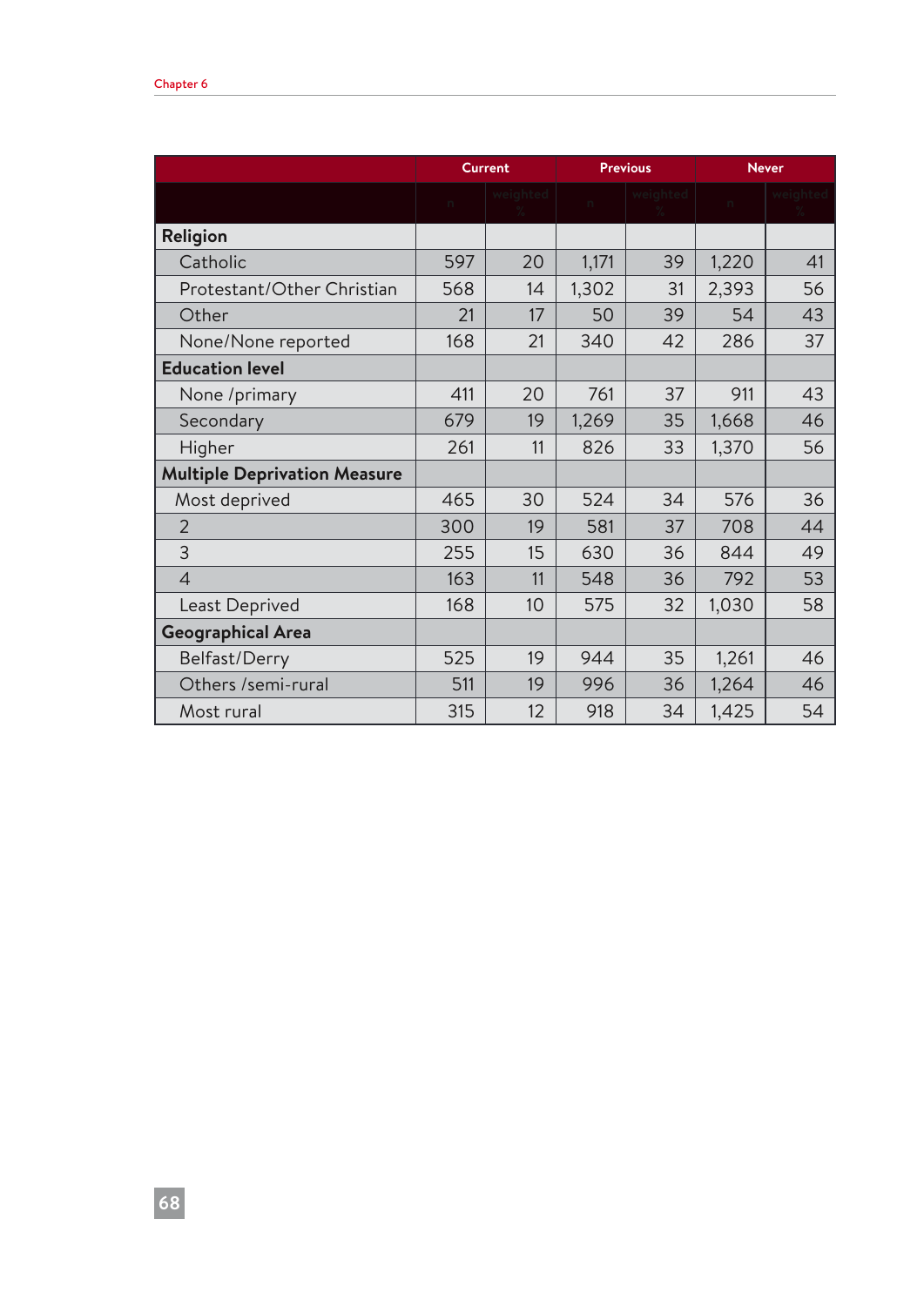| | Current | | Previous | | Never | |
|---|---|---|---|---|---|---|
| | n | weighted % | n | weighted % | n | weighted % |
| **Religion** | | | | | | |
| Catholic | 597 | 20 | 1,171 | 39 | 1,220 | 41 |
| Protestant/Other Christian | 568 | 14 | 1,302 | 31 | 2,393 | 56 |
| Other | 21 | 17 | 50 | 39 | 54 | 43 |
| None/None reported | 168 | 21 | 340 | 42 | 286 | 37 |
| **Education level** | | | | | | |
| None /primary | 411 | 20 | 761 | 37 | 911 | 43 |
| Secondary | 679 | 19 | 1,269 | 35 | 1,668 | 46 |
| Higher | 261 | 11 | 826 | 33 | 1,370 | 56 |
| **Multiple Deprivation Measure** | | | | | | |
| Most deprived | 465 | 30 | 524 | 34 | 576 | 36 |
| 2 | 300 | 19 | 581 | 37 | 708 | 44 |
| 3 | 255 | 15 | 630 | 36 | 844 | 49 |
| 4 | 163 | 11 | 548 | 36 | 792 | 53 |
| Least Deprived | 168 | 10 | 575 | 32 | 1,030 | 58 |
| **Geographical Area** | | | | | | |
| Belfast/Derry | 525 | 19 | 944 | 35 | 1,261 | 46 |
| Others /semi-rural | 511 | 19 | 996 | 36 | 1,264 | 46 |
| Most rural | 315 | 12 | 918 | 34 | 1,425 | 54 |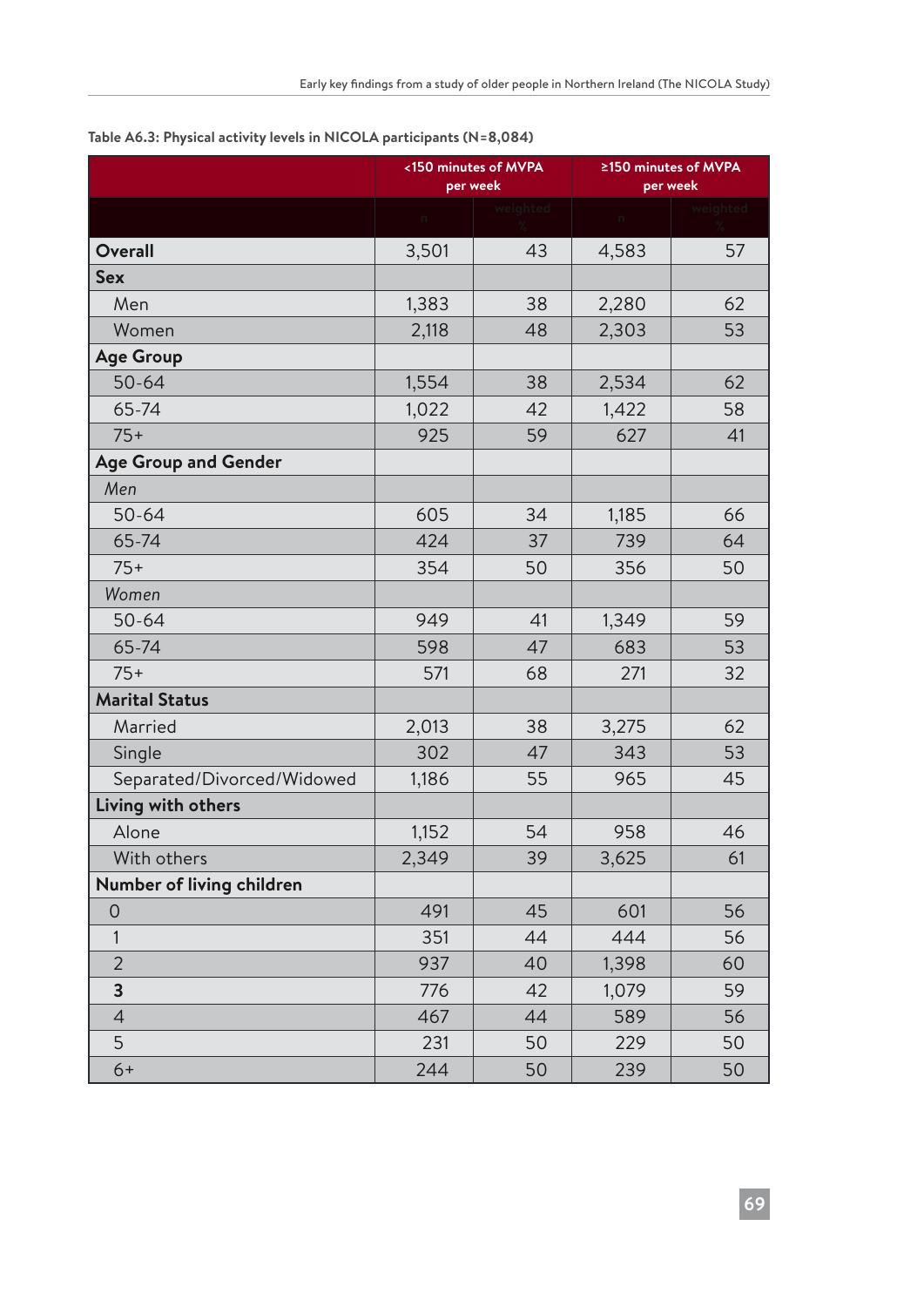Table A6.3: Physical activity levels in NICOLA participants (N=8,084)

| | <150 minutes of MVPA per week | | ≥150 minutes of MVPA per week | |
|---|---|---|---|---|
| | n | weighted % | n | weighted % |
| **Overall** | 3,501 | 43 | 4,583 | 57 |
| **Sex** | | | | |
| Men | 1,383 | 38 | 2,280 | 62 |
| Women | 2,118 | 48 | 2,303 | 53 |
| **Age Group** | | | | |
| 50-64 | 1,554 | 38 | 2,534 | 62 |
| 65-74 | 1,022 | 42 | 1,422 | 58 |
| 75+ | 925 | 59 | 627 | 41 |
| **Age Group and Gender** | | | | |
| *Men* | | | | |
| 50-64 | 605 | 34 | 1,185 | 66 |
| 65-74 | 424 | 37 | 739 | 64 |
| 75+ | 354 | 50 | 356 | 50 |
| *Women* | | | | |
| 50-64 | 949 | 41 | 1,349 | 59 |
| 65-74 | 598 | 47 | 683 | 53 |
| 75+ | 571 | 68 | 271 | 32 |
| **Marital Status** | | | | |
| Married | 2,013 | 38 | 3,275 | 62 |
| Single | 302 | 47 | 343 | 53 |
| Separated/Divorced/Widowed | 1,186 | 55 | 965 | 45 |
| **Living with others** | | | | |
| Alone | 1,152 | 54 | 958 | 46 |
| With others | 2,349 | 39 | 3,625 | 61 |
| **Number of living children** | | | | |
| 0 | 491 | 45 | 601 | 56 |
| 1 | 351 | 44 | 444 | 56 |
| 2 | 937 | 40 | 1,398 | 60 |
| **3** | 776 | 42 | 1,079 | 59 |
| 4 | 467 | 44 | 589 | 56 |
| 5 | 231 | 50 | 229 | 50 |
| 6+ | 244 | 50 | 239 | 50 |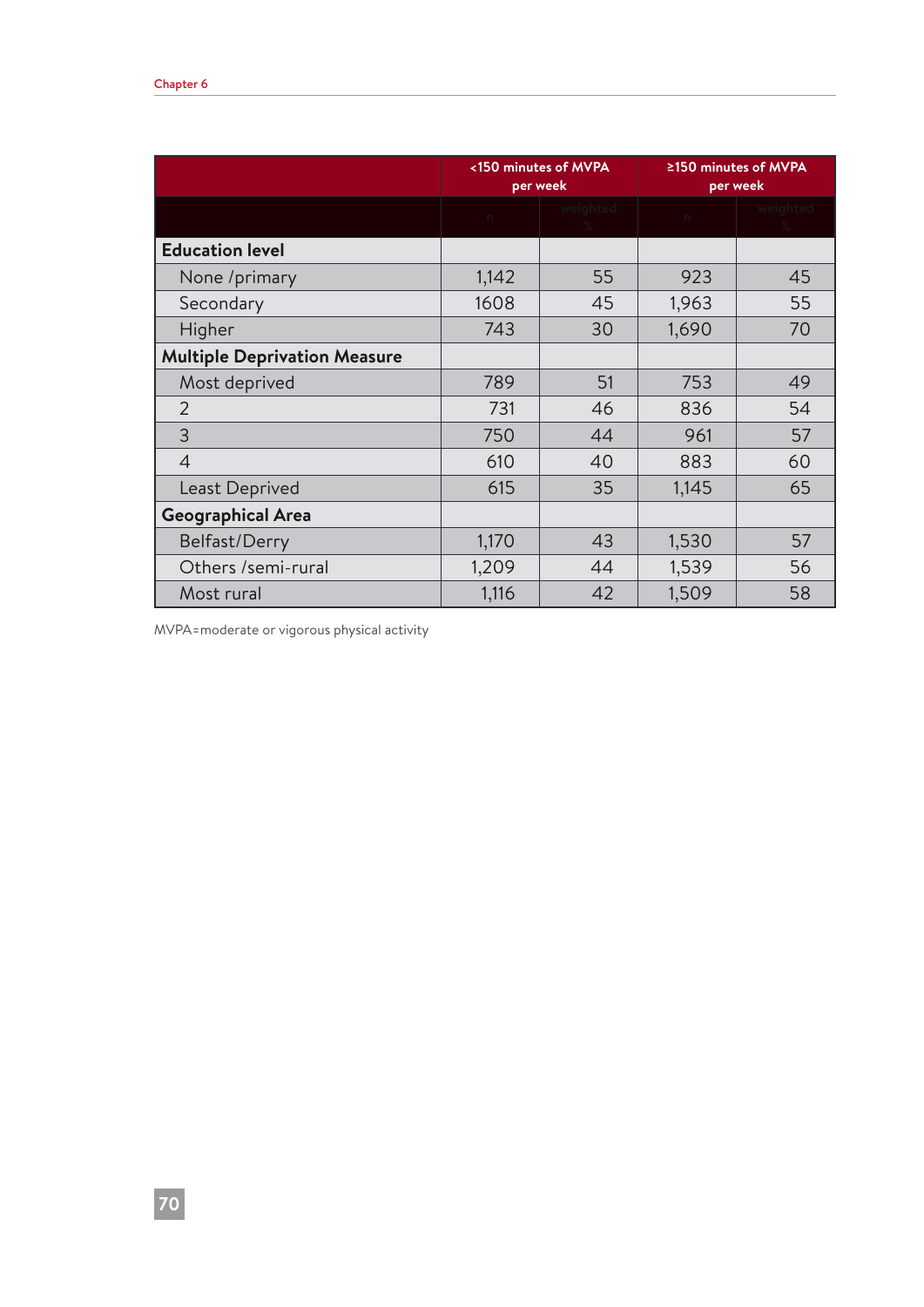| | <150 minutes of MVPA per week | | ≥150 minutes of MVPA per week | |
|---|---|---|---|---|
| | n | weighted % | n | weighted % |
| **Education level** | | | | |
| None /primary | 1,142 | 55 | 923 | 45 |
| Secondary | 1608 | 45 | 1,963 | 55 |
| Higher | 743 | 30 | 1,690 | 70 |
| **Multiple Deprivation Measure** | | | | |
| Most deprived | 789 | 51 | 753 | 49 |
| 2 | 731 | 46 | 836 | 54 |
| 3 | 750 | 44 | 961 | 57 |
| 4 | 610 | 40 | 883 | 60 |
| Least Deprived | 615 | 35 | 1,145 | 65 |
| **Geographical Area** | | | | |
| Belfast/Derry | 1,170 | 43 | 1,530 | 57 |
| Others /semi-rural | 1,209 | 44 | 1,539 | 56 |
| Most rural | 1,116 | 42 | 1,509 | 58 |

MVPA=moderate or vigorous physical activity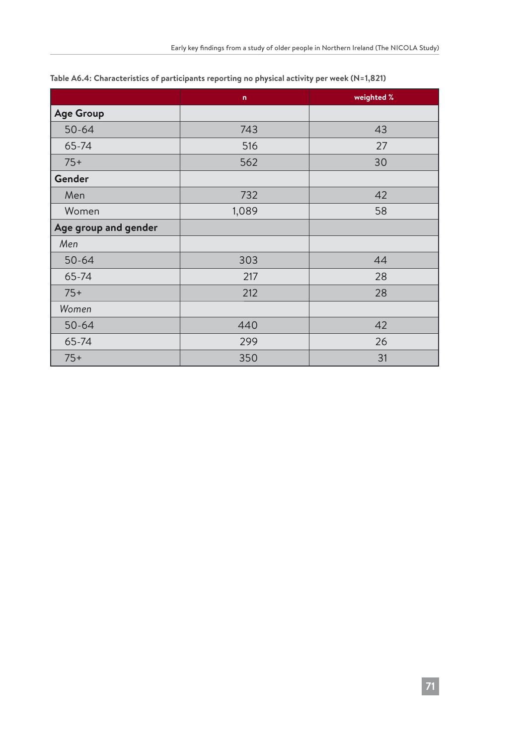**Table A6.4: Characteristics of participants reporting no physical activity per week (N=1,821)**

| | n | weighted % |
|---|---|---|
| **Age Group** | | |
| 50-64 | 743 | 43 |
| 65-74 | 516 | 27 |
| 75+ | 562 | 30 |
| **Gender** | | |
| Men | 732 | 42 |
| Women | 1,089 | 58 |
| **Age group and gender** | | |
| *Men* | | |
| 50-64 | 303 | 44 |
| 65-74 | 217 | 28 |
| 75+ | 212 | 28 |
| *Women* | | |
| 50-64 | 440 | 42 |
| 65-74 | 299 | 26 |
| 75+ | 350 | 31 |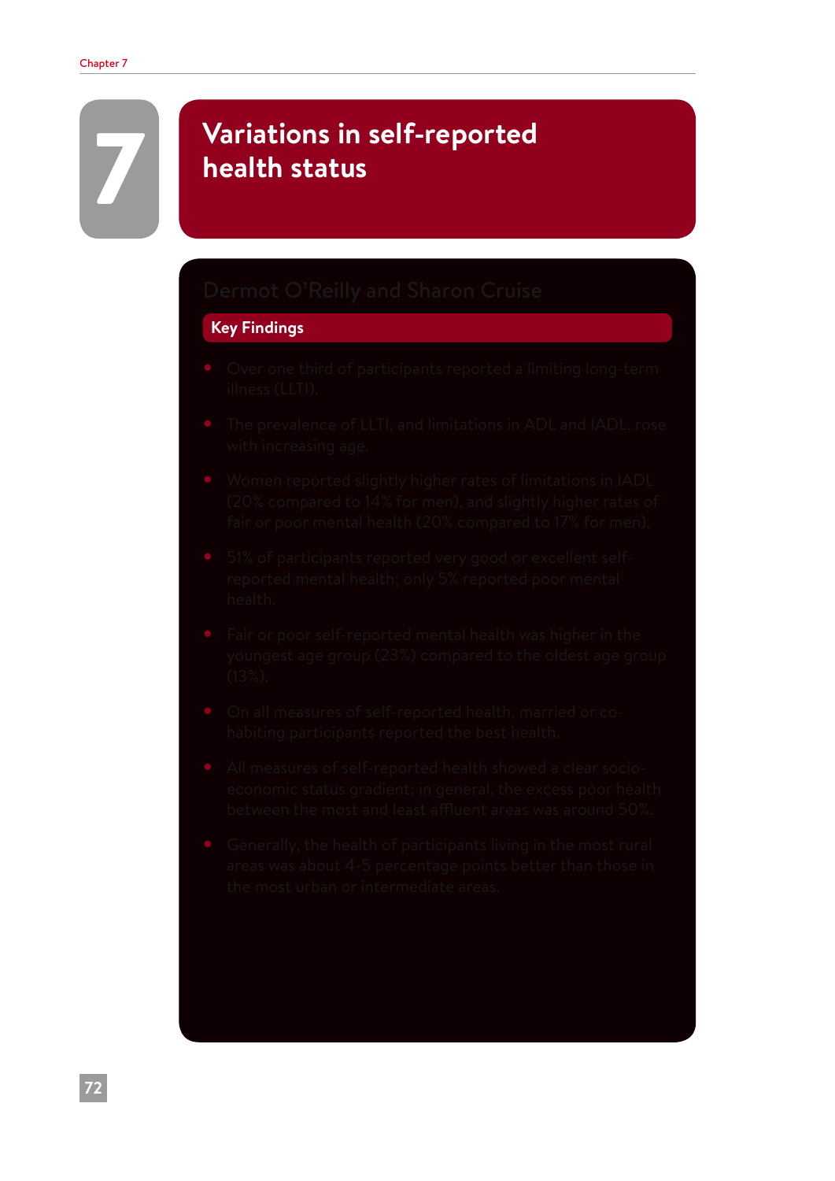# 7 Variations in self-reported health status

Dermot O'Reilly and Sharon Cruise

## Key Findings

- Over one third of participants reported a limiting long-term illness (LLTI).
- The prevalence of LLTI, and limitations in ADL and IADL, rose with increasing age.
- Women reported slightly higher rates of limitations in IADL (20% compared to 14% for men), and slightly higher rates of fair or poor mental health (20% compared to 17% for men).
- 51% of participants reported very good or excellent self-reported mental health; only 5% reported poor mental health.
- Fair or poor self-reported mental health was higher in the youngest age group (23%) compared to the oldest age group (13%).
- On all measures of self-reported health, married or co-habiting participants reported the best health.
- All measures of self-reported health showed a clear socio-economic status gradient; in general, the excess poor health between the most and least affluent areas was around 50%.
- Generally, the health of participants living in the most rural areas was about 4-5 percentage points better than those in the most urban or intermediate areas.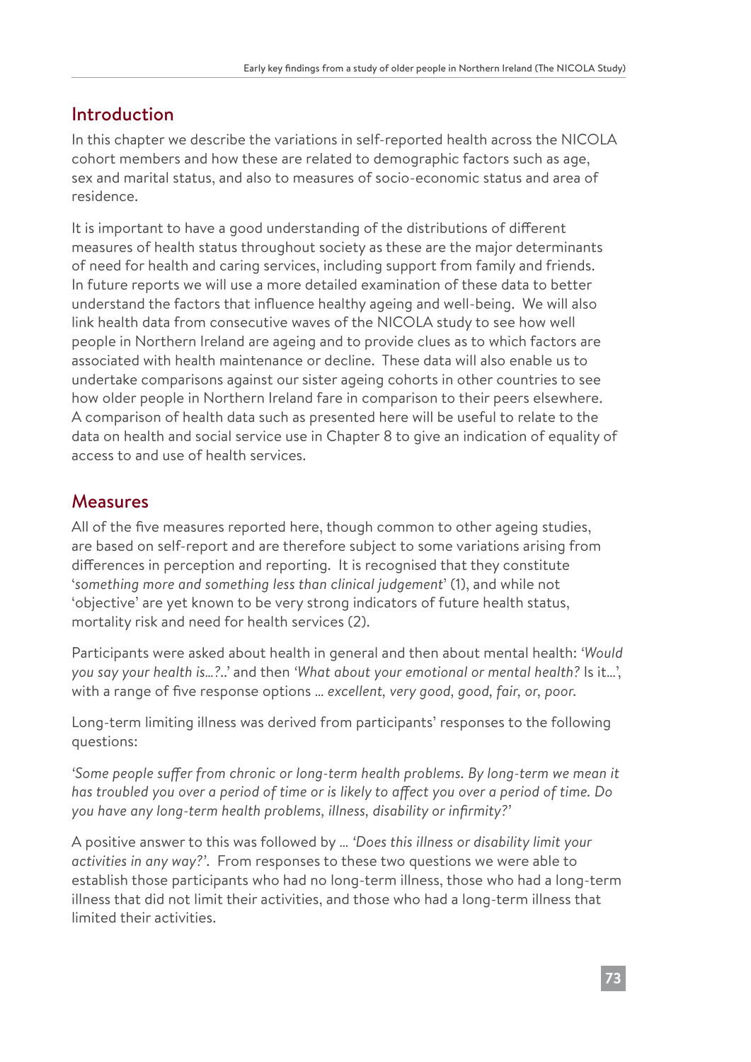## Introduction

In this chapter we describe the variations in self-reported health across the NICOLA cohort members and how these are related to demographic factors such as age, sex and marital status, and also to measures of socio-economic status and area of residence.

It is important to have a good understanding of the distributions of different measures of health status throughout society as these are the major determinants of need for health and caring services, including support from family and friends. In future reports we will use a more detailed examination of these data to better understand the factors that influence healthy ageing and well-being. We will also link health data from consecutive waves of the NICOLA study to see how well people in Northern Ireland are ageing and to provide clues as to which factors are associated with health maintenance or decline. These data will also enable us to undertake comparisons against our sister ageing cohorts in other countries to see how older people in Northern Ireland fare in comparison to their peers elsewhere. A comparison of health data such as presented here will be useful to relate to the data on health and social service use in Chapter 8 to give an indication of equality of access to and use of health services.

## Measures

All of the five measures reported here, though common to other ageing studies, are based on self-report and are therefore subject to some variations arising from differences in perception and reporting. It is recognised that they constitute '*something more and something less than clinical judgement*' (1), and while not 'objective' are yet known to be very strong indicators of future health status, mortality risk and need for health services (2).

Participants were asked about health in general and then about mental health: *'Would you say your health is…?..'* and then *'What about your emotional or mental health?* Is it…', with a range of five response options … *excellent, very good, good, fair, or, poor.*

Long-term limiting illness was derived from participants' responses to the following questions:

*'Some people suffer from chronic or long-term health problems. By long-term we mean it has troubled you over a period of time or is likely to affect you over a period of time. Do you have any long-term health problems, illness, disability or infirmity?'*

A positive answer to this was followed by … *'Does this illness or disability limit your activities in any way?'*. From responses to these two questions we were able to establish those participants who had no long-term illness, those who had a long-term illness that did not limit their activities, and those who had a long-term illness that limited their activities.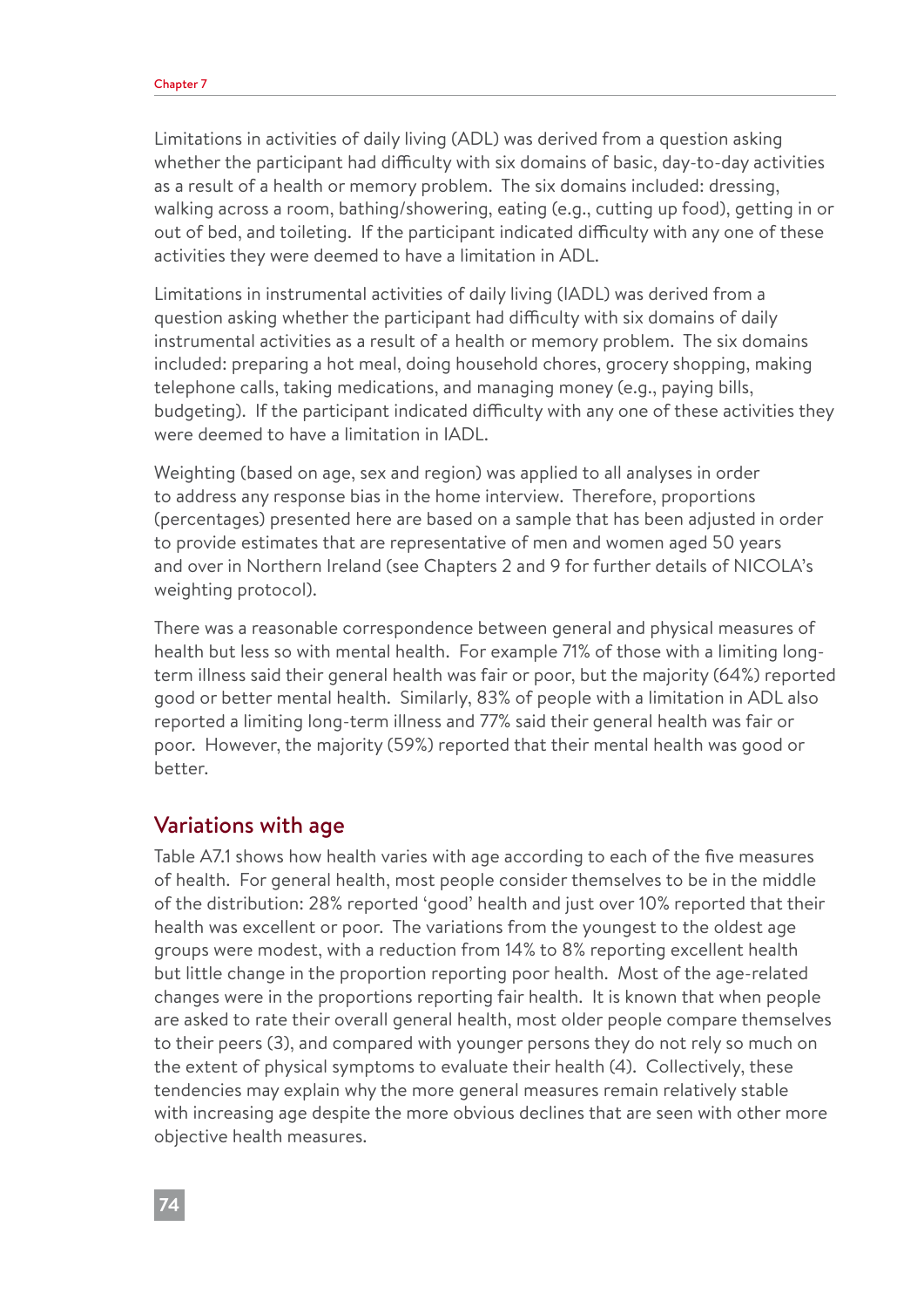Limitations in activities of daily living (ADL) was derived from a question asking whether the participant had difficulty with six domains of basic, day-to-day activities as a result of a health or memory problem. The six domains included: dressing, walking across a room, bathing/showering, eating (e.g., cutting up food), getting in or out of bed, and toileting. If the participant indicated difficulty with any one of these activities they were deemed to have a limitation in ADL.

Limitations in instrumental activities of daily living (IADL) was derived from a question asking whether the participant had difficulty with six domains of daily instrumental activities as a result of a health or memory problem. The six domains included: preparing a hot meal, doing household chores, grocery shopping, making telephone calls, taking medications, and managing money (e.g., paying bills, budgeting). If the participant indicated difficulty with any one of these activities they were deemed to have a limitation in IADL.

Weighting (based on age, sex and region) was applied to all analyses in order to address any response bias in the home interview. Therefore, proportions (percentages) presented here are based on a sample that has been adjusted in order to provide estimates that are representative of men and women aged 50 years and over in Northern Ireland (see Chapters 2 and 9 for further details of NICOLA's weighting protocol).

There was a reasonable correspondence between general and physical measures of health but less so with mental health. For example 71% of those with a limiting long-term illness said their general health was fair or poor, but the majority (64%) reported good or better mental health. Similarly, 83% of people with a limitation in ADL also reported a limiting long-term illness and 77% said their general health was fair or poor. However, the majority (59%) reported that their mental health was good or better.

## Variations with age

Table A7.1 shows how health varies with age according to each of the five measures of health. For general health, most people consider themselves to be in the middle of the distribution: 28% reported 'good' health and just over 10% reported that their health was excellent or poor. The variations from the youngest to the oldest age groups were modest, with a reduction from 14% to 8% reporting excellent health but little change in the proportion reporting poor health. Most of the age-related changes were in the proportions reporting fair health. It is known that when people are asked to rate their overall general health, most older people compare themselves to their peers (3), and compared with younger persons they do not rely so much on the extent of physical symptoms to evaluate their health (4). Collectively, these tendencies may explain why the more general measures remain relatively stable with increasing age despite the more obvious declines that are seen with other more objective health measures.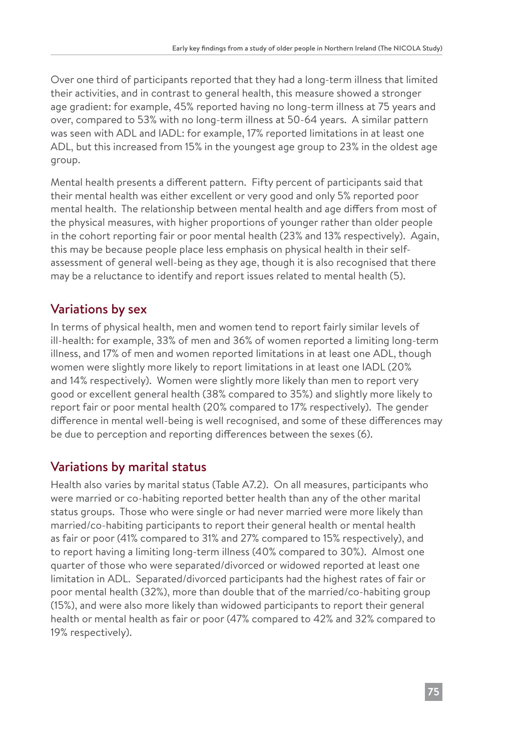Over one third of participants reported that they had a long-term illness that limited their activities, and in contrast to general health, this measure showed a stronger age gradient: for example, 45% reported having no long-term illness at 75 years and over, compared to 53% with no long-term illness at 50-64 years. A similar pattern was seen with ADL and IADL: for example, 17% reported limitations in at least one ADL, but this increased from 15% in the youngest age group to 23% in the oldest age group.

Mental health presents a different pattern. Fifty percent of participants said that their mental health was either excellent or very good and only 5% reported poor mental health. The relationship between mental health and age differs from most of the physical measures, with higher proportions of younger rather than older people in the cohort reporting fair or poor mental health (23% and 13% respectively). Again, this may be because people place less emphasis on physical health in their self-assessment of general well-being as they age, though it is also recognised that there may be a reluctance to identify and report issues related to mental health (5).

## Variations by sex

In terms of physical health, men and women tend to report fairly similar levels of ill-health: for example, 33% of men and 36% of women reported a limiting long-term illness, and 17% of men and women reported limitations in at least one ADL, though women were slightly more likely to report limitations in at least one IADL (20% and 14% respectively). Women were slightly more likely than men to report very good or excellent general health (38% compared to 35%) and slightly more likely to report fair or poor mental health (20% compared to 17% respectively). The gender difference in mental well-being is well recognised, and some of these differences may be due to perception and reporting differences between the sexes (6).

## Variations by marital status

Health also varies by marital status (Table A7.2). On all measures, participants who were married or co-habiting reported better health than any of the other marital status groups. Those who were single or had never married were more likely than married/co-habiting participants to report their general health or mental health as fair or poor (41% compared to 31% and 27% compared to 15% respectively), and to report having a limiting long-term illness (40% compared to 30%). Almost one quarter of those who were separated/divorced or widowed reported at least one limitation in ADL. Separated/divorced participants had the highest rates of fair or poor mental health (32%), more than double that of the married/co-habiting group (15%), and were also more likely than widowed participants to report their general health or mental health as fair or poor (47% compared to 42% and 32% compared to 19% respectively).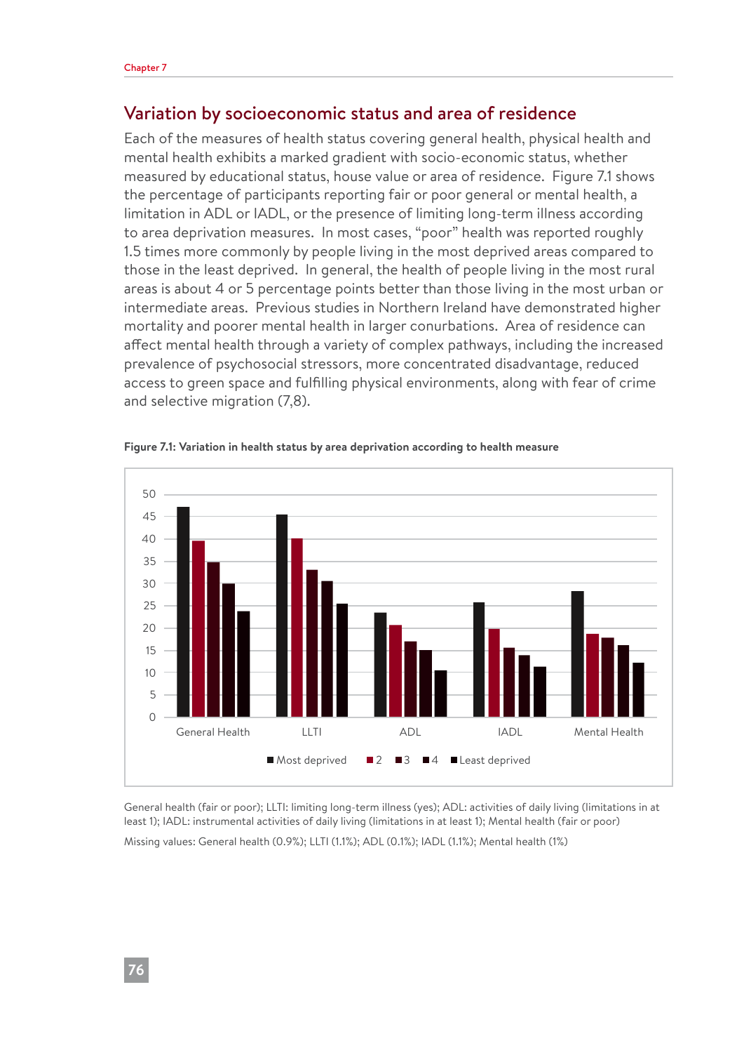## Variation by socioeconomic status and area of residence

Each of the measures of health status covering general health, physical health and mental health exhibits a marked gradient with socio-economic status, whether measured by educational status, house value or area of residence. Figure 7.1 shows the percentage of participants reporting fair or poor general or mental health, a limitation in ADL or IADL, or the presence of limiting long-term illness according to area deprivation measures. In most cases, "poor" health was reported roughly 1.5 times more commonly by people living in the most deprived areas compared to those in the least deprived. In general, the health of people living in the most rural areas is about 4 or 5 percentage points better than those living in the most urban or intermediate areas. Previous studies in Northern Ireland have demonstrated higher mortality and poorer mental health in larger conurbations. Area of residence can affect mental health through a variety of complex pathways, including the increased prevalence of psychosocial stressors, more concentrated disadvantage, reduced access to green space and fulfilling physical environments, along with fear of crime and selective migration (7,8).

**Figure 7.1: Variation in health status by area deprivation according to health measure**

General health (fair or poor); LLTI: limiting long-term illness (yes); ADL: activities of daily living (limitations in at least 1); IADL: instrumental activities of daily living (limitations in at least 1); Mental health (fair or poor)

Missing values: General health (0.9%); LLTI (1.1%); ADL (0.1%); IADL (1.1%); Mental health (1%)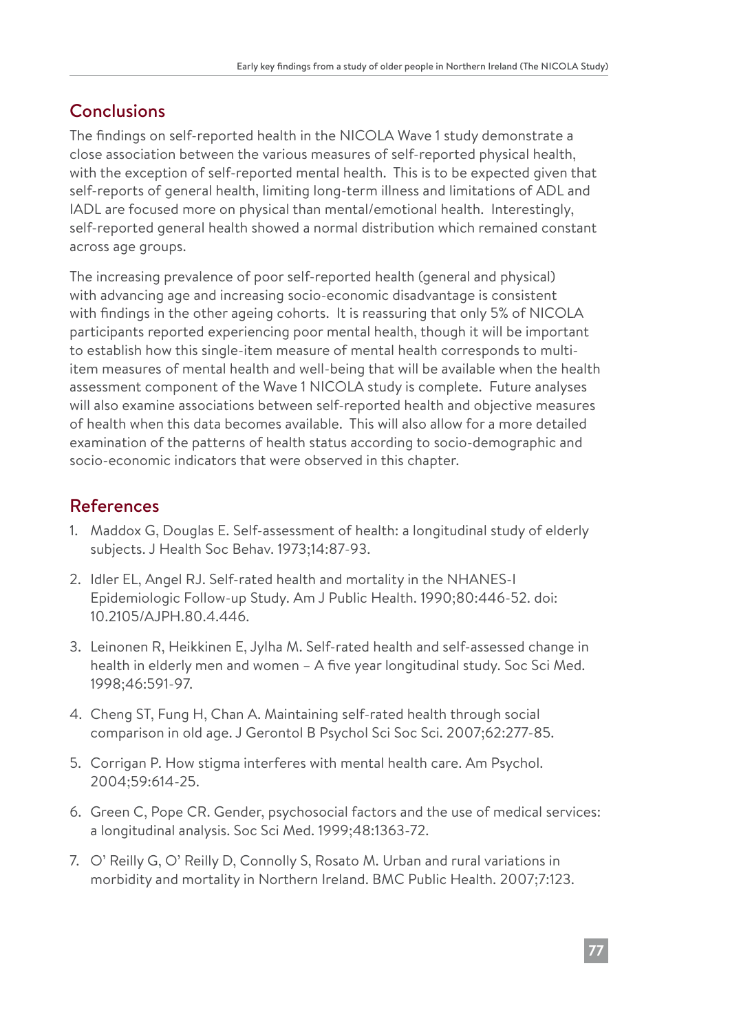## Conclusions

The findings on self-reported health in the NICOLA Wave 1 study demonstrate a close association between the various measures of self-reported physical health, with the exception of self-reported mental health. This is to be expected given that self-reports of general health, limiting long-term illness and limitations of ADL and IADL are focused more on physical than mental/emotional health. Interestingly, self-reported general health showed a normal distribution which remained constant across age groups.

The increasing prevalence of poor self-reported health (general and physical) with advancing age and increasing socio-economic disadvantage is consistent with findings in the other ageing cohorts. It is reassuring that only 5% of NICOLA participants reported experiencing poor mental health, though it will be important to establish how this single-item measure of mental health corresponds to multi-item measures of mental health and well-being that will be available when the health assessment component of the Wave 1 NICOLA study is complete. Future analyses will also examine associations between self-reported health and objective measures of health when this data becomes available. This will also allow for a more detailed examination of the patterns of health status according to socio-demographic and socio-economic indicators that were observed in this chapter.

## References

1. Maddox G, Douglas E. Self-assessment of health: a longitudinal study of elderly subjects. J Health Soc Behav. 1973;14:87-93.
2. Idler EL, Angel RJ. Self-rated health and mortality in the NHANES-I Epidemiologic Follow-up Study. Am J Public Health. 1990;80:446-52. doi: 10.2105/AJPH.80.4.446.
3. Leinonen R, Heikkinen E, Jylha M. Self-rated health and self-assessed change in health in elderly men and women – A five year longitudinal study. Soc Sci Med. 1998;46:591-97.
4. Cheng ST, Fung H, Chan A. Maintaining self-rated health through social comparison in old age. J Gerontol B Psychol Sci Soc Sci. 2007;62:277-85.
5. Corrigan P. How stigma interferes with mental health care. Am Psychol. 2004;59:614-25.
6. Green C, Pope CR. Gender, psychosocial factors and the use of medical services: a longitudinal analysis. Soc Sci Med. 1999;48:1363-72.
7. O' Reilly G, O' Reilly D, Connolly S, Rosato M. Urban and rural variations in morbidity and mortality in Northern Ireland. BMC Public Health. 2007;7:123.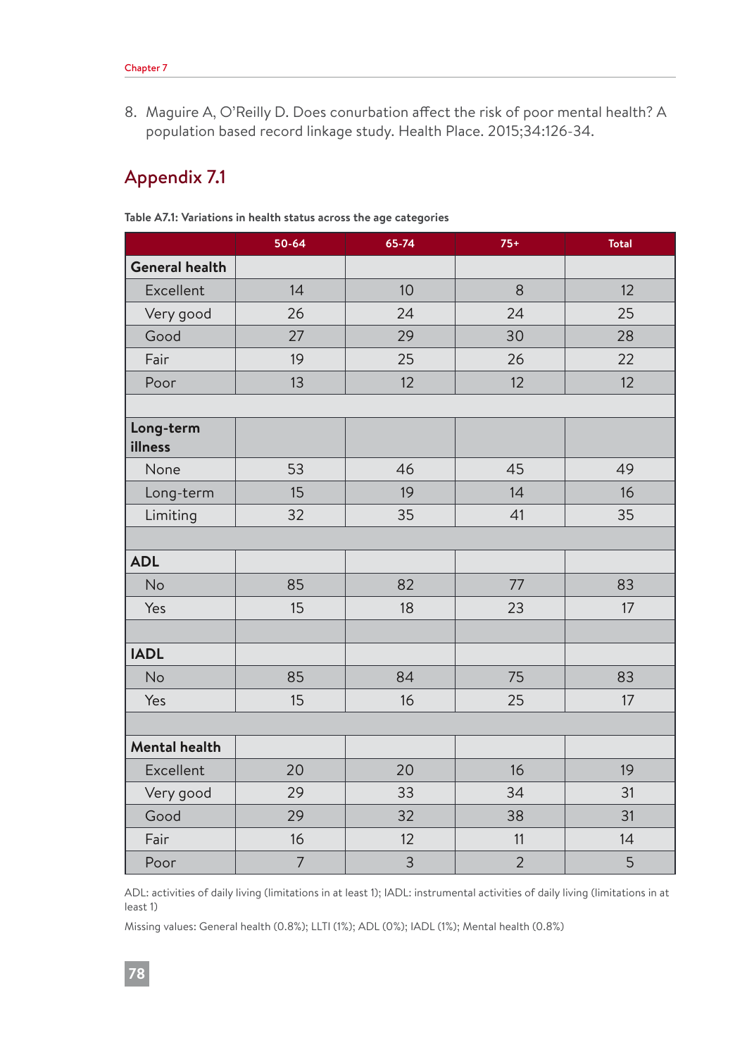8. Maguire A, O'Reilly D. Does conurbation affect the risk of poor mental health? A population based record linkage study. Health Place. 2015;34:126-34.

## Appendix 7.1

**Table A7.1: Variations in health status across the age categories**

| | 50-64 | 65-74 | 75+ | Total |
|---|---|---|---|---|
| **General health** | | | | |
| Excellent | 14 | 10 | 8 | 12 |
| Very good | 26 | 24 | 24 | 25 |
| Good | 27 | 29 | 30 | 28 |
| Fair | 19 | 25 | 26 | 22 |
| Poor | 13 | 12 | 12 | 12 |
| | | | | |
| **Long-term illness** | | | | |
| None | 53 | 46 | 45 | 49 |
| Long-term | 15 | 19 | 14 | 16 |
| Limiting | 32 | 35 | 41 | 35 |
| | | | | |
| **ADL** | | | | |
| No | 85 | 82 | 77 | 83 |
| Yes | 15 | 18 | 23 | 17 |
| | | | | |
| **IADL** | | | | |
| No | 85 | 84 | 75 | 83 |
| Yes | 15 | 16 | 25 | 17 |
| | | | | |
| **Mental health** | | | | |
| Excellent | 20 | 20 | 16 | 19 |
| Very good | 29 | 33 | 34 | 31 |
| Good | 29 | 32 | 38 | 31 |
| Fair | 16 | 12 | 11 | 14 |
| Poor | 7 | 3 | 2 | 5 |

ADL: activities of daily living (limitations in at least 1); IADL: instrumental activities of daily living (limitations in at least 1)

Missing values: General health (0.8%); LLTI (1%); ADL (0%); IADL (1%); Mental health (0.8%)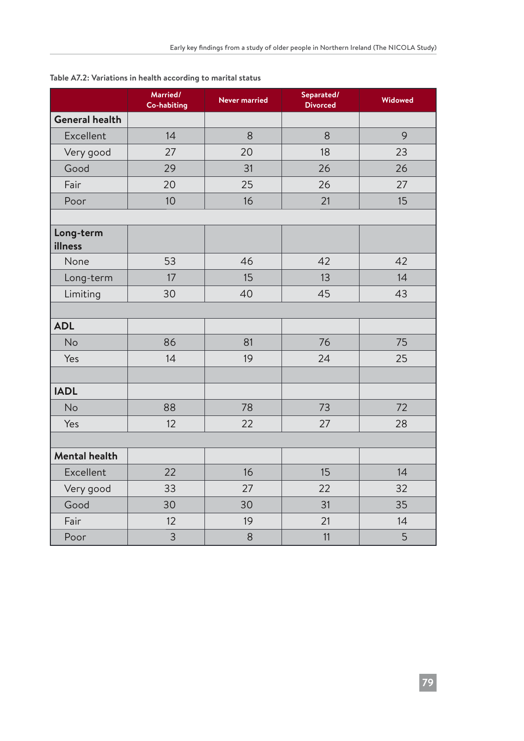Table A7.2: Variations in health according to marital status

| | Married/ Co-habiting | Never married | Separated/ Divorced | Widowed |
|---|---|---|---|---|
| **General health** | | | | |
| Excellent | 14 | 8 | 8 | 9 |
| Very good | 27 | 20 | 18 | 23 |
| Good | 29 | 31 | 26 | 26 |
| Fair | 20 | 25 | 26 | 27 |
| Poor | 10 | 16 | 21 | 15 |
| | | | | |
| **Long-term illness** | | | | |
| None | 53 | 46 | 42 | 42 |
| Long-term | 17 | 15 | 13 | 14 |
| Limiting | 30 | 40 | 45 | 43 |
| | | | | |
| **ADL** | | | | |
| No | 86 | 81 | 76 | 75 |
| Yes | 14 | 19 | 24 | 25 |
| | | | | |
| **IADL** | | | | |
| No | 88 | 78 | 73 | 72 |
| Yes | 12 | 22 | 27 | 28 |
| | | | | |
| **Mental health** | | | | |
| Excellent | 22 | 16 | 15 | 14 |
| Very good | 33 | 27 | 22 | 32 |
| Good | 30 | 30 | 31 | 35 |
| Fair | 12 | 19 | 21 | 14 |
| Poor | 3 | 8 | 11 | 5 |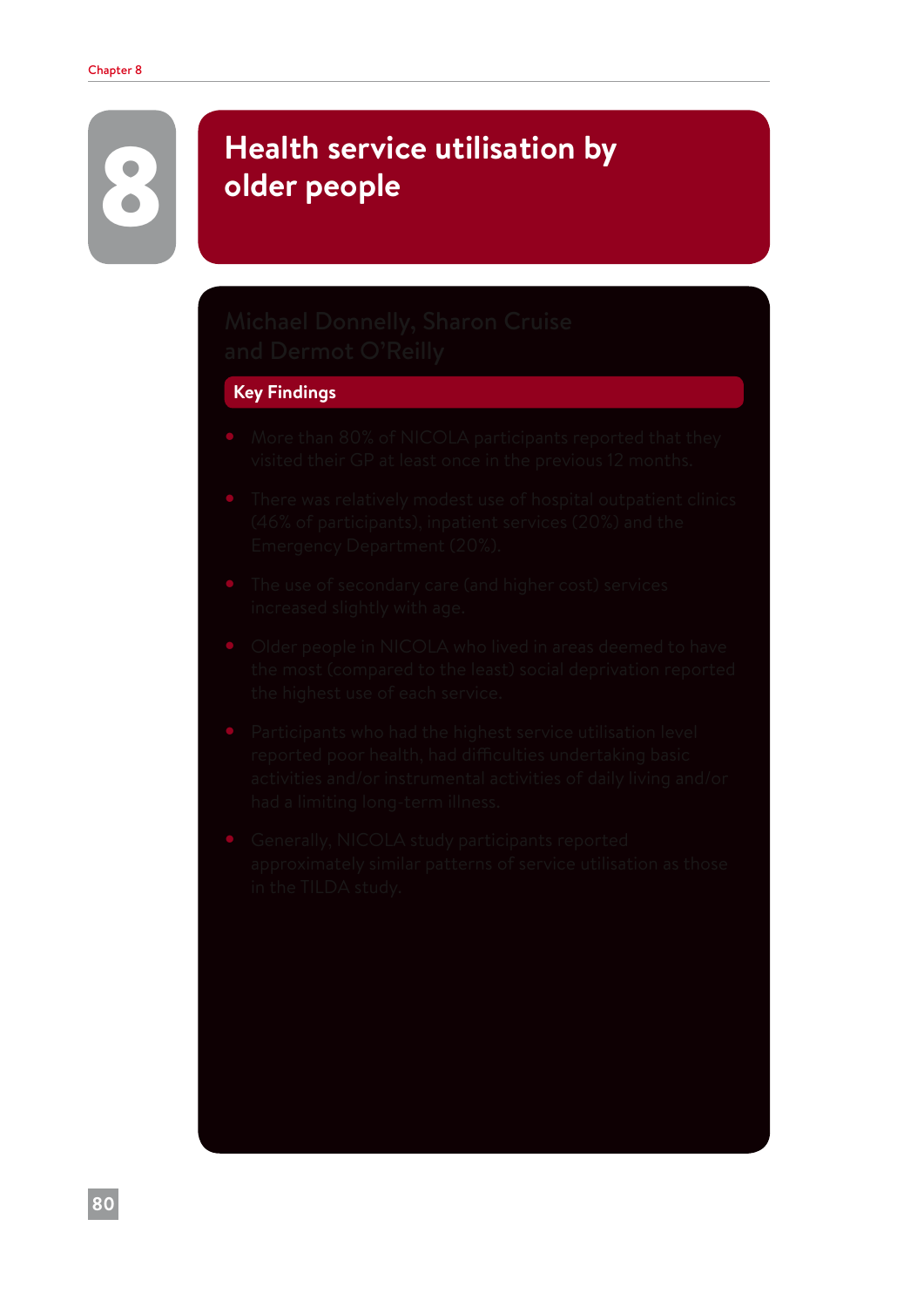# 8 Health service utilisation by older people

Michael Donnelly, Sharon Cruise and Dermot O'Reilly

## Key Findings

- More than 80% of NICOLA participants reported that they visited their GP at least once in the previous 12 months.
- There was relatively modest use of hospital outpatient clinics (46% of participants), inpatient services (20%) and the Emergency Department (20%).
- The use of secondary care (and higher cost) services increased slightly with age.
- Older people in NICOLA who lived in areas deemed to have the most (compared to the least) social deprivation reported the highest use of each service.
- Participants who had the highest service utilisation level reported poor health, had difficulties undertaking basic activities and/or instrumental activities of daily living and/or had a limiting long-term illness.
- Generally, NICOLA study participants reported approximately similar patterns of service utilisation as those in the TILDA study.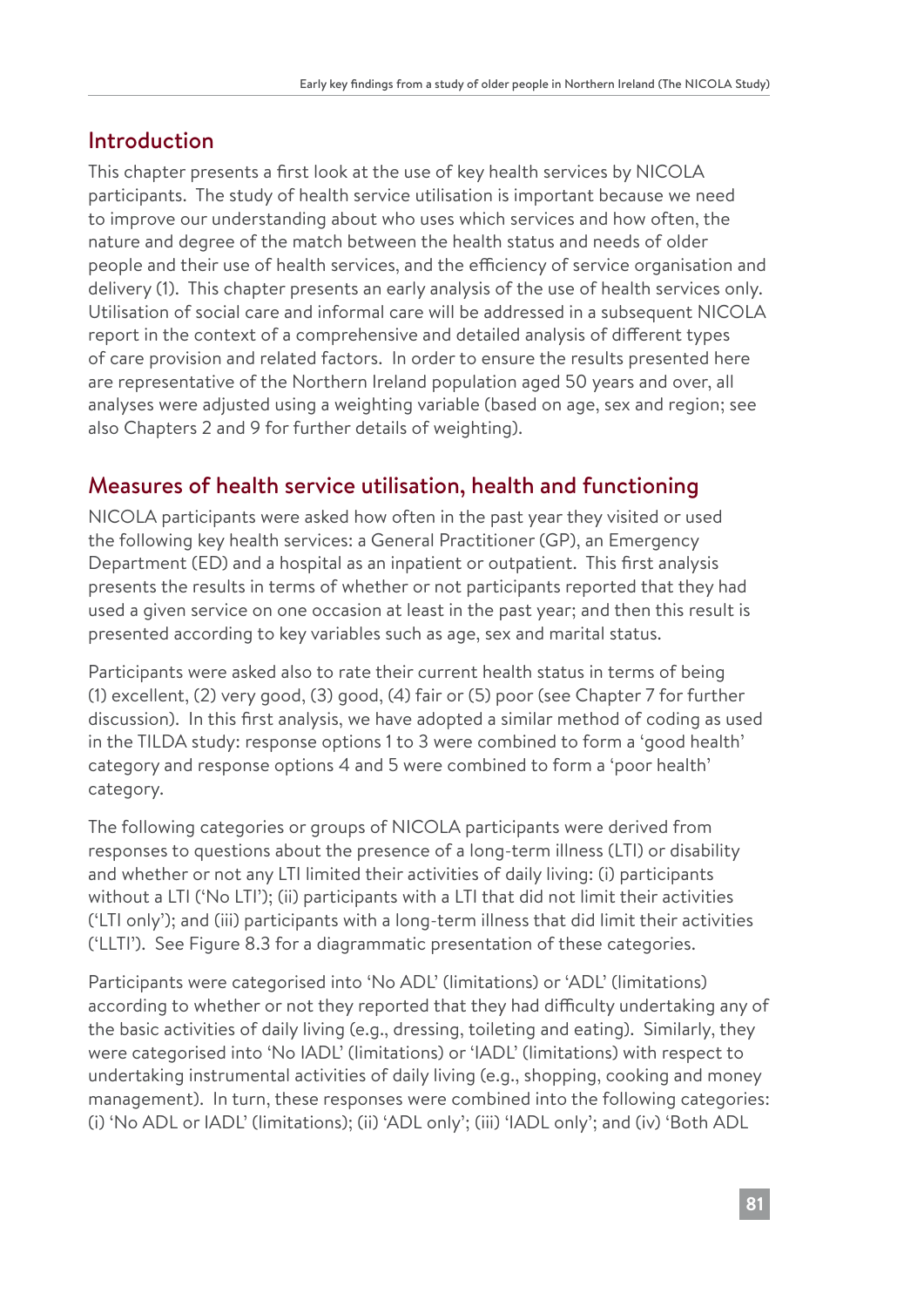## Introduction

This chapter presents a first look at the use of key health services by NICOLA participants. The study of health service utilisation is important because we need to improve our understanding about who uses which services and how often, the nature and degree of the match between the health status and needs of older people and their use of health services, and the efficiency of service organisation and delivery (1). This chapter presents an early analysis of the use of health services only. Utilisation of social care and informal care will be addressed in a subsequent NICOLA report in the context of a comprehensive and detailed analysis of different types of care provision and related factors. In order to ensure the results presented here are representative of the Northern Ireland population aged 50 years and over, all analyses were adjusted using a weighting variable (based on age, sex and region; see also Chapters 2 and 9 for further details of weighting).

## Measures of health service utilisation, health and functioning

NICOLA participants were asked how often in the past year they visited or used the following key health services: a General Practitioner (GP), an Emergency Department (ED) and a hospital as an inpatient or outpatient. This first analysis presents the results in terms of whether or not participants reported that they had used a given service on one occasion at least in the past year; and then this result is presented according to key variables such as age, sex and marital status.

Participants were asked also to rate their current health status in terms of being (1) excellent, (2) very good, (3) good, (4) fair or (5) poor (see Chapter 7 for further discussion). In this first analysis, we have adopted a similar method of coding as used in the TILDA study: response options 1 to 3 were combined to form a 'good health' category and response options 4 and 5 were combined to form a 'poor health' category.

The following categories or groups of NICOLA participants were derived from responses to questions about the presence of a long-term illness (LTI) or disability and whether or not any LTI limited their activities of daily living: (i) participants without a LTI ('No LTI'); (ii) participants with a LTI that did not limit their activities ('LTI only'); and (iii) participants with a long-term illness that did limit their activities ('LLTI'). See Figure 8.3 for a diagrammatic presentation of these categories.

Participants were categorised into 'No ADL' (limitations) or 'ADL' (limitations) according to whether or not they reported that they had difficulty undertaking any of the basic activities of daily living (e.g., dressing, toileting and eating). Similarly, they were categorised into 'No IADL' (limitations) or 'IADL' (limitations) with respect to undertaking instrumental activities of daily living (e.g., shopping, cooking and money management). In turn, these responses were combined into the following categories: (i) 'No ADL or IADL' (limitations); (ii) 'ADL only'; (iii) 'IADL only'; and (iv) 'Both ADL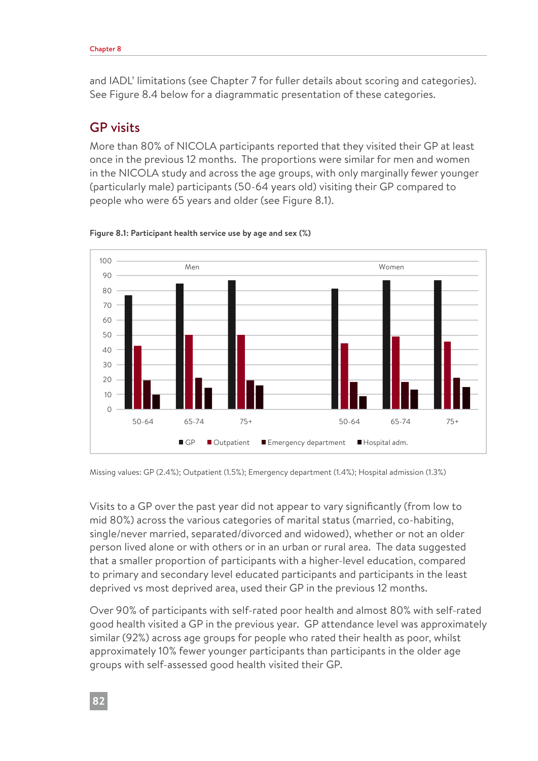and IADL' limitations (see Chapter 7 for fuller details about scoring and categories). See Figure 8.4 below for a diagrammatic presentation of these categories.

## GP visits

More than 80% of NICOLA participants reported that they visited their GP at least once in the previous 12 months. The proportions were similar for men and women in the NICOLA study and across the age groups, with only marginally fewer younger (particularly male) participants (50-64 years old) visiting their GP compared to people who were 65 years and older (see Figure 8.1).

**Figure 8.1: Participant health service use by age and sex (%)**

Missing values: GP (2.4%); Outpatient (1.5%); Emergency department (1.4%); Hospital admission (1.3%)

Visits to a GP over the past year did not appear to vary significantly (from low to mid 80%) across the various categories of marital status (married, co-habiting, single/never married, separated/divorced and widowed), whether or not an older person lived alone or with others or in an urban or rural area. The data suggested that a smaller proportion of participants with a higher-level education, compared to primary and secondary level educated participants and participants in the least deprived vs most deprived area, used their GP in the previous 12 months.

Over 90% of participants with self-rated poor health and almost 80% with self-rated good health visited a GP in the previous year. GP attendance level was approximately similar (92%) across age groups for people who rated their health as poor, whilst approximately 10% fewer younger participants than participants in the older age groups with self-assessed good health visited their GP.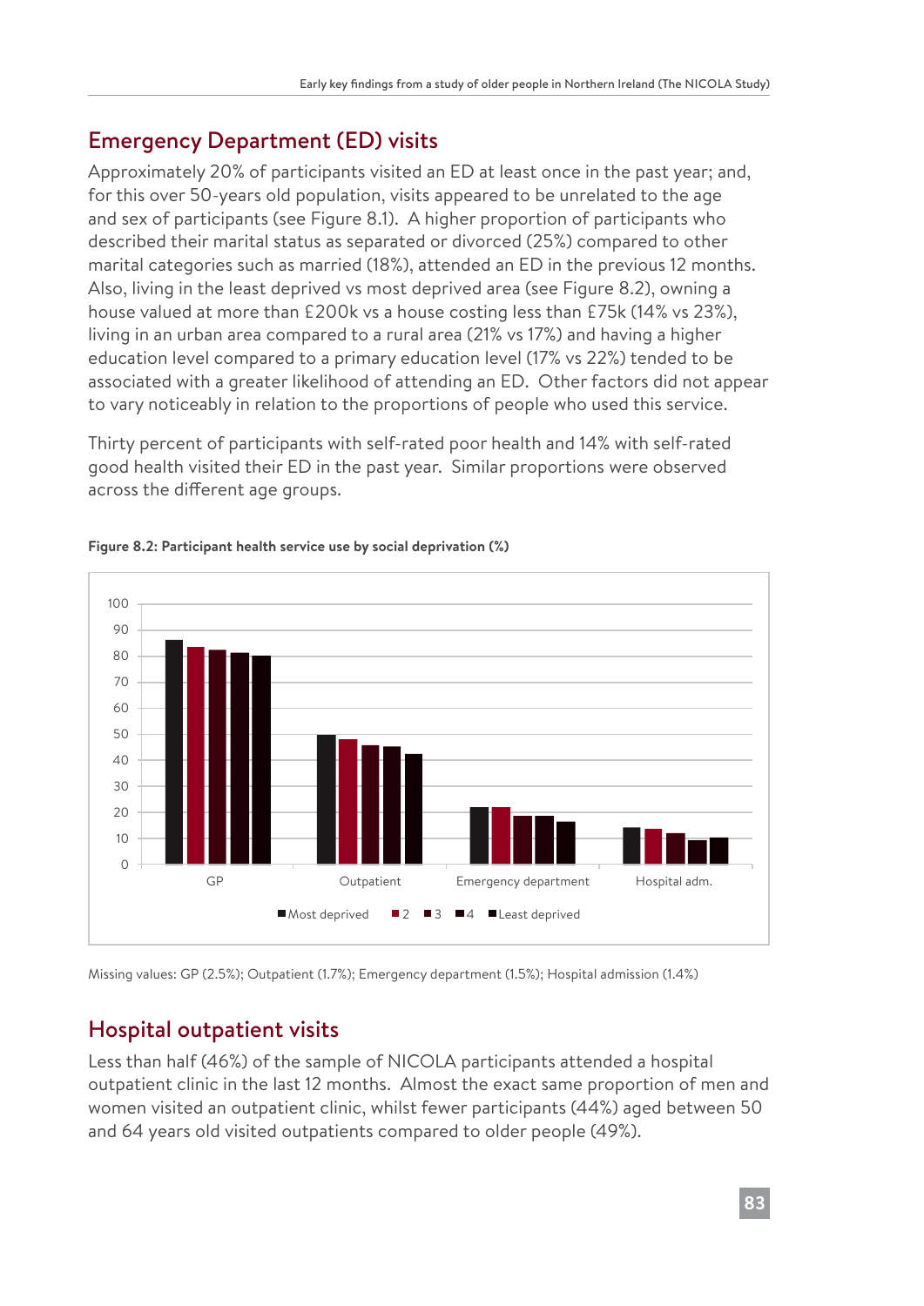## Emergency Department (ED) visits

Approximately 20% of participants visited an ED at least once in the past year; and, for this over 50-years old population, visits appeared to be unrelated to the age and sex of participants (see Figure 8.1). A higher proportion of participants who described their marital status as separated or divorced (25%) compared to other marital categories such as married (18%), attended an ED in the previous 12 months. Also, living in the least deprived vs most deprived area (see Figure 8.2), owning a house valued at more than £200k vs a house costing less than £75k (14% vs 23%), living in an urban area compared to a rural area (21% vs 17%) and having a higher education level compared to a primary education level (17% vs 22%) tended to be associated with a greater likelihood of attending an ED. Other factors did not appear to vary noticeably in relation to the proportions of people who used this service.

Thirty percent of participants with self-rated poor health and 14% with self-rated good health visited their ED in the past year. Similar proportions were observed across the different age groups.

**Figure 8.2: Participant health service use by social deprivation (%)**

Missing values: GP (2.5%); Outpatient (1.7%); Emergency department (1.5%); Hospital admission (1.4%)

## Hospital outpatient visits

Less than half (46%) of the sample of NICOLA participants attended a hospital outpatient clinic in the last 12 months. Almost the exact same proportion of men and women visited an outpatient clinic, whilst fewer participants (44%) aged between 50 and 64 years old visited outpatients compared to older people (49%).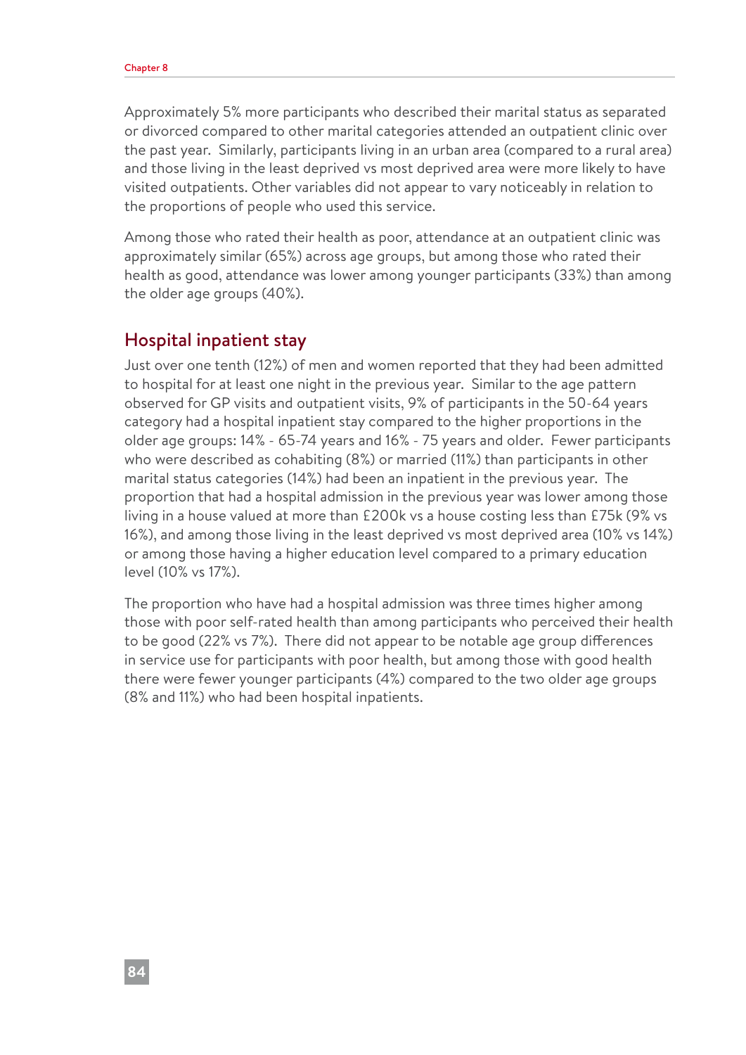Approximately 5% more participants who described their marital status as separated or divorced compared to other marital categories attended an outpatient clinic over the past year. Similarly, participants living in an urban area (compared to a rural area) and those living in the least deprived vs most deprived area were more likely to have visited outpatients. Other variables did not appear to vary noticeably in relation to the proportions of people who used this service.

Among those who rated their health as poor, attendance at an outpatient clinic was approximately similar (65%) across age groups, but among those who rated their health as good, attendance was lower among younger participants (33%) than among the older age groups (40%).

## Hospital inpatient stay

Just over one tenth (12%) of men and women reported that they had been admitted to hospital for at least one night in the previous year. Similar to the age pattern observed for GP visits and outpatient visits, 9% of participants in the 50-64 years category had a hospital inpatient stay compared to the higher proportions in the older age groups: 14% - 65-74 years and 16% - 75 years and older. Fewer participants who were described as cohabiting (8%) or married (11%) than participants in other marital status categories (14%) had been an inpatient in the previous year. The proportion that had a hospital admission in the previous year was lower among those living in a house valued at more than £200k vs a house costing less than £75k (9% vs 16%), and among those living in the least deprived vs most deprived area (10% vs 14%) or among those having a higher education level compared to a primary education level (10% vs 17%).

The proportion who have had a hospital admission was three times higher among those with poor self-rated health than among participants who perceived their health to be good (22% vs 7%). There did not appear to be notable age group differences in service use for participants with poor health, but among those with good health there were fewer younger participants (4%) compared to the two older age groups (8% and 11%) who had been hospital inpatients.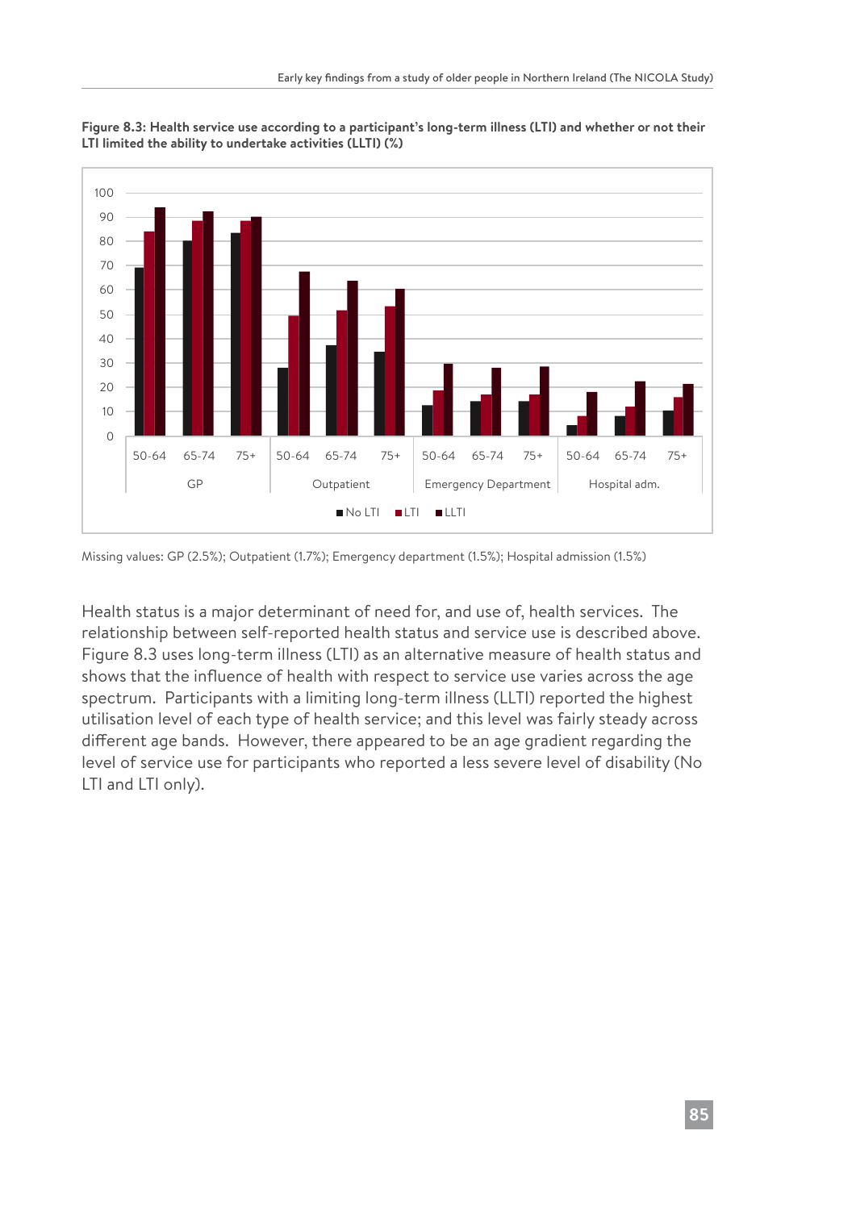**Figure 8.3: Health service use according to a participant's long-term illness (LTI) and whether or not their LTI limited the ability to undertake activities (LLTI) (%)**

Missing values: GP (2.5%); Outpatient (1.7%); Emergency department (1.5%); Hospital admission (1.5%)

Health status is a major determinant of need for, and use of, health services. The relationship between self-reported health status and service use is described above. Figure 8.3 uses long-term illness (LTI) as an alternative measure of health status and shows that the influence of health with respect to service use varies across the age spectrum. Participants with a limiting long-term illness (LLTI) reported the highest utilisation level of each type of health service; and this level was fairly steady across different age bands. However, there appeared to be an age gradient regarding the level of service use for participants who reported a less severe level of disability (No LTI and LTI only).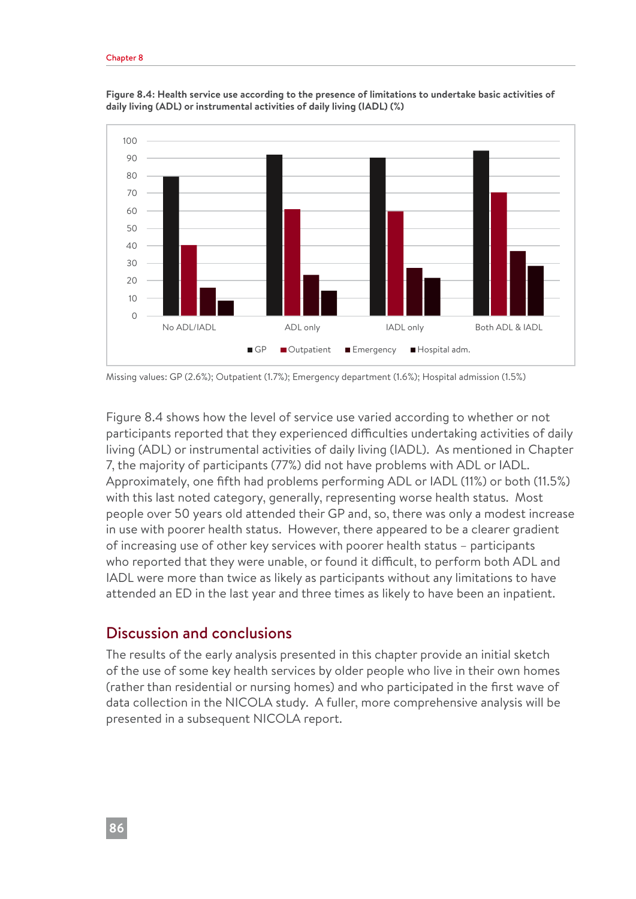**Figure 8.4: Health service use according to the presence of limitations to undertake basic activities of daily living (ADL) or instrumental activities of daily living (IADL) (%)**

Missing values: GP (2.6%); Outpatient (1.7%); Emergency department (1.6%); Hospital admission (1.5%)

Figure 8.4 shows how the level of service use varied according to whether or not participants reported that they experienced difficulties undertaking activities of daily living (ADL) or instrumental activities of daily living (IADL). As mentioned in Chapter 7, the majority of participants (77%) did not have problems with ADL or IADL. Approximately, one fifth had problems performing ADL or IADL (11%) or both (11.5%) with this last noted category, generally, representing worse health status. Most people over 50 years old attended their GP and, so, there was only a modest increase in use with poorer health status. However, there appeared to be a clearer gradient of increasing use of other key services with poorer health status – participants who reported that they were unable, or found it difficult, to perform both ADL and IADL were more than twice as likely as participants without any limitations to have attended an ED in the last year and three times as likely to have been an inpatient.

## Discussion and conclusions

The results of the early analysis presented in this chapter provide an initial sketch of the use of some key health services by older people who live in their own homes (rather than residential or nursing homes) and who participated in the first wave of data collection in the NICOLA study. A fuller, more comprehensive analysis will be presented in a subsequent NICOLA report.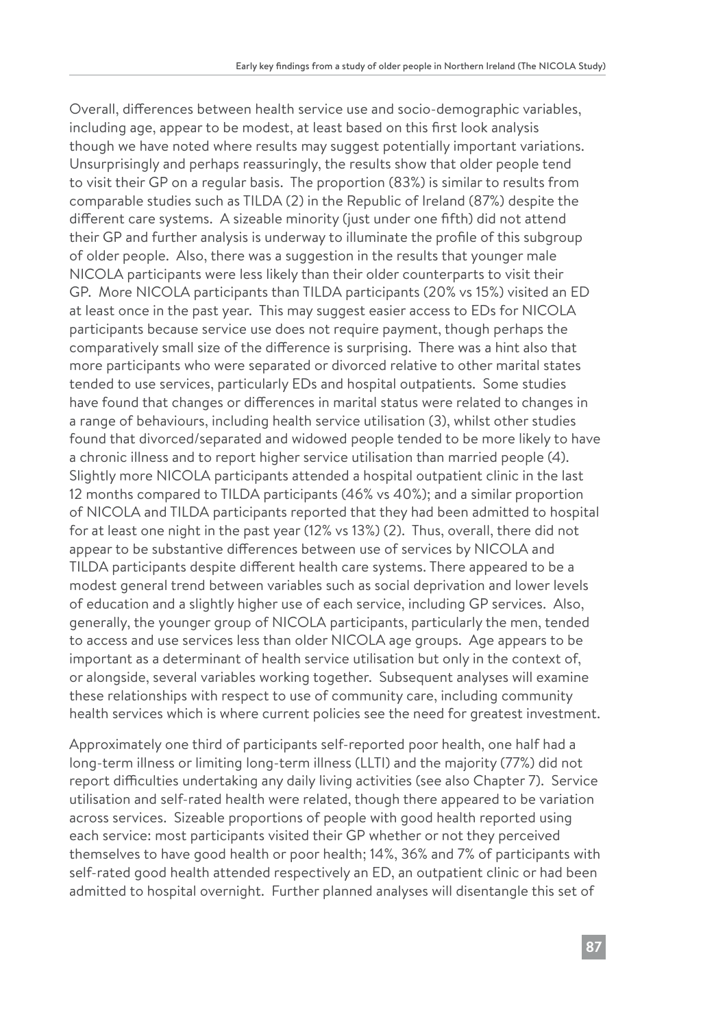Overall, differences between health service use and socio-demographic variables, including age, appear to be modest, at least based on this first look analysis though we have noted where results may suggest potentially important variations. Unsurprisingly and perhaps reassuringly, the results show that older people tend to visit their GP on a regular basis. The proportion (83%) is similar to results from comparable studies such as TILDA (2) in the Republic of Ireland (87%) despite the different care systems. A sizeable minority (just under one fifth) did not attend their GP and further analysis is underway to illuminate the profile of this subgroup of older people. Also, there was a suggestion in the results that younger male NICOLA participants were less likely than their older counterparts to visit their GP. More NICOLA participants than TILDA participants (20% vs 15%) visited an ED at least once in the past year. This may suggest easier access to EDs for NICOLA participants because service use does not require payment, though perhaps the comparatively small size of the difference is surprising. There was a hint also that more participants who were separated or divorced relative to other marital states tended to use services, particularly EDs and hospital outpatients. Some studies have found that changes or differences in marital status were related to changes in a range of behaviours, including health service utilisation (3), whilst other studies found that divorced/separated and widowed people tended to be more likely to have a chronic illness and to report higher service utilisation than married people (4). Slightly more NICOLA participants attended a hospital outpatient clinic in the last 12 months compared to TILDA participants (46% vs 40%); and a similar proportion of NICOLA and TILDA participants reported that they had been admitted to hospital for at least one night in the past year (12% vs 13%) (2). Thus, overall, there did not appear to be substantive differences between use of services by NICOLA and TILDA participants despite different health care systems. There appeared to be a modest general trend between variables such as social deprivation and lower levels of education and a slightly higher use of each service, including GP services. Also, generally, the younger group of NICOLA participants, particularly the men, tended to access and use services less than older NICOLA age groups. Age appears to be important as a determinant of health service utilisation but only in the context of, or alongside, several variables working together. Subsequent analyses will examine these relationships with respect to use of community care, including community health services which is where current policies see the need for greatest investment.

Approximately one third of participants self-reported poor health, one half had a long-term illness or limiting long-term illness (LLTI) and the majority (77%) did not report difficulties undertaking any daily living activities (see also Chapter 7). Service utilisation and self-rated health were related, though there appeared to be variation across services. Sizeable proportions of people with good health reported using each service: most participants visited their GP whether or not they perceived themselves to have good health or poor health; 14%, 36% and 7% of participants with self-rated good health attended respectively an ED, an outpatient clinic or had been admitted to hospital overnight. Further planned analyses will disentangle this set of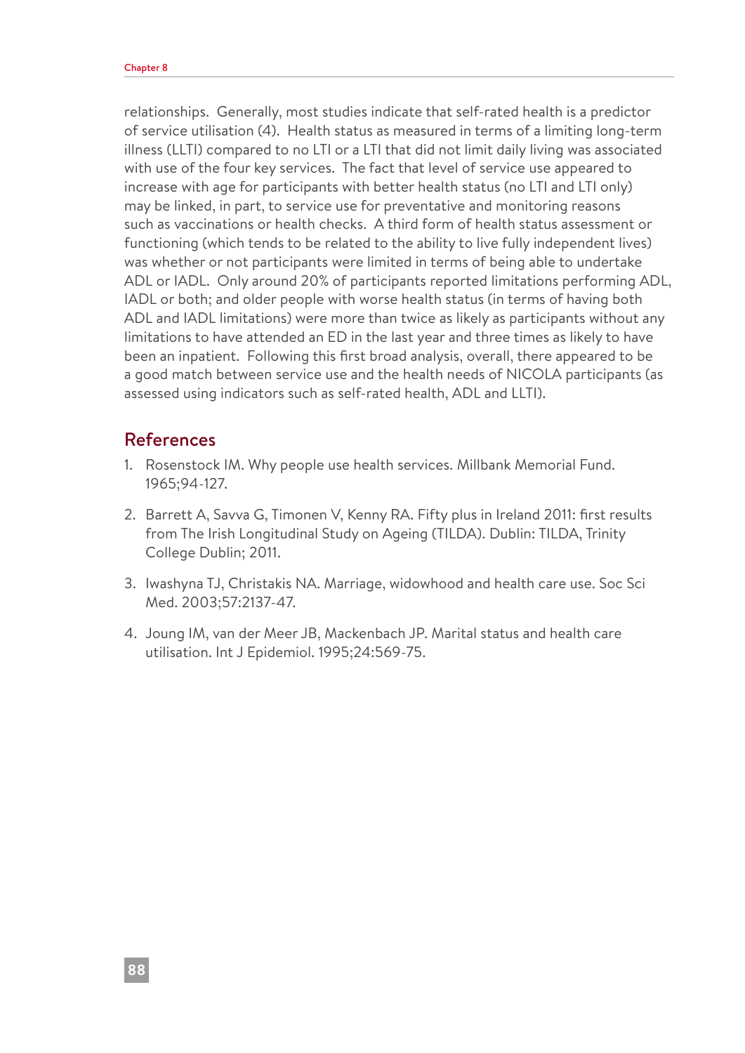relationships. Generally, most studies indicate that self-rated health is a predictor of service utilisation (4). Health status as measured in terms of a limiting long-term illness (LLTI) compared to no LTI or a LTI that did not limit daily living was associated with use of the four key services. The fact that level of service use appeared to increase with age for participants with better health status (no LTI and LTI only) may be linked, in part, to service use for preventative and monitoring reasons such as vaccinations or health checks. A third form of health status assessment or functioning (which tends to be related to the ability to live fully independent lives) was whether or not participants were limited in terms of being able to undertake ADL or IADL. Only around 20% of participants reported limitations performing ADL, IADL or both; and older people with worse health status (in terms of having both ADL and IADL limitations) were more than twice as likely as participants without any limitations to have attended an ED in the last year and three times as likely to have been an inpatient. Following this first broad analysis, overall, there appeared to be a good match between service use and the health needs of NICOLA participants (as assessed using indicators such as self-rated health, ADL and LLTI).

## References

1. Rosenstock IM. Why people use health services. Millbank Memorial Fund. 1965;94-127.

2. Barrett A, Savva G, Timonen V, Kenny RA. Fifty plus in Ireland 2011: first results from The Irish Longitudinal Study on Ageing (TILDA). Dublin: TILDA, Trinity College Dublin; 2011.

3. Iwashyna TJ, Christakis NA. Marriage, widowhood and health care use. Soc Sci Med. 2003;57:2137-47.

4. Joung IM, van der Meer JB, Mackenbach JP. Marital status and health care utilisation. Int J Epidemiol. 1995;24:569-75.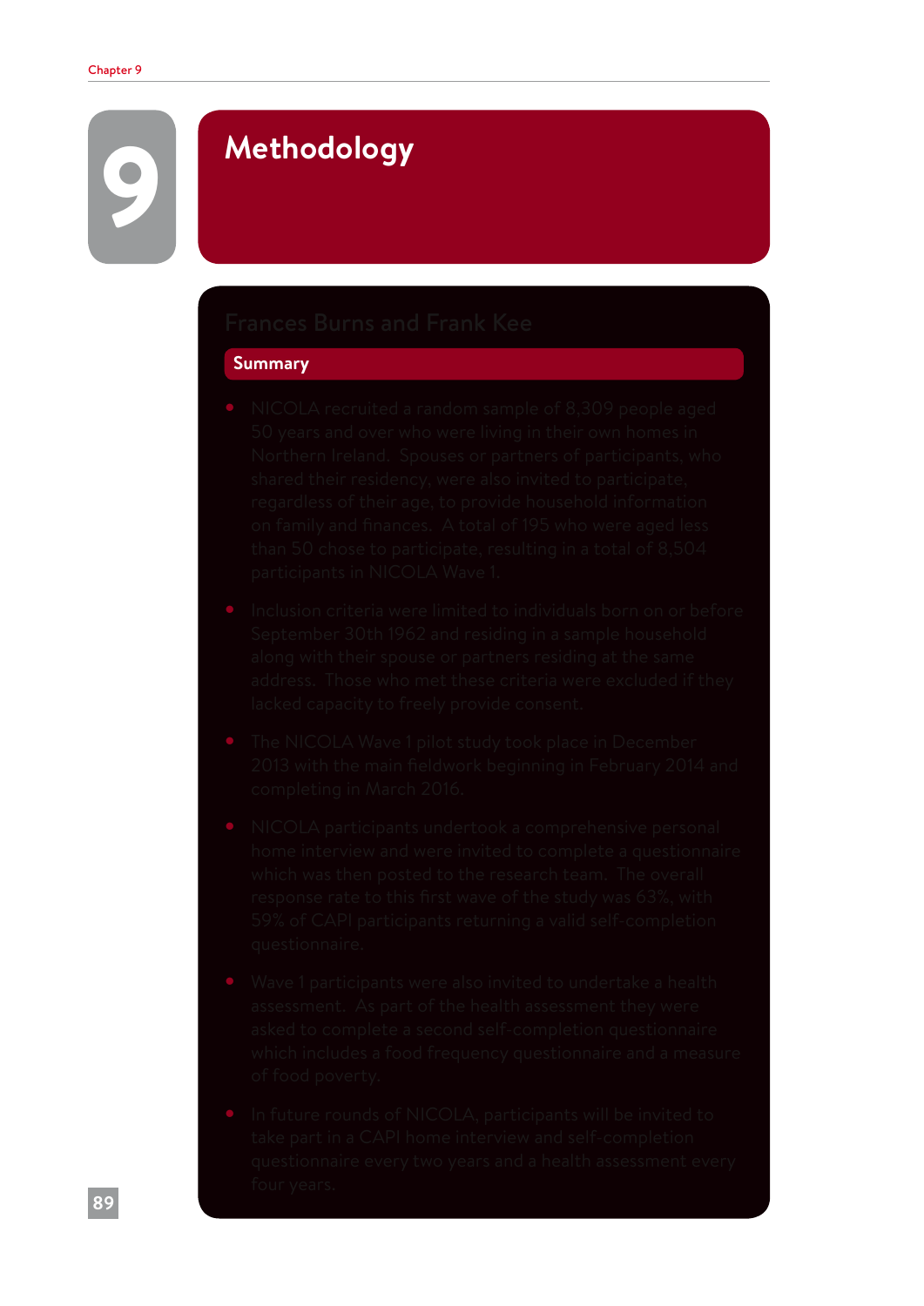# 9 Methodology

Frances Burns and Frank Kee

## Summary

- NICOLA recruited a random sample of 8,309 people aged 50 years and over who were living in their own homes in Northern Ireland. Spouses or partners of participants, who shared their residency, were also invited to participate, regardless of their age, to provide household information on family and finances. A total of 195 who were aged less than 50 chose to participate, resulting in a total of 8,504 participants in NICOLA Wave 1.
- Inclusion criteria were limited to individuals born on or before September 30th 1962 and residing in a sample household along with their spouse or partners residing at the same address. Those who met these criteria were excluded if they lacked capacity to freely provide consent.
- The NICOLA Wave 1 pilot study took place in December 2013 with the main fieldwork beginning in February 2014 and completing in March 2016.
- NICOLA participants undertook a comprehensive personal home interview and were invited to complete a questionnaire which was then posted to the research team. The overall response rate to this first wave of the study was 63%, with 59% of CAPI participants returning a valid self-completion questionnaire.
- Wave 1 participants were also invited to undertake a health assessment. As part of the health assessment they were asked to complete a second self-completion questionnaire which includes a food frequency questionnaire and a measure of food poverty.
- In future rounds of NICOLA, participants will be invited to take part in a CAPI home interview and self-completion questionnaire every two years and a health assessment every four years.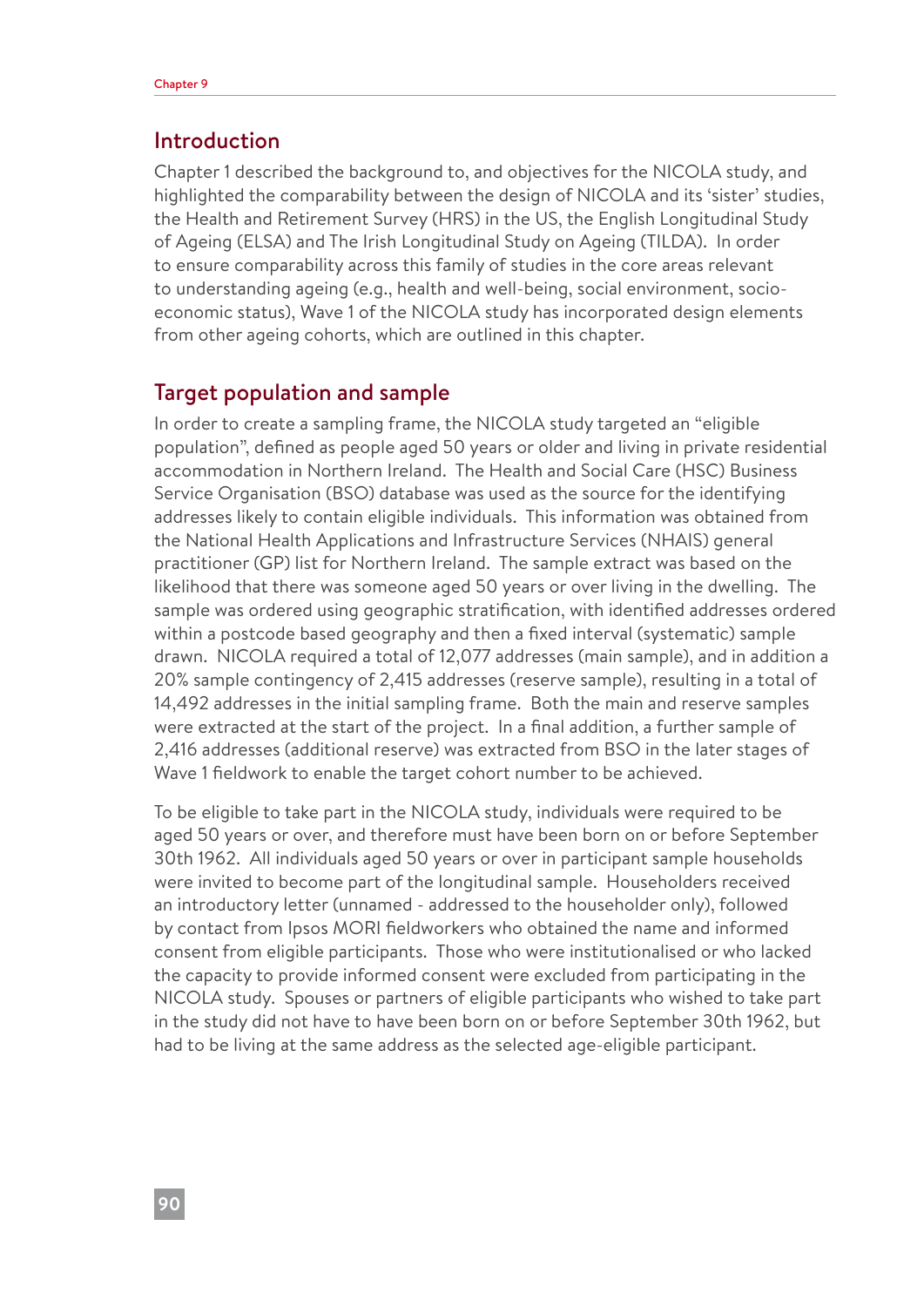## Introduction

Chapter 1 described the background to, and objectives for the NICOLA study, and highlighted the comparability between the design of NICOLA and its 'sister' studies, the Health and Retirement Survey (HRS) in the US, the English Longitudinal Study of Ageing (ELSA) and The Irish Longitudinal Study on Ageing (TILDA). In order to ensure comparability across this family of studies in the core areas relevant to understanding ageing (e.g., health and well-being, social environment, socio-economic status), Wave 1 of the NICOLA study has incorporated design elements from other ageing cohorts, which are outlined in this chapter.

## Target population and sample

In order to create a sampling frame, the NICOLA study targeted an "eligible population", defined as people aged 50 years or older and living in private residential accommodation in Northern Ireland. The Health and Social Care (HSC) Business Service Organisation (BSO) database was used as the source for the identifying addresses likely to contain eligible individuals. This information was obtained from the National Health Applications and Infrastructure Services (NHAIS) general practitioner (GP) list for Northern Ireland. The sample extract was based on the likelihood that there was someone aged 50 years or over living in the dwelling. The sample was ordered using geographic stratification, with identified addresses ordered within a postcode based geography and then a fixed interval (systematic) sample drawn. NICOLA required a total of 12,077 addresses (main sample), and in addition a 20% sample contingency of 2,415 addresses (reserve sample), resulting in a total of 14,492 addresses in the initial sampling frame. Both the main and reserve samples were extracted at the start of the project. In a final addition, a further sample of 2,416 addresses (additional reserve) was extracted from BSO in the later stages of Wave 1 fieldwork to enable the target cohort number to be achieved.

To be eligible to take part in the NICOLA study, individuals were required to be aged 50 years or over, and therefore must have been born on or before September 30th 1962. All individuals aged 50 years or over in participant sample households were invited to become part of the longitudinal sample. Householders received an introductory letter (unnamed - addressed to the householder only), followed by contact from Ipsos MORI fieldworkers who obtained the name and informed consent from eligible participants. Those who were institutionalised or who lacked the capacity to provide informed consent were excluded from participating in the NICOLA study. Spouses or partners of eligible participants who wished to take part in the study did not have to have been born on or before September 30th 1962, but had to be living at the same address as the selected age-eligible participant.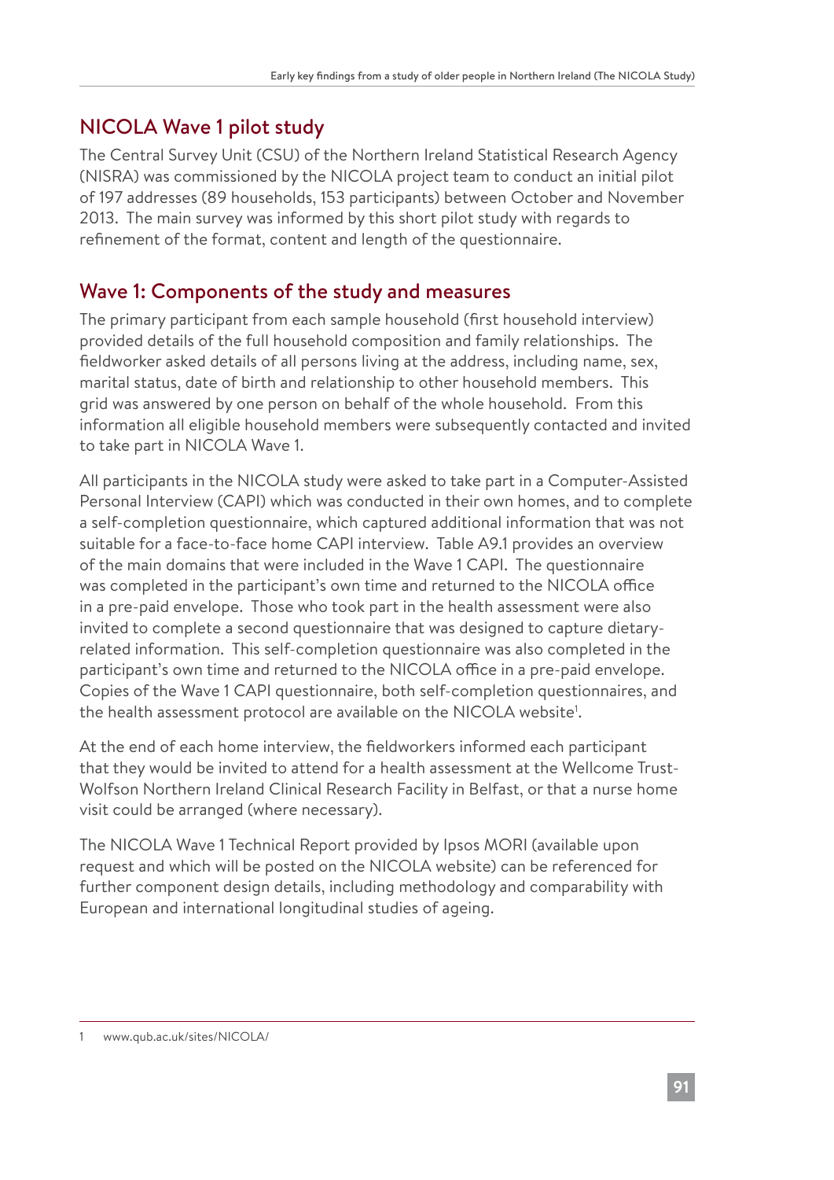## NICOLA Wave 1 pilot study

The Central Survey Unit (CSU) of the Northern Ireland Statistical Research Agency (NISRA) was commissioned by the NICOLA project team to conduct an initial pilot of 197 addresses (89 households, 153 participants) between October and November 2013. The main survey was informed by this short pilot study with regards to refinement of the format, content and length of the questionnaire.

## Wave 1: Components of the study and measures

The primary participant from each sample household (first household interview) provided details of the full household composition and family relationships. The fieldworker asked details of all persons living at the address, including name, sex, marital status, date of birth and relationship to other household members. This grid was answered by one person on behalf of the whole household. From this information all eligible household members were subsequently contacted and invited to take part in NICOLA Wave 1.

All participants in the NICOLA study were asked to take part in a Computer-Assisted Personal Interview (CAPI) which was conducted in their own homes, and to complete a self-completion questionnaire, which captured additional information that was not suitable for a face-to-face home CAPI interview. Table A9.1 provides an overview of the main domains that were included in the Wave 1 CAPI. The questionnaire was completed in the participant's own time and returned to the NICOLA office in a pre-paid envelope. Those who took part in the health assessment were also invited to complete a second questionnaire that was designed to capture dietary-related information. This self-completion questionnaire was also completed in the participant's own time and returned to the NICOLA office in a pre-paid envelope. Copies of the Wave 1 CAPI questionnaire, both self-completion questionnaires, and the health assessment protocol are available on the NICOLA website[1].

At the end of each home interview, the fieldworkers informed each participant that they would be invited to attend for a health assessment at the Wellcome Trust-Wolfson Northern Ireland Clinical Research Facility in Belfast, or that a nurse home visit could be arranged (where necessary).

The NICOLA Wave 1 Technical Report provided by Ipsos MORI (available upon request and which will be posted on the NICOLA website) can be referenced for further component design details, including methodology and comparability with European and international longitudinal studies of ageing.

---

1 www.qub.ac.uk/sites/NICOLA/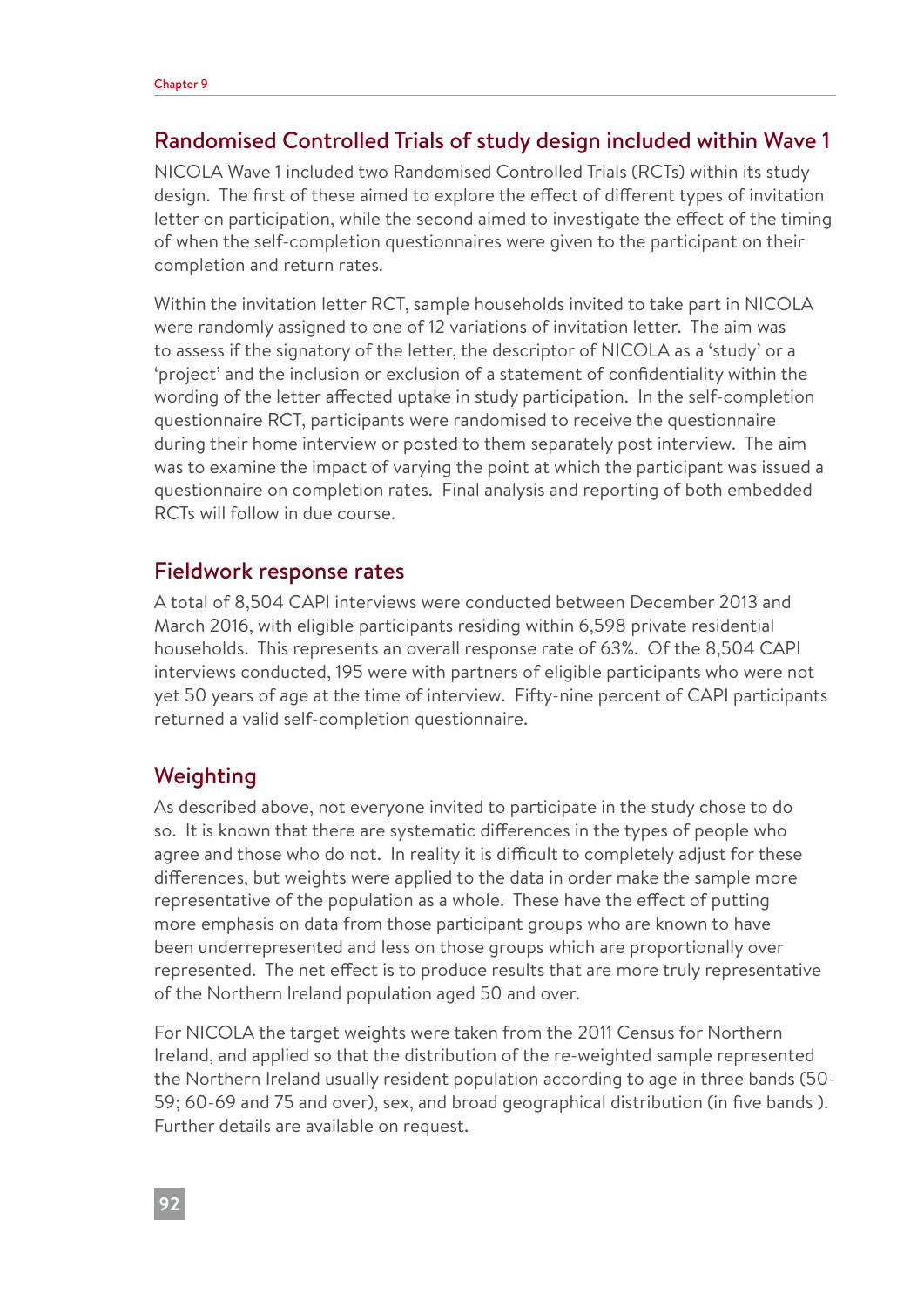## Randomised Controlled Trials of study design included within Wave 1

NICOLA Wave 1 included two Randomised Controlled Trials (RCTs) within its study design. The first of these aimed to explore the effect of different types of invitation letter on participation, while the second aimed to investigate the effect of the timing of when the self-completion questionnaires were given to the participant on their completion and return rates.

Within the invitation letter RCT, sample households invited to take part in NICOLA were randomly assigned to one of 12 variations of invitation letter. The aim was to assess if the signatory of the letter, the descriptor of NICOLA as a 'study' or a 'project' and the inclusion or exclusion of a statement of confidentiality within the wording of the letter affected uptake in study participation. In the self-completion questionnaire RCT, participants were randomised to receive the questionnaire during their home interview or posted to them separately post interview. The aim was to examine the impact of varying the point at which the participant was issued a questionnaire on completion rates. Final analysis and reporting of both embedded RCTs will follow in due course.

## Fieldwork response rates

A total of 8,504 CAPI interviews were conducted between December 2013 and March 2016, with eligible participants residing within 6,598 private residential households. This represents an overall response rate of 63%. Of the 8,504 CAPI interviews conducted, 195 were with partners of eligible participants who were not yet 50 years of age at the time of interview. Fifty-nine percent of CAPI participants returned a valid self-completion questionnaire.

## Weighting

As described above, not everyone invited to participate in the study chose to do so. It is known that there are systematic differences in the types of people who agree and those who do not. In reality it is difficult to completely adjust for these differences, but weights were applied to the data in order make the sample more representative of the population as a whole. These have the effect of putting more emphasis on data from those participant groups who are known to have been underrepresented and less on those groups which are proportionally over represented. The net effect is to produce results that are more truly representative of the Northern Ireland population aged 50 and over.

For NICOLA the target weights were taken from the 2011 Census for Northern Ireland, and applied so that the distribution of the re-weighted sample represented the Northern Ireland usually resident population according to age in three bands (50-59; 60-69 and 75 and over), sex, and broad geographical distribution (in five bands ). Further details are available on request.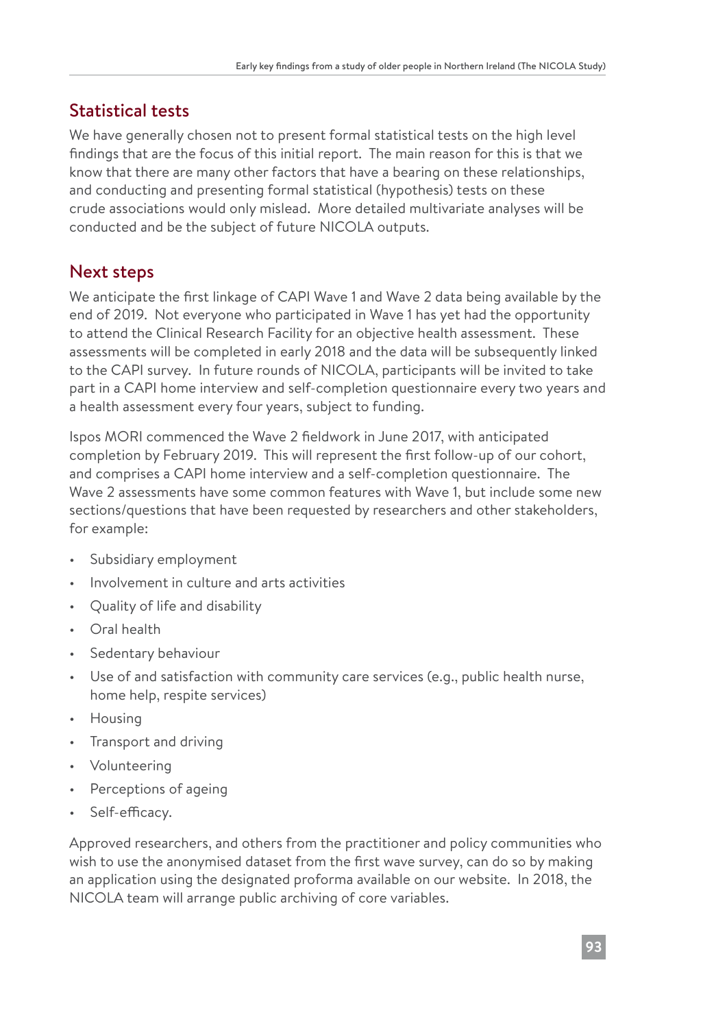## Statistical tests

We have generally chosen not to present formal statistical tests on the high level findings that are the focus of this initial report. The main reason for this is that we know that there are many other factors that have a bearing on these relationships, and conducting and presenting formal statistical (hypothesis) tests on these crude associations would only mislead. More detailed multivariate analyses will be conducted and be the subject of future NICOLA outputs.

## Next steps

We anticipate the first linkage of CAPI Wave 1 and Wave 2 data being available by the end of 2019. Not everyone who participated in Wave 1 has yet had the opportunity to attend the Clinical Research Facility for an objective health assessment. These assessments will be completed in early 2018 and the data will be subsequently linked to the CAPI survey. In future rounds of NICOLA, participants will be invited to take part in a CAPI home interview and self-completion questionnaire every two years and a health assessment every four years, subject to funding.

Ispos MORI commenced the Wave 2 fieldwork in June 2017, with anticipated completion by February 2019. This will represent the first follow-up of our cohort, and comprises a CAPI home interview and a self-completion questionnaire. The Wave 2 assessments have some common features with Wave 1, but include some new sections/questions that have been requested by researchers and other stakeholders, for example:

- Subsidiary employment
- Involvement in culture and arts activities
- Quality of life and disability
- Oral health
- Sedentary behaviour
- Use of and satisfaction with community care services (e.g., public health nurse, home help, respite services)
- Housing
- Transport and driving
- Volunteering
- Perceptions of ageing
- Self-efficacy.

Approved researchers, and others from the practitioner and policy communities who wish to use the anonymised dataset from the first wave survey, can do so by making an application using the designated proforma available on our website. In 2018, the NICOLA team will arrange public archiving of core variables.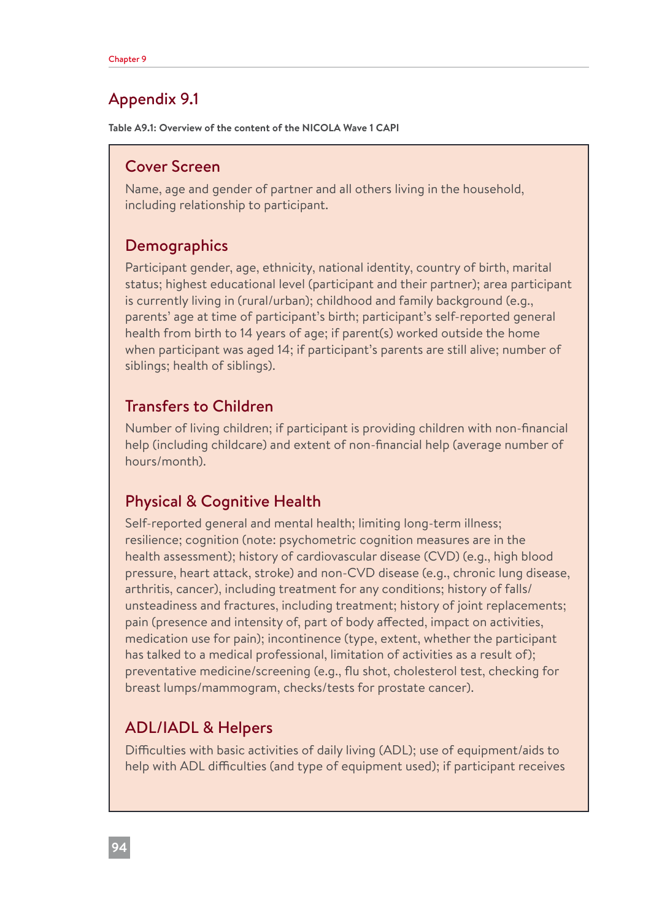## Appendix 9.1

**Table A9.1: Overview of the content of the NICOLA Wave 1 CAPI**

### Cover Screen

Name, age and gender of partner and all others living in the household, including relationship to participant.

### Demographics

Participant gender, age, ethnicity, national identity, country of birth, marital status; highest educational level (participant and their partner); area participant is currently living in (rural/urban); childhood and family background (e.g., parents' age at time of participant's birth; participant's self-reported general health from birth to 14 years of age; if parent(s) worked outside the home when participant was aged 14; if participant's parents are still alive; number of siblings; health of siblings).

### Transfers to Children

Number of living children; if participant is providing children with non-financial help (including childcare) and extent of non-financial help (average number of hours/month).

### Physical & Cognitive Health

Self-reported general and mental health; limiting long-term illness; resilience; cognition (note: psychometric cognition measures are in the health assessment); history of cardiovascular disease (CVD) (e.g., high blood pressure, heart attack, stroke) and non-CVD disease (e.g., chronic lung disease, arthritis, cancer), including treatment for any conditions; history of falls/unsteadiness and fractures, including treatment; history of joint replacements; pain (presence and intensity of, part of body affected, impact on activities, medication use for pain); incontinence (type, extent, whether the participant has talked to a medical professional, limitation of activities as a result of); preventative medicine/screening (e.g., flu shot, cholesterol test, checking for breast lumps/mammogram, checks/tests for prostate cancer).

### ADL/IADL & Helpers

Difficulties with basic activities of daily living (ADL); use of equipment/aids to help with ADL difficulties (and type of equipment used); if participant receives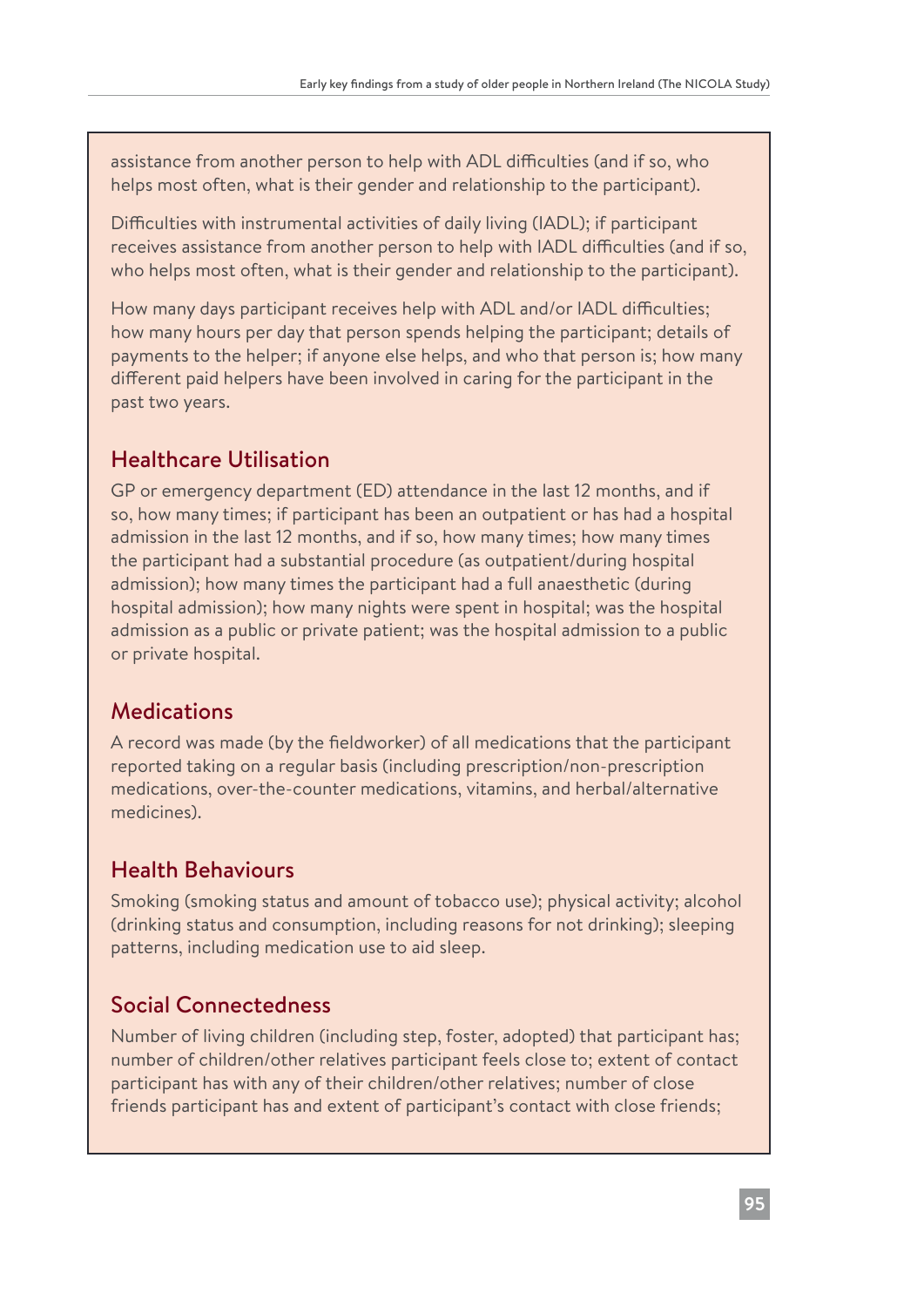assistance from another person to help with ADL difficulties (and if so, who helps most often, what is their gender and relationship to the participant).

Difficulties with instrumental activities of daily living (IADL); if participant receives assistance from another person to help with IADL difficulties (and if so, who helps most often, what is their gender and relationship to the participant).

How many days participant receives help with ADL and/or IADL difficulties; how many hours per day that person spends helping the participant; details of payments to the helper; if anyone else helps, and who that person is; how many different paid helpers have been involved in caring for the participant in the past two years.

## Healthcare Utilisation

GP or emergency department (ED) attendance in the last 12 months, and if so, how many times; if participant has been an outpatient or has had a hospital admission in the last 12 months, and if so, how many times; how many times the participant had a substantial procedure (as outpatient/during hospital admission); how many times the participant had a full anaesthetic (during hospital admission); how many nights were spent in hospital; was the hospital admission as a public or private patient; was the hospital admission to a public or private hospital.

## Medications

A record was made (by the fieldworker) of all medications that the participant reported taking on a regular basis (including prescription/non-prescription medications, over-the-counter medications, vitamins, and herbal/alternative medicines).

## Health Behaviours

Smoking (smoking status and amount of tobacco use); physical activity; alcohol (drinking status and consumption, including reasons for not drinking); sleeping patterns, including medication use to aid sleep.

## Social Connectedness

Number of living children (including step, foster, adopted) that participant has; number of children/other relatives participant feels close to; extent of contact participant has with any of their children/other relatives; number of close friends participant has and extent of participant's contact with close friends;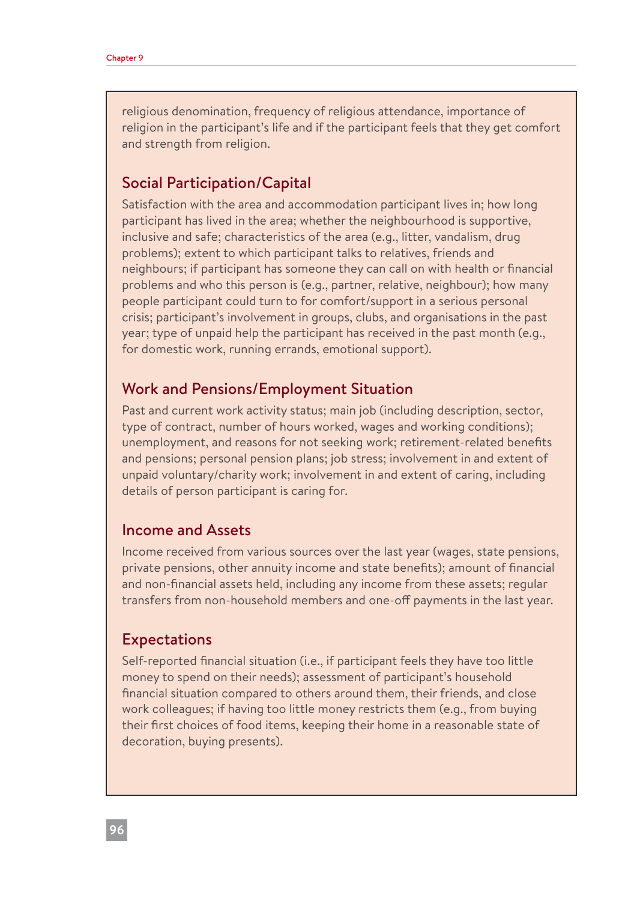religious denomination, frequency of religious attendance, importance of religion in the participant's life and if the participant feels that they get comfort and strength from religion.

## Social Participation/Capital

Satisfaction with the area and accommodation participant lives in; how long participant has lived in the area; whether the neighbourhood is supportive, inclusive and safe; characteristics of the area (e.g., litter, vandalism, drug problems); extent to which participant talks to relatives, friends and neighbours; if participant has someone they can call on with health or financial problems and who this person is (e.g., partner, relative, neighbour); how many people participant could turn to for comfort/support in a serious personal crisis; participant's involvement in groups, clubs, and organisations in the past year; type of unpaid help the participant has received in the past month (e.g., for domestic work, running errands, emotional support).

## Work and Pensions/Employment Situation

Past and current work activity status; main job (including description, sector, type of contract, number of hours worked, wages and working conditions); unemployment, and reasons for not seeking work; retirement-related benefits and pensions; personal pension plans; job stress; involvement in and extent of unpaid voluntary/charity work; involvement in and extent of caring, including details of person participant is caring for.

## Income and Assets

Income received from various sources over the last year (wages, state pensions, private pensions, other annuity income and state benefits); amount of financial and non-financial assets held, including any income from these assets; regular transfers from non-household members and one-off payments in the last year.

## Expectations

Self-reported financial situation (i.e., if participant feels they have too little money to spend on their needs); assessment of participant's household financial situation compared to others around them, their friends, and close work colleagues; if having too little money restricts them (e.g., from buying their first choices of food items, keeping their home in a reasonable state of decoration, buying presents).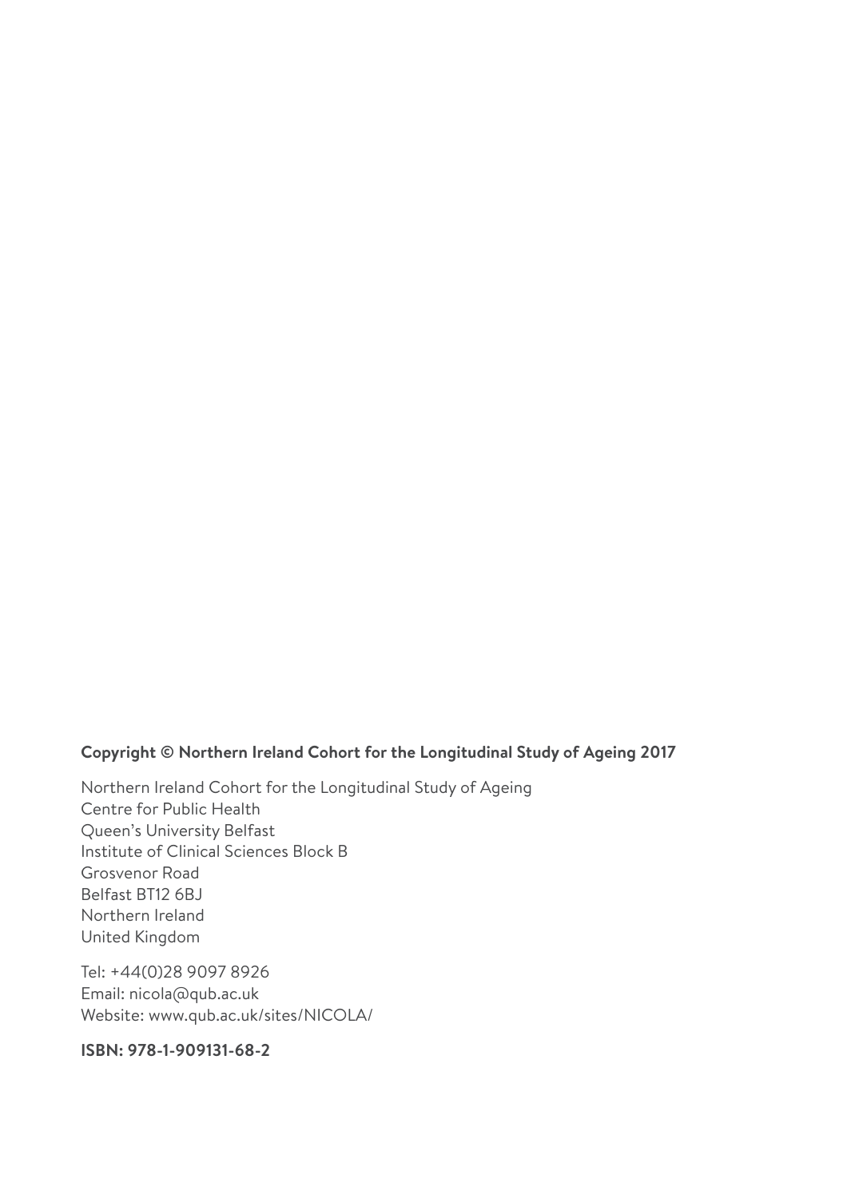**Copyright © Northern Ireland Cohort for the Longitudinal Study of Ageing 2017**

Northern Ireland Cohort for the Longitudinal Study of Ageing
Centre for Public Health
Queen's University Belfast
Institute of Clinical Sciences Block B
Grosvenor Road
Belfast BT12 6BJ
Northern Ireland
United Kingdom

Tel: +44(0)28 9097 8926
Email: nicola@qub.ac.uk
Website: www.qub.ac.uk/sites/NICOLA/

**ISBN: 978-1-909131-68-2**